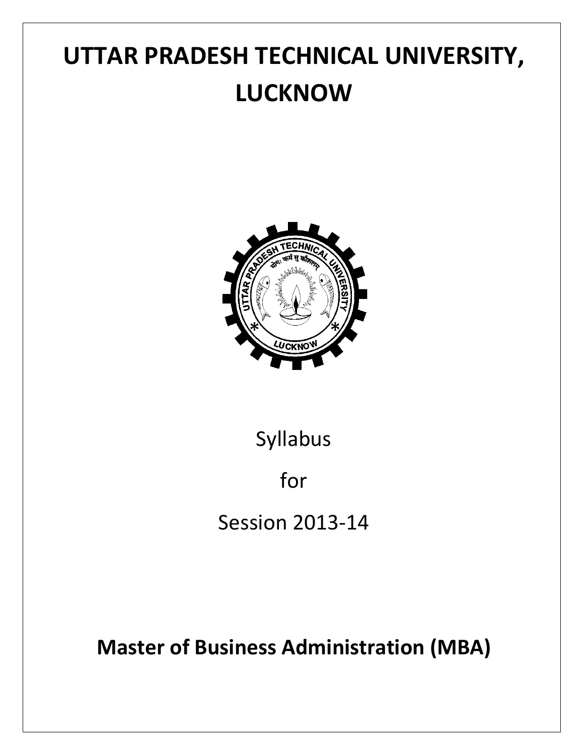# UTTAR PRADESH TECHNICAL UNIVERSITY, LUCKNOW

Syllabus

for

Session 2013-14

## Master of Business Administration (MBA)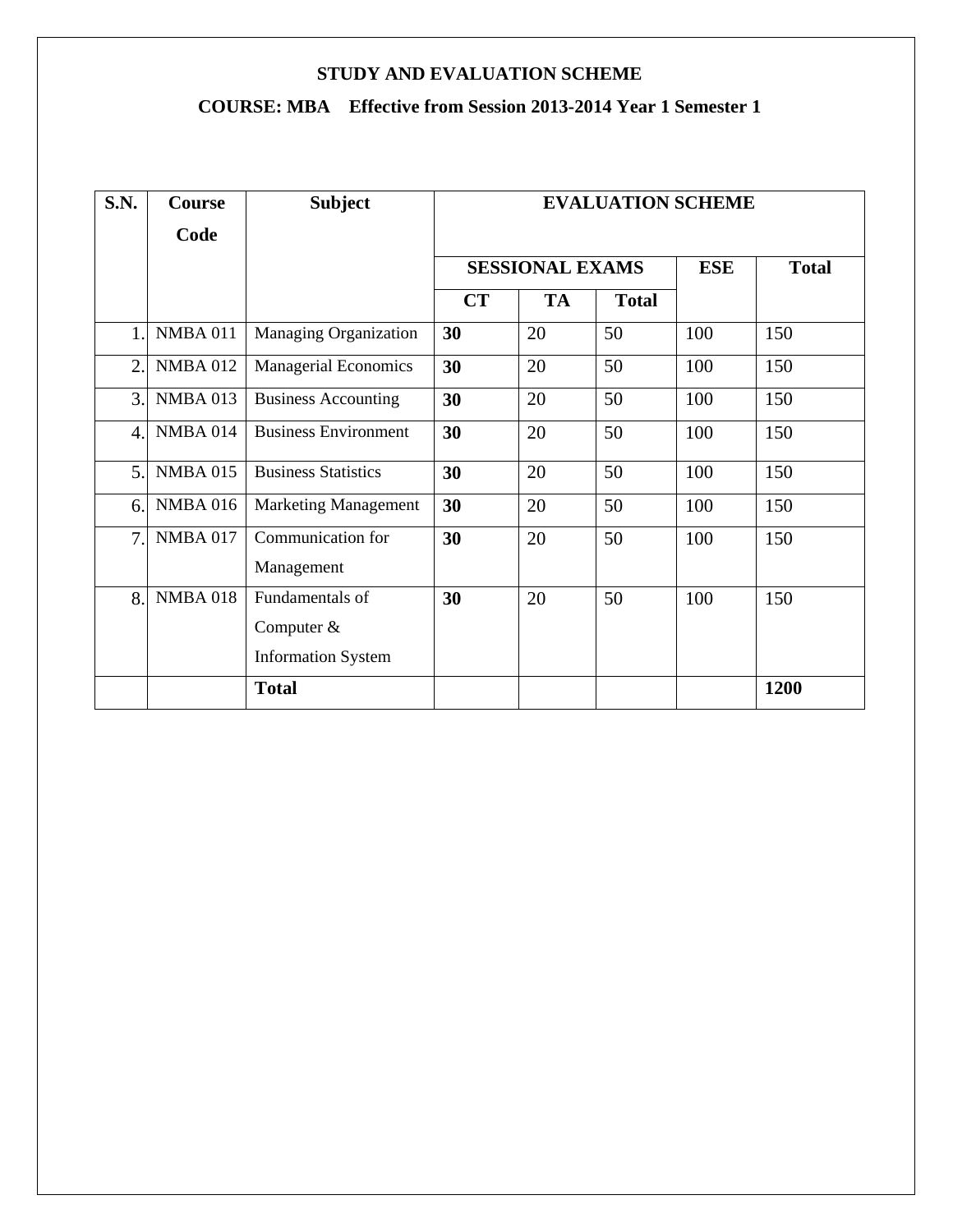**STUDY AND EVALUATION SCHEME**

**COURSE: MBA Effective from Session 2013-2014 Year 1 Semester 1**

| S.N. | Course Code | Subject | EVALUATION SCHEME | | | | |
|---|---|---|---|---|---|---|---|
| | | | SESSIONAL EXAMS | | | ESE | Total |
| | | | CT | TA | Total | | |
| 1. | NMBA 011 | Managing Organization | **30** | 20 | 50 | 100 | 150 |
| 2. | NMBA 012 | Managerial Economics | **30** | 20 | 50 | 100 | 150 |
| 3. | NMBA 013 | Business Accounting | **30** | 20 | 50 | 100 | 150 |
| 4. | NMBA 014 | Business Environment | **30** | 20 | 50 | 100 | 150 |
| 5. | NMBA 015 | Business Statistics | **30** | 20 | 50 | 100 | 150 |
| 6. | NMBA 016 | Marketing Management | **30** | 20 | 50 | 100 | 150 |
| 7. | NMBA 017 | Communication for Management | **30** | 20 | 50 | 100 | 150 |
| 8. | NMBA 018 | Fundamentals of Computer & Information System | **30** | 20 | 50 | 100 | 150 |
| | | **Total** | | | | | **1200** |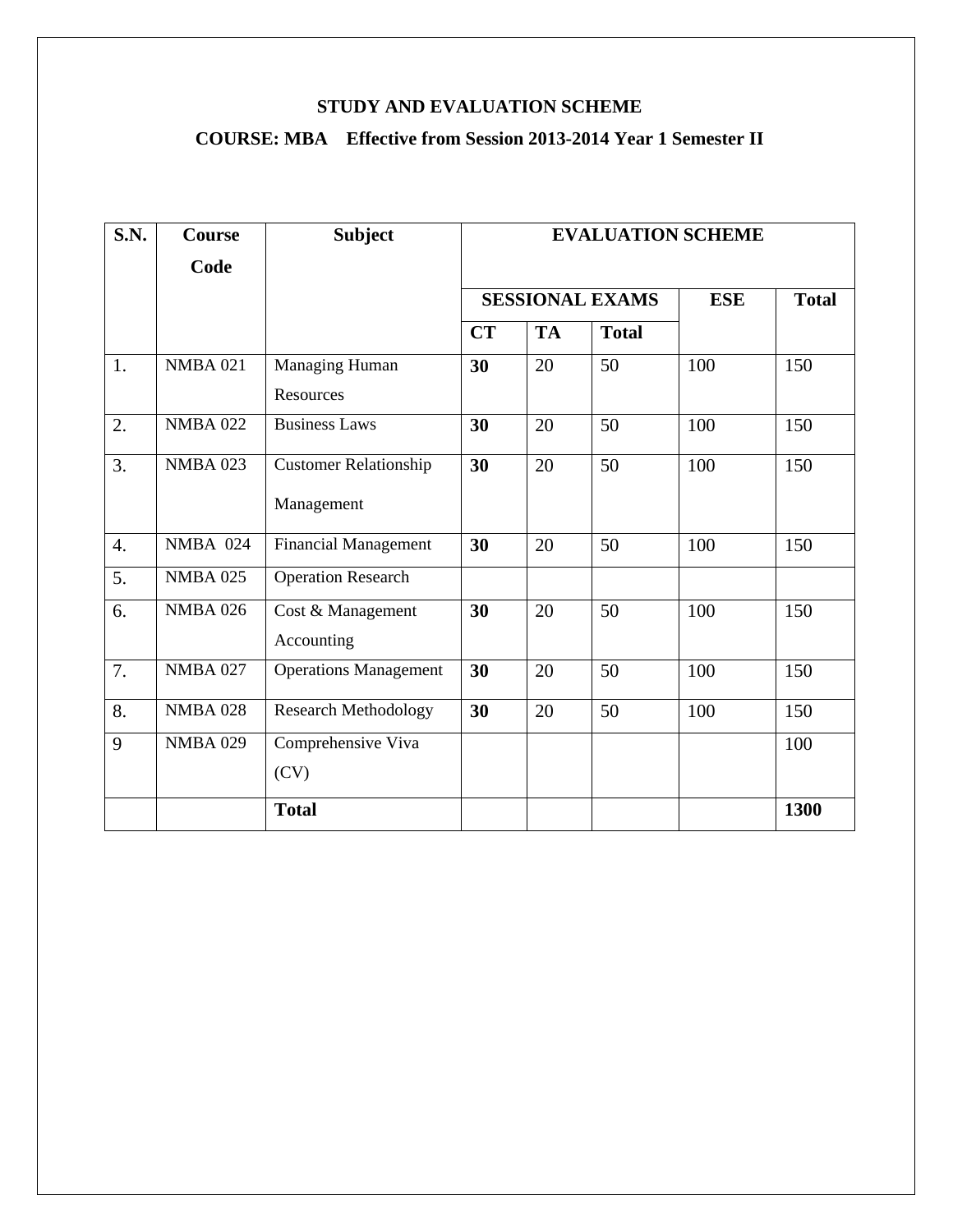**STUDY AND EVALUATION SCHEME**

**COURSE: MBA Effective from Session 2013-2014 Year 1 Semester II**

| S.N. | Course Code | Subject | EVALUATION SCHEME | | | | |
|---|---|---|---|---|---|---|---|
| | | | SESSIONAL EXAMS | | | ESE | Total |
| | | | CT | TA | Total | | |
| 1. | NMBA 021 | Managing Human Resources | **30** | 20 | 50 | 100 | 150 |
| 2. | NMBA 022 | Business Laws | **30** | 20 | 50 | 100 | 150 |
| 3. | NMBA 023 | Customer Relationship Management | **30** | 20 | 50 | 100 | 150 |
| 4. | NMBA 024 | Financial Management | **30** | 20 | 50 | 100 | 150 |
| 5. | NMBA 025 | Operation Research | | | | | |
| 6. | NMBA 026 | Cost & Management Accounting | **30** | 20 | 50 | 100 | 150 |
| 7. | NMBA 027 | Operations Management | **30** | 20 | 50 | 100 | 150 |
| 8. | NMBA 028 | Research Methodology | **30** | 20 | 50 | 100 | 150 |
| 9 | NMBA 029 | Comprehensive Viva (CV) | | | | | 100 |
| | | **Total** | | | | | **1300** |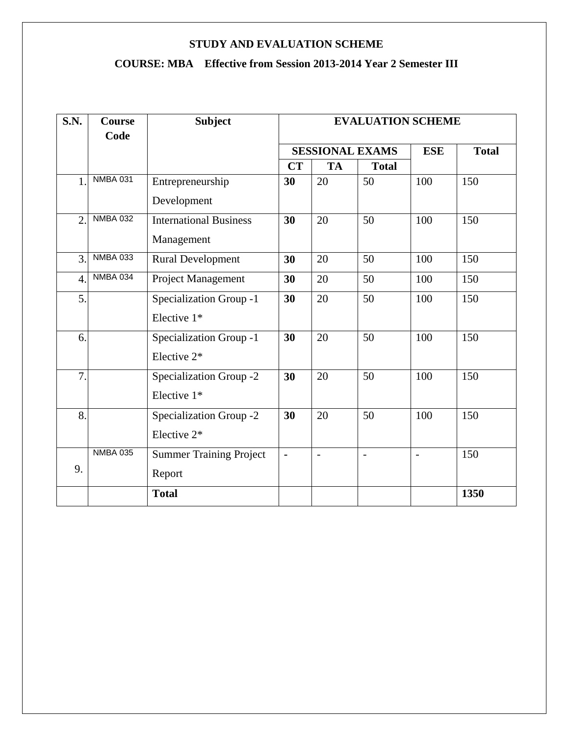**STUDY AND EVALUATION SCHEME**

**COURSE: MBA Effective from Session 2013-2014 Year 2 Semester III**

| S.N. | Course Code | Subject | EVALUATION SCHEME | | | | |
|---|---|---|---|---|---|---|---|
| | | | SESSIONAL EXAMS | | | ESE | Total |
| | | | CT | TA | Total | | |
| 1. | NMBA 031 | Entrepreneurship Development | **30** | 20 | 50 | 100 | 150 |
| 2. | NMBA 032 | International Business Management | **30** | 20 | 50 | 100 | 150 |
| 3. | NMBA 033 | Rural Development | **30** | 20 | 50 | 100 | 150 |
| 4. | NMBA 034 | Project Management | **30** | 20 | 50 | 100 | 150 |
| 5. | | Specialization Group -1 Elective 1* | **30** | 20 | 50 | 100 | 150 |
| 6. | | Specialization Group -1 Elective 2* | **30** | 20 | 50 | 100 | 150 |
| 7. | | Specialization Group -2 Elective 1* | **30** | 20 | 50 | 100 | 150 |
| 8. | | Specialization Group -2 Elective 2* | **30** | 20 | 50 | 100 | 150 |
| 9. | NMBA 035 | Summer Training Project Report | - | - | - | - | 150 |
| | | **Total** | | | | | **1350** |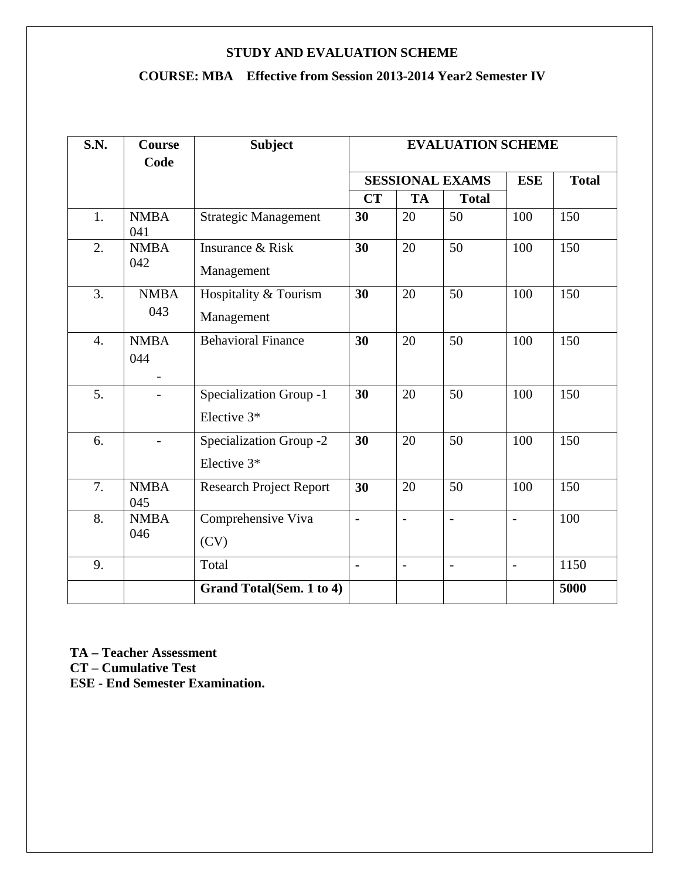**STUDY AND EVALUATION SCHEME**

**COURSE: MBA Effective from Session 2013-2014 Year2 Semester IV**

| S.N. | Course Code | Subject | EVALUATION SCHEME | | | | |
|---|---|---|---|---|---|---|---|
| | | | SESSIONAL EXAMS | | | ESE | Total |
| | | | CT | TA | Total | | |
| 1. | NMBA 041 | Strategic Management | **30** | 20 | 50 | 100 | 150 |
| 2. | NMBA 042 | Insurance & Risk Management | **30** | 20 | 50 | 100 | 150 |
| 3. | NMBA 043 | Hospitality & Tourism Management | **30** | 20 | 50 | 100 | 150 |
| 4. | NMBA 044 - | Behavioral Finance | **30** | 20 | 50 | 100 | 150 |
| 5. | - | Specialization Group -1 Elective 3* | **30** | 20 | 50 | 100 | 150 |
| 6. | - | Specialization Group -2 Elective 3* | **30** | 20 | 50 | 100 | 150 |
| 7. | NMBA 045 | Research Project Report | **30** | 20 | 50 | 100 | 150 |
| 8. | NMBA 046 | Comprehensive Viva (CV) | **-** | - | - | - | 100 |
| 9. | | Total | **-** | - | - | - | 1150 |
| | | **Grand Total(Sem. 1 to 4)** | | | | | **5000** |

**TA – Teacher Assessment**
**CT – Cumulative Test**
**ESE - End Semester Examination.**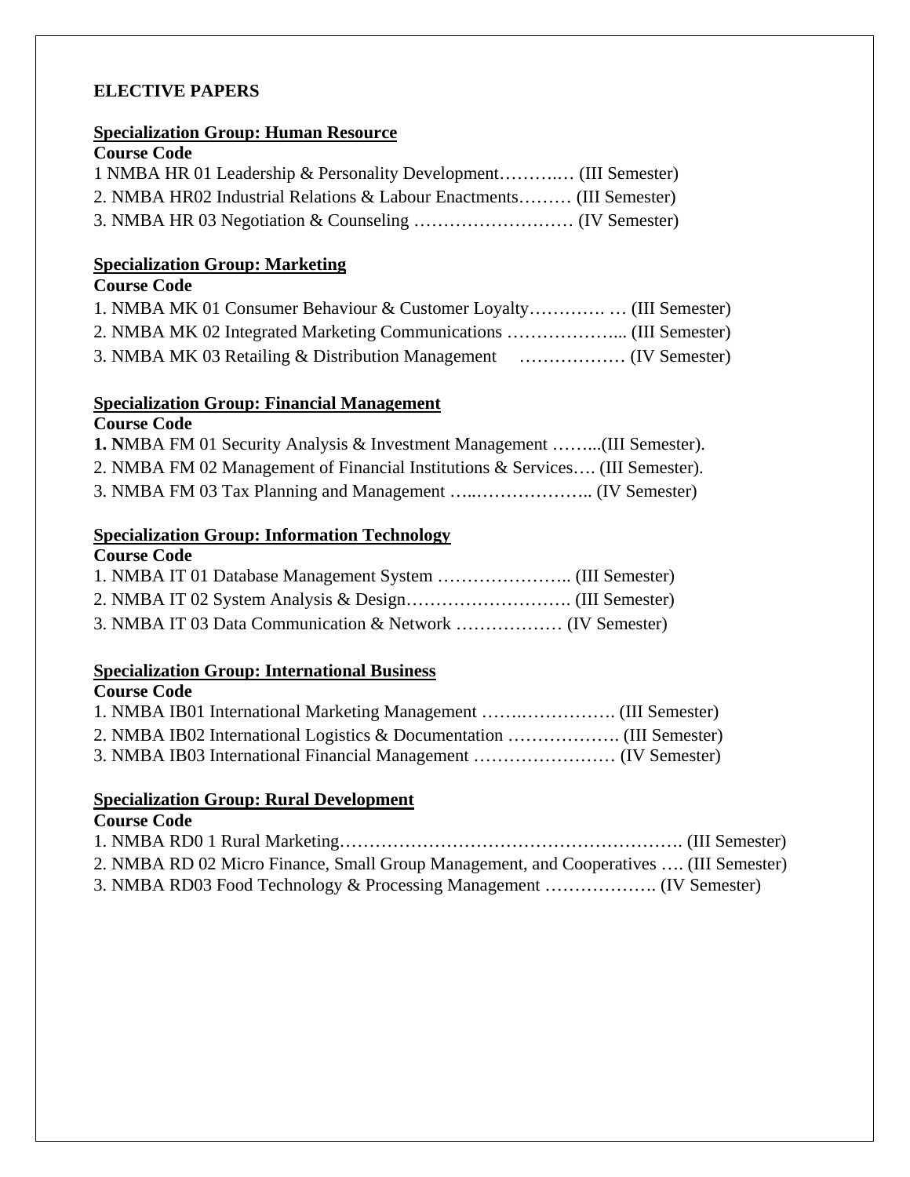**ELECTIVE PAPERS**

**Specialization Group: Human Resource**

**Course Code**

1 NMBA HR 01 Leadership & Personality Development………..… (III Semester)

2. NMBA HR02 Industrial Relations & Labour Enactments……… (III Semester)

3. NMBA HR 03 Negotiation & Counseling ……………………… (IV Semester)

**Specialization Group: Marketing**

**Course Code**

1. NMBA MK 01 Consumer Behaviour & Customer Loyalty…………. … (III Semester)

2. NMBA MK 02 Integrated Marketing Communications ………………... (III Semester)

3. NMBA MK 03 Retailing & Distribution Management ……………… (IV Semester)

**Specialization Group: Financial Management**

**Course Code**

**1. N**MBA FM 01 Security Analysis & Investment Management ……...(III Semester).

2. NMBA FM 02 Management of Financial Institutions & Services…. (III Semester).

3. NMBA FM 03 Tax Planning and Management …..……………….. (IV Semester)

**Specialization Group: Information Technology**

**Course Code**

1. NMBA IT 01 Database Management System ………………….. (III Semester)

2. NMBA IT 02 System Analysis & Design………………………. (III Semester)

3. NMBA IT 03 Data Communication & Network ……………… (IV Semester)

**Specialization Group: International Business**

**Course Code**

1. NMBA IB01 International Marketing Management …….……………. (III Semester)

2. NMBA IB02 International Logistics & Documentation ………………. (III Semester)

3. NMBA IB03 International Financial Management …………………… (IV Semester)

**Specialization Group: Rural Development**

**Course Code**

1. NMBA RD0 1 Rural Marketing…………………………………………………. (III Semester)

2. NMBA RD 02 Micro Finance, Small Group Management, and Cooperatives …. (III Semester)

3. NMBA RD03 Food Technology & Processing Management ………………. (IV Semester)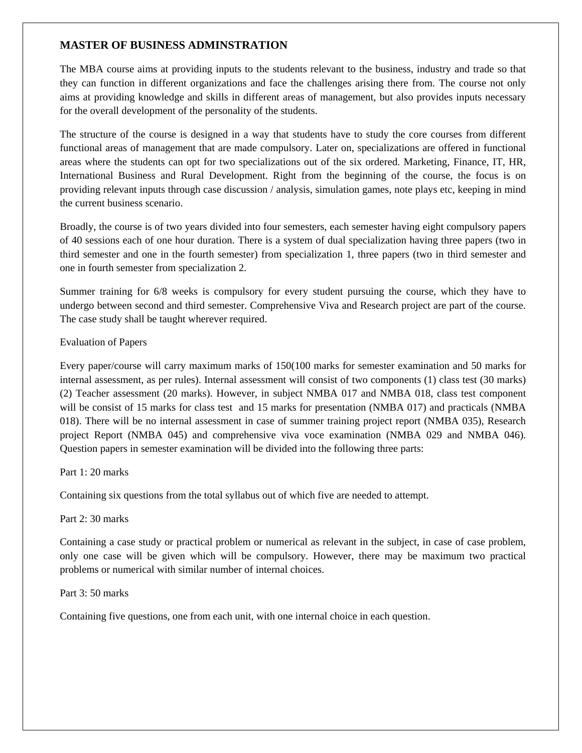## MASTER OF BUSINESS ADMINSTRATION

The MBA course aims at providing inputs to the students relevant to the business, industry and trade so that they can function in different organizations and face the challenges arising there from. The course not only aims at providing knowledge and skills in different areas of management, but also provides inputs necessary for the overall development of the personality of the students.

The structure of the course is designed in a way that students have to study the core courses from different functional areas of management that are made compulsory. Later on, specializations are offered in functional areas where the students can opt for two specializations out of the six ordered. Marketing, Finance, IT, HR, International Business and Rural Development. Right from the beginning of the course, the focus is on providing relevant inputs through case discussion / analysis, simulation games, note plays etc, keeping in mind the current business scenario.

Broadly, the course is of two years divided into four semesters, each semester having eight compulsory papers of 40 sessions each of one hour duration. There is a system of dual specialization having three papers (two in third semester and one in the fourth semester) from specialization 1, three papers (two in third semester and one in fourth semester from specialization 2.

Summer training for 6/8 weeks is compulsory for every student pursuing the course, which they have to undergo between second and third semester. Comprehensive Viva and Research project are part of the course. The case study shall be taught wherever required.

Evaluation of Papers

Every paper/course will carry maximum marks of 150(100 marks for semester examination and 50 marks for internal assessment, as per rules). Internal assessment will consist of two components (1) class test (30 marks) (2) Teacher assessment (20 marks). However, in subject NMBA 017 and NMBA 018, class test component will be consist of 15 marks for class test and 15 marks for presentation (NMBA 017) and practicals (NMBA 018). There will be no internal assessment in case of summer training project report (NMBA 035), Research project Report (NMBA 045) and comprehensive viva voce examination (NMBA 029 and NMBA 046). Question papers in semester examination will be divided into the following three parts:

Part 1: 20 marks

Containing six questions from the total syllabus out of which five are needed to attempt.

Part 2: 30 marks

Containing a case study or practical problem or numerical as relevant in the subject, in case of case problem, only one case will be given which will be compulsory. However, there may be maximum two practical problems or numerical with similar number of internal choices.

Part 3: 50 marks

Containing five questions, one from each unit, with one internal choice in each question.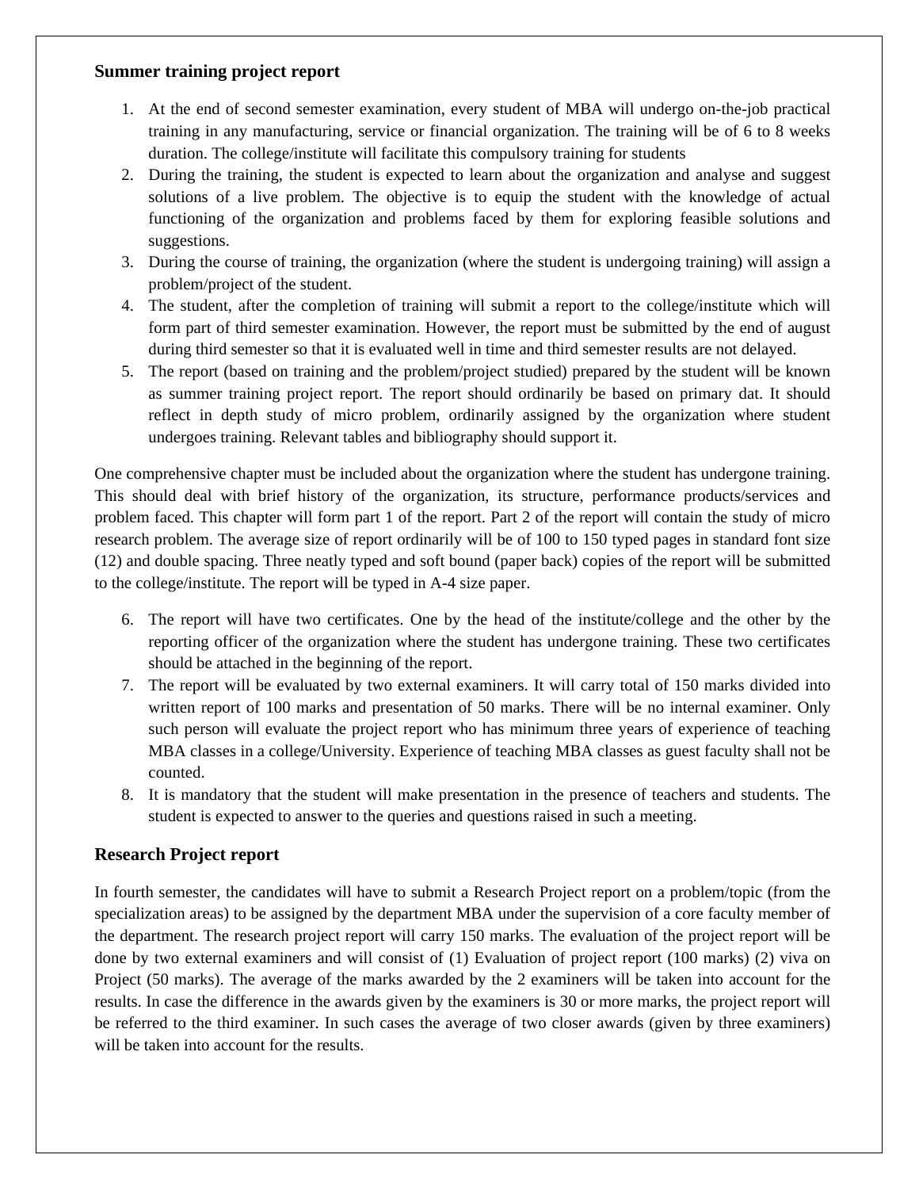### Summer training project report

1. At the end of second semester examination, every student of MBA will undergo on-the-job practical training in any manufacturing, service or financial organization. The training will be of 6 to 8 weeks duration. The college/institute will facilitate this compulsory training for students
2. During the training, the student is expected to learn about the organization and analyse and suggest solutions of a live problem. The objective is to equip the student with the knowledge of actual functioning of the organization and problems faced by them for exploring feasible solutions and suggestions.
3. During the course of training, the organization (where the student is undergoing training) will assign a problem/project of the student.
4. The student, after the completion of training will submit a report to the college/institute which will form part of third semester examination. However, the report must be submitted by the end of august during third semester so that it is evaluated well in time and third semester results are not delayed.
5. The report (based on training and the problem/project studied) prepared by the student will be known as summer training project report. The report should ordinarily be based on primary dat. It should reflect in depth study of micro problem, ordinarily assigned by the organization where student undergoes training. Relevant tables and bibliography should support it.

One comprehensive chapter must be included about the organization where the student has undergone training. This should deal with brief history of the organization, its structure, performance products/services and problem faced. This chapter will form part 1 of the report. Part 2 of the report will contain the study of micro research problem. The average size of report ordinarily will be of 100 to 150 typed pages in standard font size (12) and double spacing. Three neatly typed and soft bound (paper back) copies of the report will be submitted to the college/institute. The report will be typed in A-4 size paper.

6. The report will have two certificates. One by the head of the institute/college and the other by the reporting officer of the organization where the student has undergone training. These two certificates should be attached in the beginning of the report.
7. The report will be evaluated by two external examiners. It will carry total of 150 marks divided into written report of 100 marks and presentation of 50 marks. There will be no internal examiner. Only such person will evaluate the project report who has minimum three years of experience of teaching MBA classes in a college/University. Experience of teaching MBA classes as guest faculty shall not be counted.
8. It is mandatory that the student will make presentation in the presence of teachers and students. The student is expected to answer to the queries and questions raised in such a meeting.

### Research Project report

In fourth semester, the candidates will have to submit a Research Project report on a problem/topic (from the specialization areas) to be assigned by the department MBA under the supervision of a core faculty member of the department. The research project report will carry 150 marks. The evaluation of the project report will be done by two external examiners and will consist of (1) Evaluation of project report (100 marks) (2) viva on Project (50 marks). The average of the marks awarded by the 2 examiners will be taken into account for the results. In case the difference in the awards given by the examiners is 30 or more marks, the project report will be referred to the third examiner. In such cases the average of two closer awards (given by three examiners) will be taken into account for the results.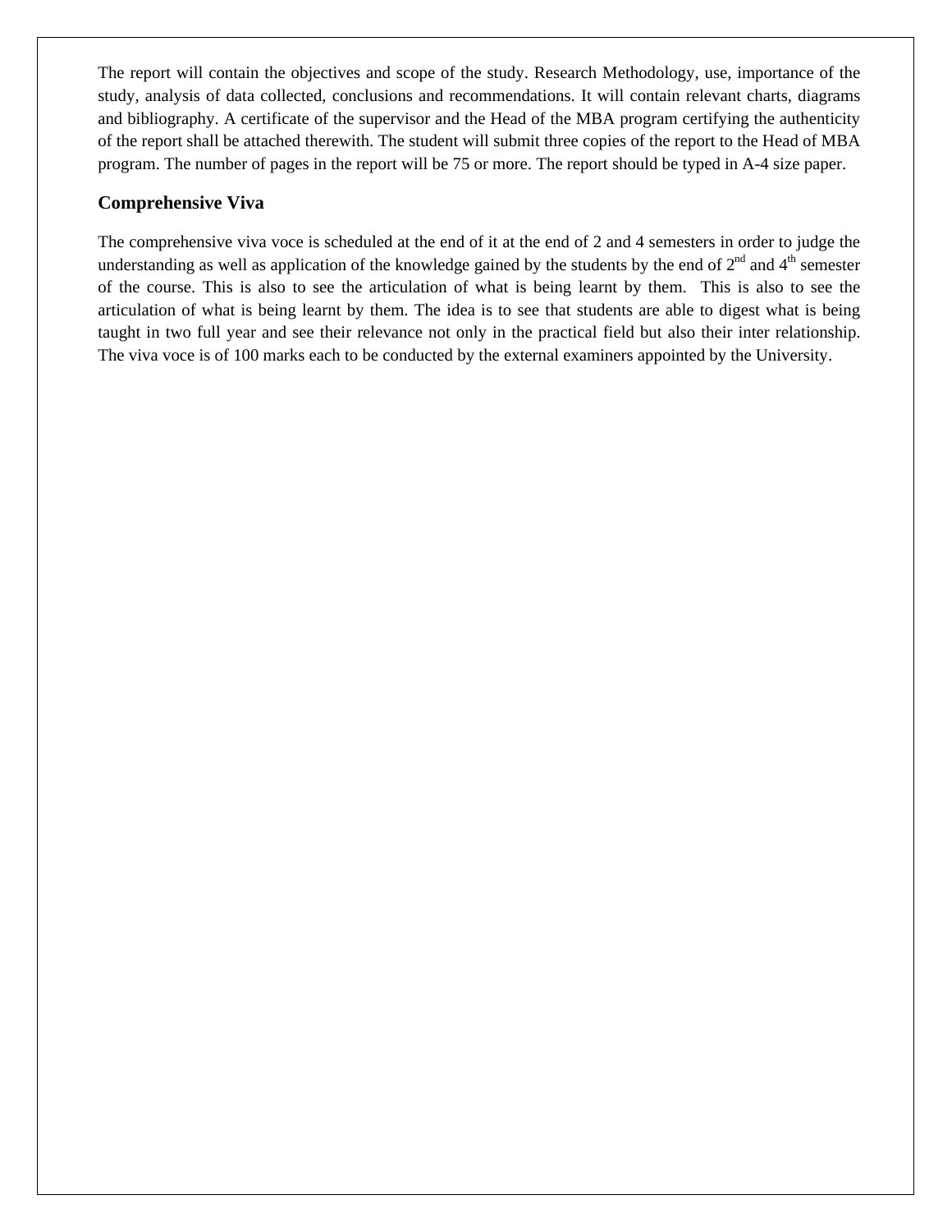The report will contain the objectives and scope of the study. Research Methodology, use, importance of the study, analysis of data collected, conclusions and recommendations. It will contain relevant charts, diagrams and bibliography. A certificate of the supervisor and the Head of the MBA program certifying the authenticity of the report shall be attached therewith. The student will submit three copies of the report to the Head of MBA program. The number of pages in the report will be 75 or more. The report should be typed in A-4 size paper.

### Comprehensive Viva

The comprehensive viva voce is scheduled at the end of it at the end of 2 and 4 semesters in order to judge the understanding as well as application of the knowledge gained by the students by the end of 2nd and 4th semester of the course. This is also to see the articulation of what is being learnt by them. This is also to see the articulation of what is being learnt by them. The idea is to see that students are able to digest what is being taught in two full year and see their relevance not only in the practical field but also their inter relationship. The viva voce is of 100 marks each to be conducted by the external examiners appointed by the University.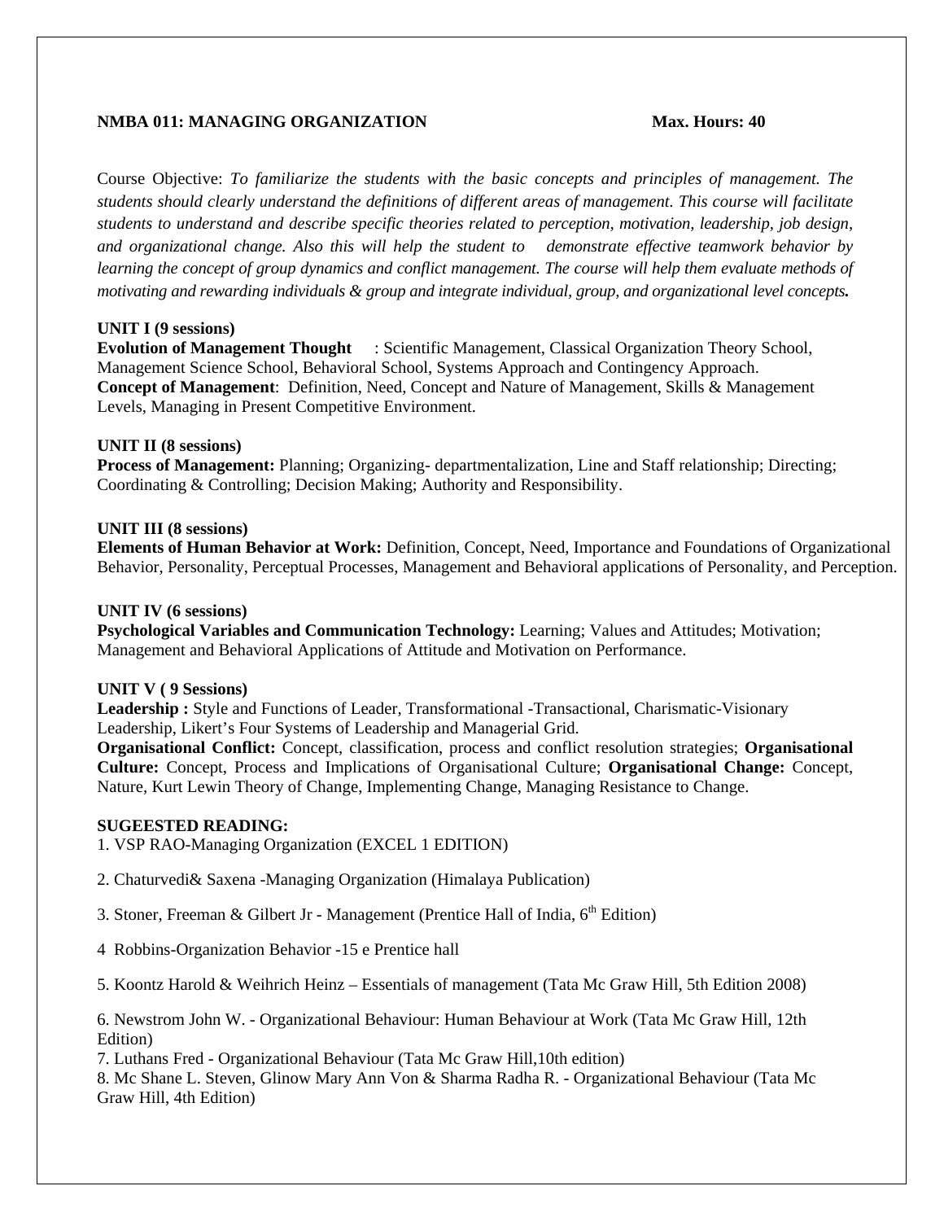**NMBA 011: MANAGING ORGANIZATION** **Max. Hours: 40**

Course Objective: *To familiarize the students with the basic concepts and principles of management. The students should clearly understand the definitions of different areas of management. This course will facilitate students to understand and describe specific theories related to perception, motivation, leadership, job design, and organizational change. Also this will help the student to demonstrate effective teamwork behavior by learning the concept of group dynamics and conflict management. The course will help them evaluate methods of motivating and rewarding individuals & group and integrate individual, group, and organizational level concepts.*

**UNIT I (9 sessions)**

**Evolution of Management Thought** : Scientific Management, Classical Organization Theory School, Management Science School, Behavioral School, Systems Approach and Contingency Approach.

**Concept of Management**: Definition, Need, Concept and Nature of Management, Skills & Management Levels, Managing in Present Competitive Environment.

**UNIT II (8 sessions)**

**Process of Management:** Planning; Organizing- departmentalization, Line and Staff relationship; Directing; Coordinating & Controlling; Decision Making; Authority and Responsibility.

**UNIT III (8 sessions)**

**Elements of Human Behavior at Work:** Definition, Concept, Need, Importance and Foundations of Organizational Behavior, Personality, Perceptual Processes, Management and Behavioral applications of Personality, and Perception.

**UNIT IV (6 sessions)**

**Psychological Variables and Communication Technology:** Learning; Values and Attitudes; Motivation; Management and Behavioral Applications of Attitude and Motivation on Performance.

**UNIT V ( 9 Sessions)**

**Leadership :** Style and Functions of Leader, Transformational -Transactional, Charismatic-Visionary Leadership, Likert's Four Systems of Leadership and Managerial Grid.

**Organisational Conflict:** Concept, classification, process and conflict resolution strategies; **Organisational Culture:** Concept, Process and Implications of Organisational Culture; **Organisational Change:** Concept, Nature, Kurt Lewin Theory of Change, Implementing Change, Managing Resistance to Change.

**SUGEESTED READING:**

1. VSP RAO-Managing Organization (EXCEL 1 EDITION)
2. Chaturvedi& Saxena -Managing Organization (Himalaya Publication)
3. Stoner, Freeman & Gilbert Jr - Management (Prentice Hall of India, 6th Edition)
4. Robbins-Organization Behavior -15 e Prentice hall
5. Koontz Harold & Weihrich Heinz – Essentials of management (Tata Mc Graw Hill, 5th Edition 2008)
6. Newstrom John W. - Organizational Behaviour: Human Behaviour at Work (Tata Mc Graw Hill, 12th Edition)
7. Luthans Fred - Organizational Behaviour (Tata Mc Graw Hill,10th edition)
8. Mc Shane L. Steven, Glinow Mary Ann Von & Sharma Radha R. - Organizational Behaviour (Tata Mc Graw Hill, 4th Edition)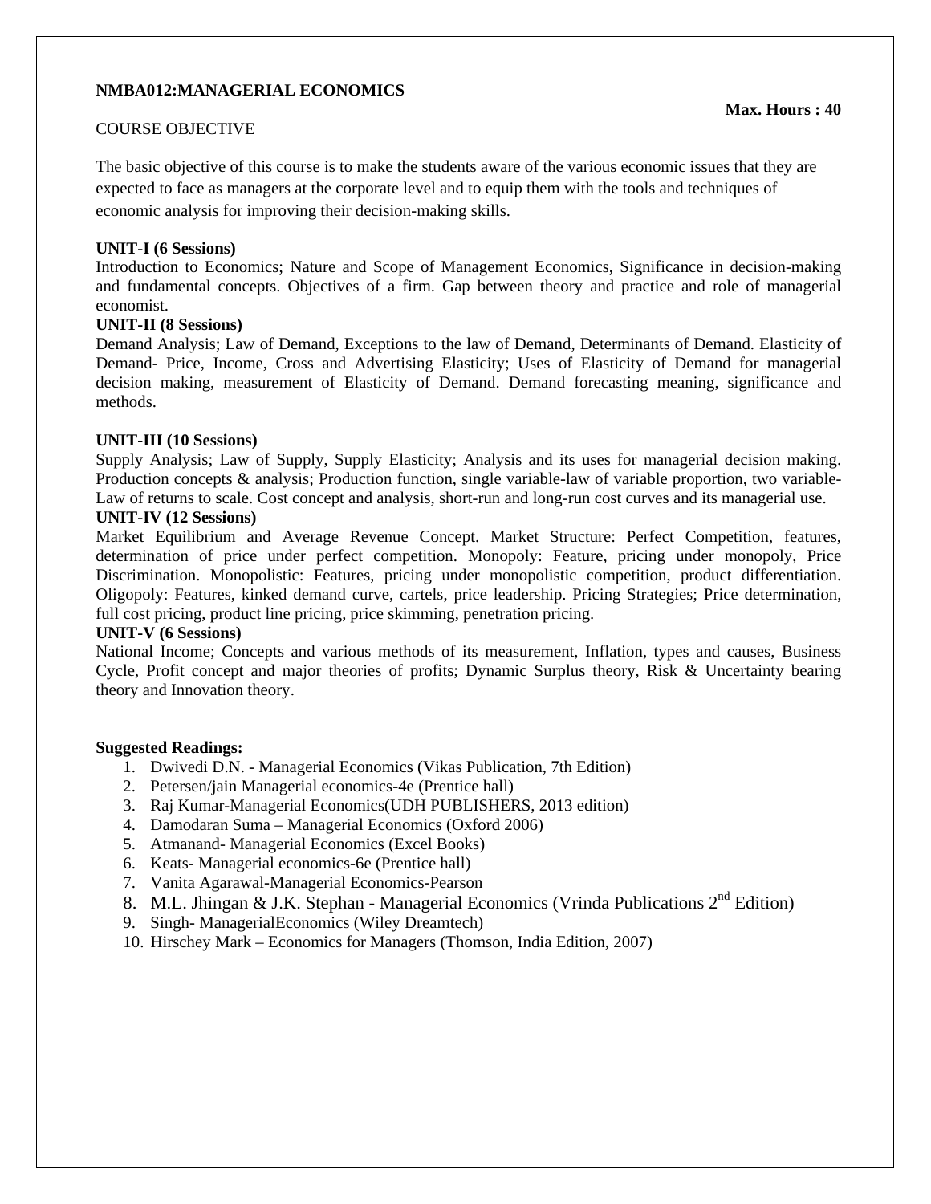**NMBA012:MANAGERIAL ECONOMICS**

**Max. Hours : 40**

COURSE OBJECTIVE

The basic objective of this course is to make the students aware of the various economic issues that they are expected to face as managers at the corporate level and to equip them with the tools and techniques of economic analysis for improving their decision-making skills.

**UNIT-I (6 Sessions)**

Introduction to Economics; Nature and Scope of Management Economics, Significance in decision-making and fundamental concepts. Objectives of a firm. Gap between theory and practice and role of managerial economist.

**UNIT-II (8 Sessions)**

Demand Analysis; Law of Demand, Exceptions to the law of Demand, Determinants of Demand. Elasticity of Demand- Price, Income, Cross and Advertising Elasticity; Uses of Elasticity of Demand for managerial decision making, measurement of Elasticity of Demand. Demand forecasting meaning, significance and methods.

**UNIT-III (10 Sessions)**

Supply Analysis; Law of Supply, Supply Elasticity; Analysis and its uses for managerial decision making. Production concepts & analysis; Production function, single variable-law of variable proportion, two variable-Law of returns to scale. Cost concept and analysis, short-run and long-run cost curves and its managerial use.

**UNIT-IV (12 Sessions)**

Market Equilibrium and Average Revenue Concept. Market Structure: Perfect Competition, features, determination of price under perfect competition. Monopoly: Feature, pricing under monopoly, Price Discrimination. Monopolistic: Features, pricing under monopolistic competition, product differentiation. Oligopoly: Features, kinked demand curve, cartels, price leadership. Pricing Strategies; Price determination, full cost pricing, product line pricing, price skimming, penetration pricing.

**UNIT-V (6 Sessions)**

National Income; Concepts and various methods of its measurement, Inflation, types and causes, Business Cycle, Profit concept and major theories of profits; Dynamic Surplus theory, Risk & Uncertainty bearing theory and Innovation theory.

**Suggested Readings:**

1. Dwivedi D.N. - Managerial Economics (Vikas Publication, 7th Edition)
2. Petersen/jain Managerial economics-4e (Prentice hall)
3. Raj Kumar-Managerial Economics(UDH PUBLISHERS, 2013 edition)
4. Damodaran Suma – Managerial Economics (Oxford 2006)
5. Atmanand- Managerial Economics (Excel Books)
6. Keats- Managerial economics-6e (Prentice hall)
7. Vanita Agarawal-Managerial Economics-Pearson
8. M.L. Jhingan & J.K. Stephan - Managerial Economics (Vrinda Publications 2nd Edition)
9. Singh- ManagerialEconomics (Wiley Dreamtech)
10. Hirschey Mark – Economics for Managers (Thomson, India Edition, 2007)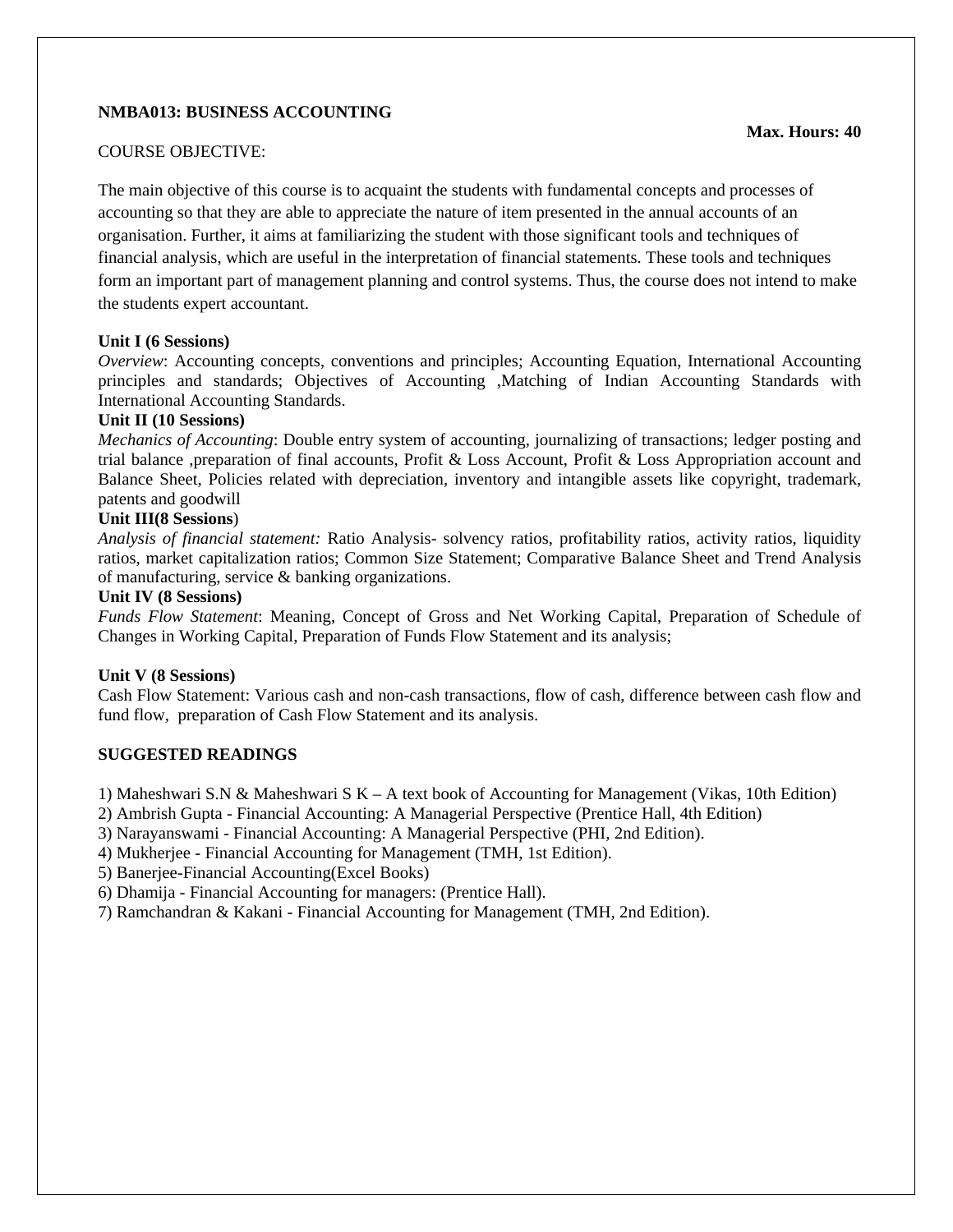**NMBA013: BUSINESS ACCOUNTING**

**Max. Hours: 40**

COURSE OBJECTIVE:

The main objective of this course is to acquaint the students with fundamental concepts and processes of accounting so that they are able to appreciate the nature of item presented in the annual accounts of an organisation. Further, it aims at familiarizing the student with those significant tools and techniques of financial analysis, which are useful in the interpretation of financial statements. These tools and techniques form an important part of management planning and control systems. Thus, the course does not intend to make the students expert accountant.

**Unit I (6 Sessions)**

*Overview*: Accounting concepts, conventions and principles; Accounting Equation, International Accounting principles and standards; Objectives of Accounting ,Matching of Indian Accounting Standards with International Accounting Standards.

**Unit II (10 Sessions)**

*Mechanics of Accounting*: Double entry system of accounting, journalizing of transactions; ledger posting and trial balance ,preparation of final accounts, Profit & Loss Account, Profit & Loss Appropriation account and Balance Sheet, Policies related with depreciation, inventory and intangible assets like copyright, trademark, patents and goodwill

**Unit III(8 Sessions**)

*Analysis of financial statement:* Ratio Analysis- solvency ratios, profitability ratios, activity ratios, liquidity ratios, market capitalization ratios; Common Size Statement; Comparative Balance Sheet and Trend Analysis of manufacturing, service & banking organizations.

**Unit IV (8 Sessions)**

*Funds Flow Statement*: Meaning, Concept of Gross and Net Working Capital, Preparation of Schedule of Changes in Working Capital, Preparation of Funds Flow Statement and its analysis;

**Unit V (8 Sessions)**

Cash Flow Statement: Various cash and non-cash transactions, flow of cash, difference between cash flow and fund flow, preparation of Cash Flow Statement and its analysis.

**SUGGESTED READINGS**

1) Maheshwari S.N & Maheshwari S K – A text book of Accounting for Management (Vikas, 10th Edition)
2) Ambrish Gupta - Financial Accounting: A Managerial Perspective (Prentice Hall, 4th Edition)
3) Narayanswami - Financial Accounting: A Managerial Perspective (PHI, 2nd Edition).
4) Mukherjee - Financial Accounting for Management (TMH, 1st Edition).
5) Banerjee-Financial Accounting(Excel Books)
6) Dhamija - Financial Accounting for managers: (Prentice Hall).
7) Ramchandran & Kakani - Financial Accounting for Management (TMH, 2nd Edition).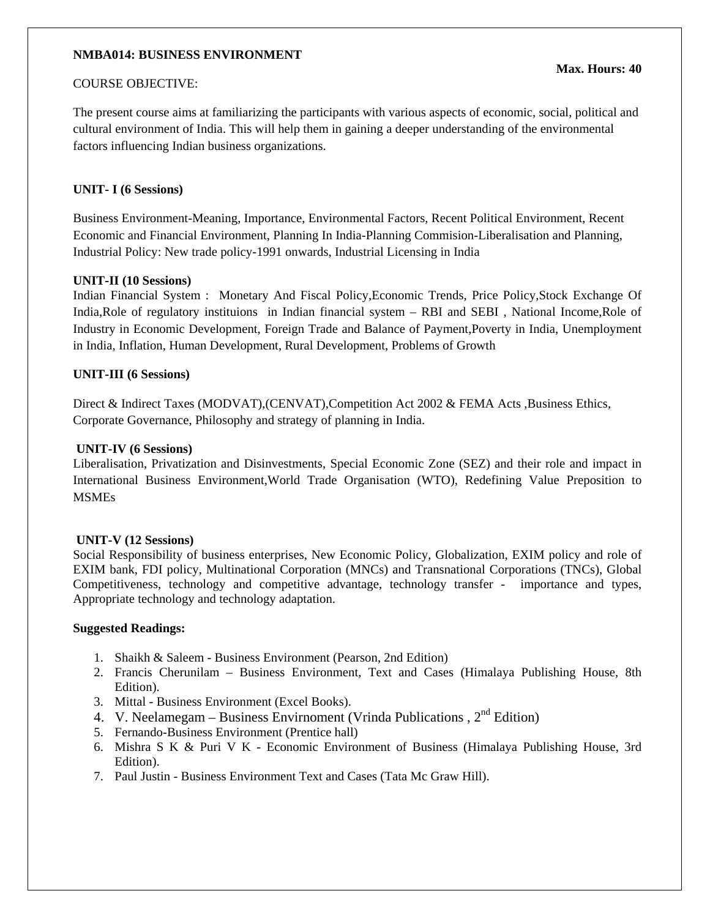**NMBA014: BUSINESS ENVIRONMENT**

**Max. Hours: 40**

COURSE OBJECTIVE:

The present course aims at familiarizing the participants with various aspects of economic, social, political and cultural environment of India. This will help them in gaining a deeper understanding of the environmental factors influencing Indian business organizations.

**UNIT- I (6 Sessions)**

Business Environment-Meaning, Importance, Environmental Factors, Recent Political Environment, Recent Economic and Financial Environment, Planning In India-Planning Commision-Liberalisation and Planning, Industrial Policy: New trade policy-1991 onwards, Industrial Licensing in India

**UNIT-II (10 Sessions)**

Indian Financial System : Monetary And Fiscal Policy,Economic Trends, Price Policy,Stock Exchange Of India,Role of regulatory instituions in Indian financial system – RBI and SEBI , National Income,Role of Industry in Economic Development, Foreign Trade and Balance of Payment,Poverty in India, Unemployment in India, Inflation, Human Development, Rural Development, Problems of Growth

**UNIT-III (6 Sessions)**

Direct & Indirect Taxes (MODVAT),(CENVAT),Competition Act 2002 & FEMA Acts ,Business Ethics, Corporate Governance, Philosophy and strategy of planning in India.

**UNIT-IV (6 Sessions)**

Liberalisation, Privatization and Disinvestments, Special Economic Zone (SEZ) and their role and impact in International Business Environment,World Trade Organisation (WTO), Redefining Value Preposition to MSMEs

**UNIT-V (12 Sessions)**

Social Responsibility of business enterprises, New Economic Policy, Globalization, EXIM policy and role of EXIM bank, FDI policy, Multinational Corporation (MNCs) and Transnational Corporations (TNCs), Global Competitiveness, technology and competitive advantage, technology transfer - importance and types, Appropriate technology and technology adaptation.

**Suggested Readings:**

1. Shaikh & Saleem - Business Environment (Pearson, 2nd Edition)
2. Francis Cherunilam – Business Environment, Text and Cases (Himalaya Publishing House, 8th Edition).
3. Mittal - Business Environment (Excel Books).
4. V. Neelamegam – Business Envirnoment (Vrinda Publications , 2nd Edition)
5. Fernando-Business Environment (Prentice hall)
6. Mishra S K & Puri V K - Economic Environment of Business (Himalaya Publishing House, 3rd Edition).
7. Paul Justin - Business Environment Text and Cases (Tata Mc Graw Hill).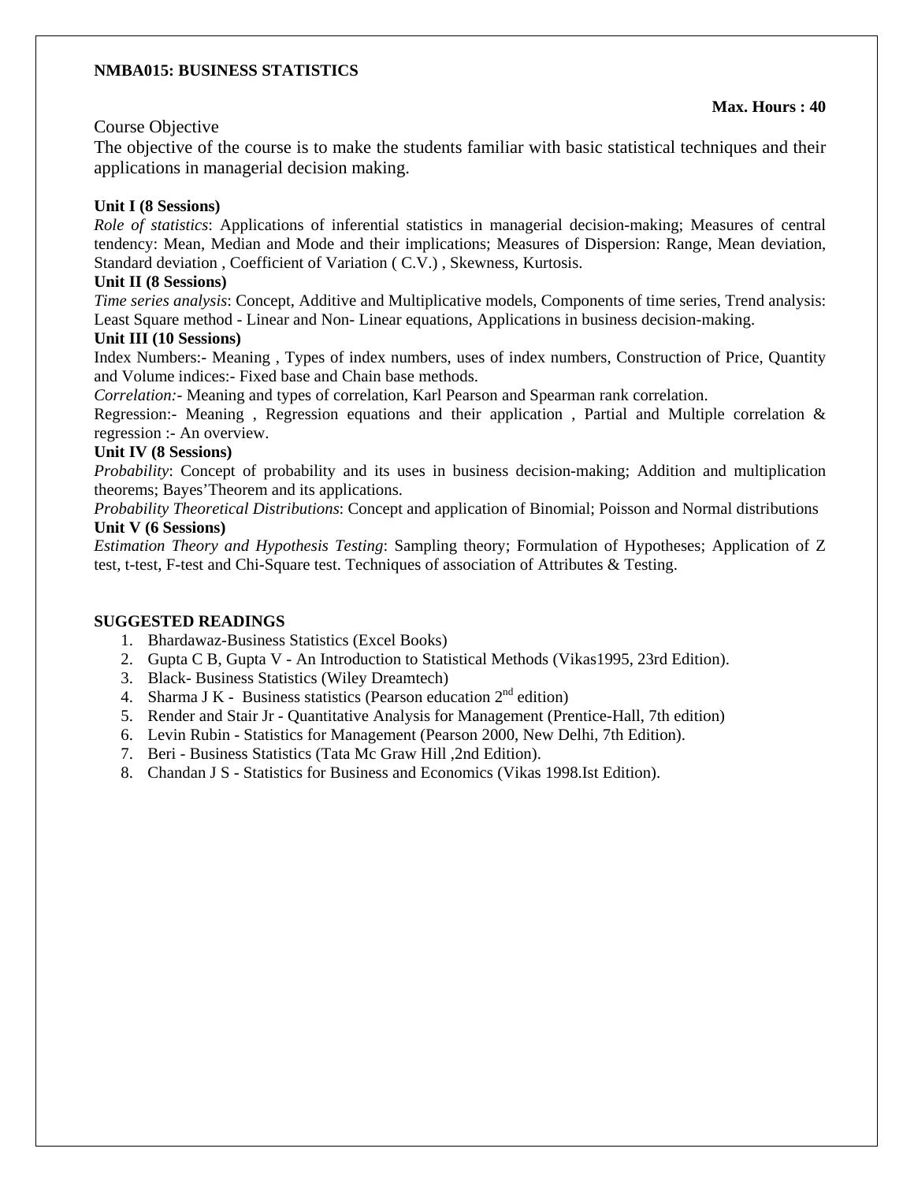**NMBA015: BUSINESS STATISTICS**

**Max. Hours : 40**

Course Objective

The objective of the course is to make the students familiar with basic statistical techniques and their applications in managerial decision making.

**Unit I (8 Sessions)**

*Role of statistics*: Applications of inferential statistics in managerial decision-making; Measures of central tendency: Mean, Median and Mode and their implications; Measures of Dispersion: Range, Mean deviation, Standard deviation , Coefficient of Variation ( C.V.) , Skewness, Kurtosis.

**Unit II (8 Sessions)**

*Time series analysis*: Concept, Additive and Multiplicative models, Components of time series, Trend analysis: Least Square method - Linear and Non- Linear equations, Applications in business decision-making.

**Unit III (10 Sessions)**

Index Numbers:- Meaning , Types of index numbers, uses of index numbers, Construction of Price, Quantity and Volume indices:- Fixed base and Chain base methods.

*Correlation:*- Meaning and types of correlation, Karl Pearson and Spearman rank correlation.

Regression:- Meaning , Regression equations and their application , Partial and Multiple correlation & regression :- An overview.

**Unit IV (8 Sessions)**

*Probability*: Concept of probability and its uses in business decision-making; Addition and multiplication theorems; Bayes'Theorem and its applications.

*Probability Theoretical Distributions*: Concept and application of Binomial; Poisson and Normal distributions

**Unit V (6 Sessions)**

*Estimation Theory and Hypothesis Testing*: Sampling theory; Formulation of Hypotheses; Application of Z test, t-test, F-test and Chi-Square test. Techniques of association of Attributes & Testing.

**SUGGESTED READINGS**

1. Bhardawaz-Business Statistics (Excel Books)
2. Gupta C B, Gupta V - An Introduction to Statistical Methods (Vikas1995, 23rd Edition).
3. Black- Business Statistics (Wiley Dreamtech)
4. Sharma J K - Business statistics (Pearson education 2nd edition)
5. Render and Stair Jr - Quantitative Analysis for Management (Prentice-Hall, 7th edition)
6. Levin Rubin - Statistics for Management (Pearson 2000, New Delhi, 7th Edition).
7. Beri - Business Statistics (Tata Mc Graw Hill ,2nd Edition).
8. Chandan J S - Statistics for Business and Economics (Vikas 1998.Ist Edition).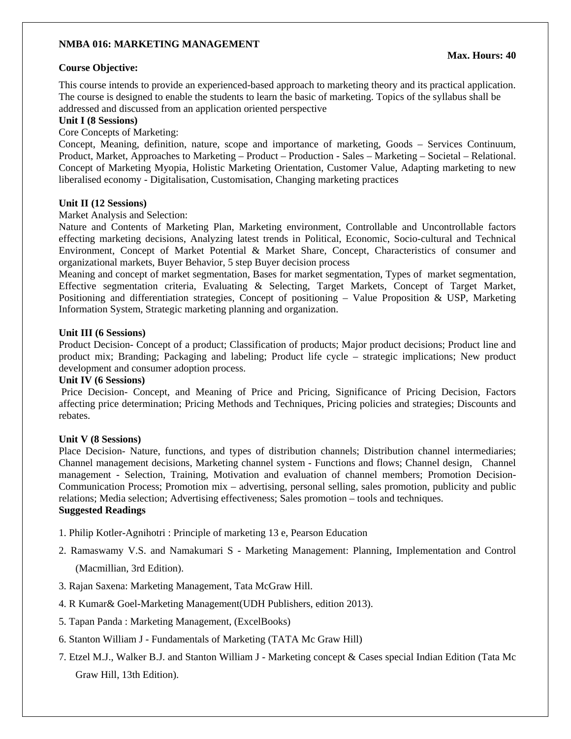**NMBA 016: MARKETING MANAGEMENT**

**Max. Hours: 40**

**Course Objective:**

This course intends to provide an experienced-based approach to marketing theory and its practical application. The course is designed to enable the students to learn the basic of marketing. Topics of the syllabus shall be addressed and discussed from an application oriented perspective

**Unit I (8 Sessions)**

Core Concepts of Marketing:

Concept, Meaning, definition, nature, scope and importance of marketing, Goods – Services Continuum, Product, Market, Approaches to Marketing – Product – Production - Sales – Marketing – Societal – Relational. Concept of Marketing Myopia, Holistic Marketing Orientation, Customer Value, Adapting marketing to new liberalised economy - Digitalisation, Customisation, Changing marketing practices

**Unit II (12 Sessions)**

Market Analysis and Selection:

Nature and Contents of Marketing Plan, Marketing environment, Controllable and Uncontrollable factors effecting marketing decisions, Analyzing latest trends in Political, Economic, Socio-cultural and Technical Environment, Concept of Market Potential & Market Share, Concept, Characteristics of consumer and organizational markets, Buyer Behavior, 5 step Buyer decision process

Meaning and concept of market segmentation, Bases for market segmentation, Types of market segmentation, Effective segmentation criteria, Evaluating & Selecting, Target Markets, Concept of Target Market, Positioning and differentiation strategies, Concept of positioning – Value Proposition & USP, Marketing Information System, Strategic marketing planning and organization.

**Unit III (6 Sessions)**

Product Decision- Concept of a product; Classification of products; Major product decisions; Product line and product mix; Branding; Packaging and labeling; Product life cycle – strategic implications; New product development and consumer adoption process.

**Unit IV (6 Sessions)**

Price Decision- Concept, and Meaning of Price and Pricing, Significance of Pricing Decision, Factors affecting price determination; Pricing Methods and Techniques, Pricing policies and strategies; Discounts and rebates.

**Unit V (8 Sessions)**

Place Decision- Nature, functions, and types of distribution channels; Distribution channel intermediaries; Channel management decisions, Marketing channel system - Functions and flows; Channel design, Channel management - Selection, Training, Motivation and evaluation of channel members; Promotion Decision- Communication Process; Promotion mix – advertising, personal selling, sales promotion, publicity and public relations; Media selection; Advertising effectiveness; Sales promotion – tools and techniques.

**Suggested Readings**

1. Philip Kotler-Agnihotri : Principle of marketing 13 e, Pearson Education
2. Ramaswamy V.S. and Namakumari S - Marketing Management: Planning, Implementation and Control (Macmillian, 3rd Edition).
3. Rajan Saxena: Marketing Management, Tata McGraw Hill.
4. R Kumar& Goel-Marketing Management(UDH Publishers, edition 2013).
5. Tapan Panda : Marketing Management, (ExcelBooks)
6. Stanton William J - Fundamentals of Marketing (TATA Mc Graw Hill)
7. Etzel M.J., Walker B.J. and Stanton William J - Marketing concept & Cases special Indian Edition (Tata Mc Graw Hill, 13th Edition).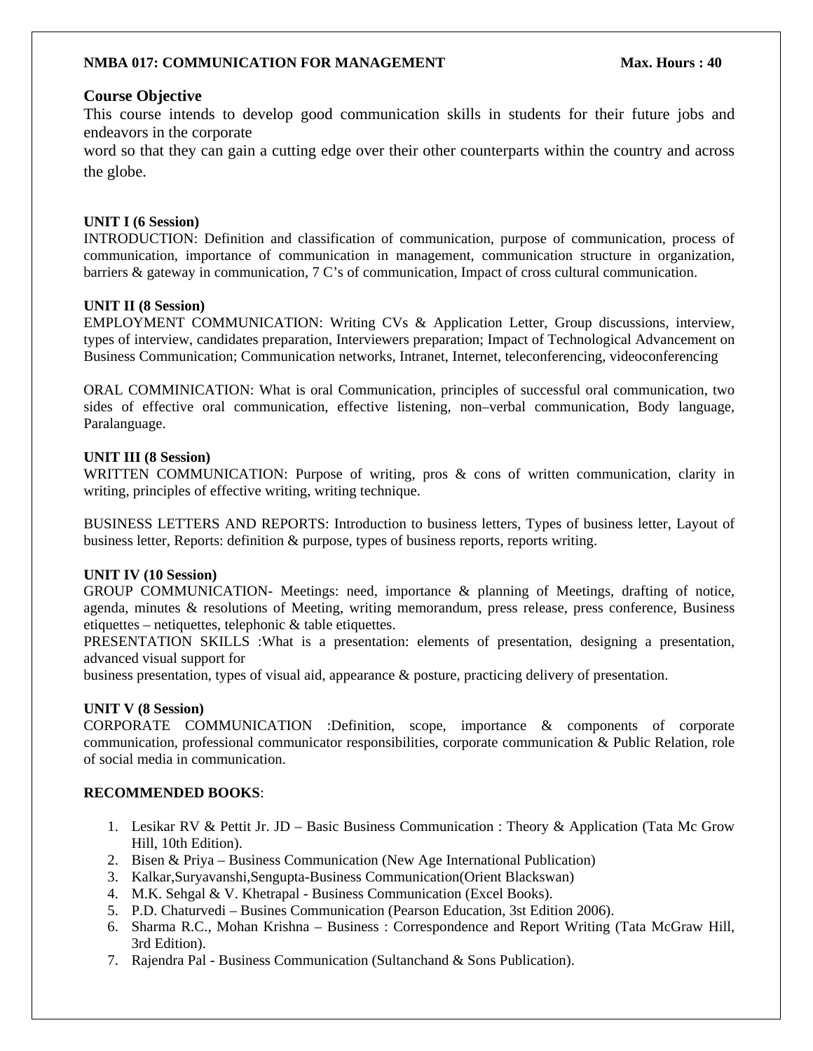**NMBA 017: COMMUNICATION FOR MANAGEMENT** **Max. Hours : 40**

## Course Objective

This course intends to develop good communication skills in students for their future jobs and endeavors in the corporate word so that they can gain a cutting edge over their other counterparts within the country and across the globe.

**UNIT I (6 Session)**

INTRODUCTION: Definition and classification of communication, purpose of communication, process of communication, importance of communication in management, communication structure in organization, barriers & gateway in communication, 7 C's of communication, Impact of cross cultural communication.

**UNIT II (8 Session)**

EMPLOYMENT COMMUNICATION: Writing CVs & Application Letter, Group discussions, interview, types of interview, candidates preparation, Interviewers preparation; Impact of Technological Advancement on Business Communication; Communication networks, Intranet, Internet, teleconferencing, videoconferencing

ORAL COMMINICATION: What is oral Communication, principles of successful oral communication, two sides of effective oral communication, effective listening, non–verbal communication, Body language, Paralanguage.

**UNIT III (8 Session)**

WRITTEN COMMUNICATION: Purpose of writing, pros & cons of written communication, clarity in writing, principles of effective writing, writing technique.

BUSINESS LETTERS AND REPORTS: Introduction to business letters, Types of business letter, Layout of business letter, Reports: definition & purpose, types of business reports, reports writing.

**UNIT IV (10 Session)**

GROUP COMMUNICATION- Meetings: need, importance & planning of Meetings, drafting of notice, agenda, minutes & resolutions of Meeting, writing memorandum, press release, press conference, Business etiquettes – netiquettes, telephonic & table etiquettes.

PRESENTATION SKILLS :What is a presentation: elements of presentation, designing a presentation, advanced visual support for business presentation, types of visual aid, appearance & posture, practicing delivery of presentation.

**UNIT V (8 Session)**

CORPORATE COMMUNICATION :Definition, scope, importance & components of corporate communication, professional communicator responsibilities, corporate communication & Public Relation, role of social media in communication.

**RECOMMENDED BOOKS**:

1. Lesikar RV & Pettit Jr. JD – Basic Business Communication : Theory & Application (Tata Mc Grow Hill, 10th Edition).
2. Bisen & Priya – Business Communication (New Age International Publication)
3. Kalkar,Suryavanshi,Sengupta-Business Communication(Orient Blackswan)
4. M.K. Sehgal & V. Khetrapal - Business Communication (Excel Books).
5. P.D. Chaturvedi – Busines Communication (Pearson Education, 3st Edition 2006).
6. Sharma R.C., Mohan Krishna – Business : Correspondence and Report Writing (Tata McGraw Hill, 3rd Edition).
7. Rajendra Pal - Business Communication (Sultanchand & Sons Publication).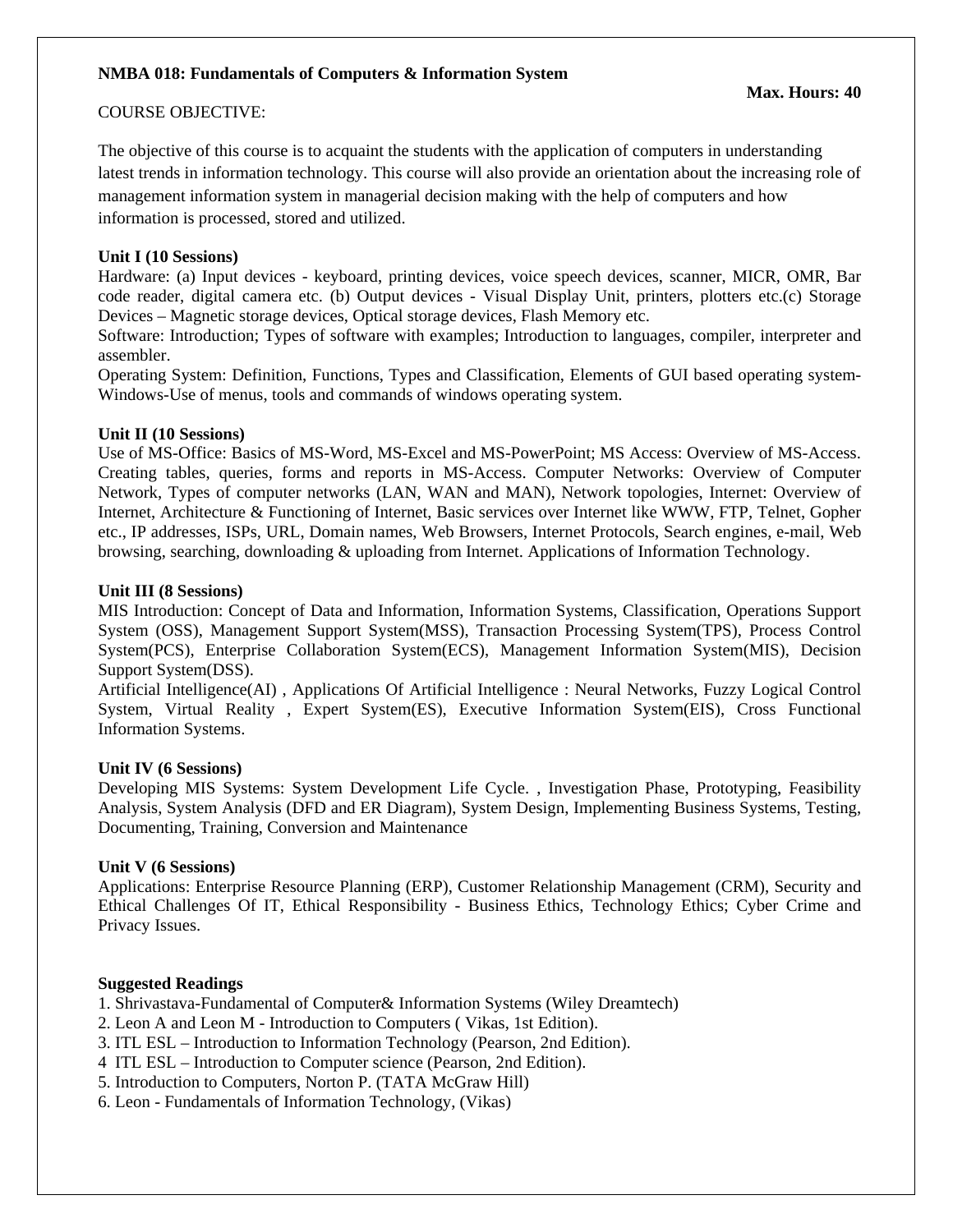**NMBA 018: Fundamentals of Computers & Information System**

**Max. Hours: 40**

COURSE OBJECTIVE:

The objective of this course is to acquaint the students with the application of computers in understanding latest trends in information technology. This course will also provide an orientation about the increasing role of management information system in managerial decision making with the help of computers and how information is processed, stored and utilized.

**Unit I (10 Sessions)**

Hardware: (a) Input devices - keyboard, printing devices, voice speech devices, scanner, MICR, OMR, Bar code reader, digital camera etc. (b) Output devices - Visual Display Unit, printers, plotters etc.(c) Storage Devices – Magnetic storage devices, Optical storage devices, Flash Memory etc.

Software: Introduction; Types of software with examples; Introduction to languages, compiler, interpreter and assembler.

Operating System: Definition, Functions, Types and Classification, Elements of GUI based operating system-Windows-Use of menus, tools and commands of windows operating system.

**Unit II (10 Sessions)**

Use of MS-Office: Basics of MS-Word, MS-Excel and MS-PowerPoint; MS Access: Overview of MS-Access. Creating tables, queries, forms and reports in MS-Access. Computer Networks: Overview of Computer Network, Types of computer networks (LAN, WAN and MAN), Network topologies, Internet: Overview of Internet, Architecture & Functioning of Internet, Basic services over Internet like WWW, FTP, Telnet, Gopher etc., IP addresses, ISPs, URL, Domain names, Web Browsers, Internet Protocols, Search engines, e-mail, Web browsing, searching, downloading & uploading from Internet. Applications of Information Technology.

**Unit III (8 Sessions)**

MIS Introduction: Concept of Data and Information, Information Systems, Classification, Operations Support System (OSS), Management Support System(MSS), Transaction Processing System(TPS), Process Control System(PCS), Enterprise Collaboration System(ECS), Management Information System(MIS), Decision Support System(DSS).

Artificial Intelligence(AI) , Applications Of Artificial Intelligence : Neural Networks, Fuzzy Logical Control System, Virtual Reality , Expert System(ES), Executive Information System(EIS), Cross Functional Information Systems.

**Unit IV (6 Sessions)**

Developing MIS Systems: System Development Life Cycle. , Investigation Phase, Prototyping, Feasibility Analysis, System Analysis (DFD and ER Diagram), System Design, Implementing Business Systems, Testing, Documenting, Training, Conversion and Maintenance

**Unit V (6 Sessions)**

Applications: Enterprise Resource Planning (ERP), Customer Relationship Management (CRM), Security and Ethical Challenges Of IT, Ethical Responsibility - Business Ethics, Technology Ethics; Cyber Crime and Privacy Issues.

**Suggested Readings**

1. Shrivastava-Fundamental of Computer& Information Systems (Wiley Dreamtech)
2. Leon A and Leon M - Introduction to Computers ( Vikas, 1st Edition).
3. ITL ESL – Introduction to Information Technology (Pearson, 2nd Edition).
4. ITL ESL – Introduction to Computer science (Pearson, 2nd Edition).
5. Introduction to Computers, Norton P. (TATA McGraw Hill)
6. Leon - Fundamentals of Information Technology, (Vikas)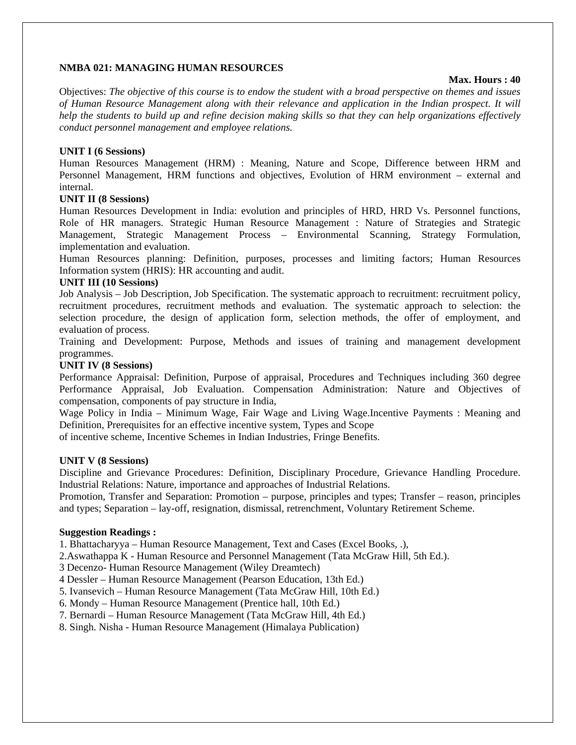**NMBA 021: MANAGING HUMAN RESOURCES**

**Max. Hours : 40**

Objectives: *The objective of this course is to endow the student with a broad perspective on themes and issues of Human Resource Management along with their relevance and application in the Indian prospect. It will help the students to build up and refine decision making skills so that they can help organizations effectively conduct personnel management and employee relations.*

**UNIT I (6 Sessions)**

Human Resources Management (HRM) : Meaning, Nature and Scope, Difference between HRM and Personnel Management, HRM functions and objectives, Evolution of HRM environment – external and internal.

**UNIT II (8 Sessions)**

Human Resources Development in India: evolution and principles of HRD, HRD Vs. Personnel functions, Role of HR managers. Strategic Human Resource Management : Nature of Strategies and Strategic Management, Strategic Management Process – Environmental Scanning, Strategy Formulation, implementation and evaluation.

Human Resources planning: Definition, purposes, processes and limiting factors; Human Resources Information system (HRIS): HR accounting and audit.

**UNIT III (10 Sessions)**

Job Analysis – Job Description, Job Specification. The systematic approach to recruitment: recruitment policy, recruitment procedures, recruitment methods and evaluation. The systematic approach to selection: the selection procedure, the design of application form, selection methods, the offer of employment, and evaluation of process.

Training and Development: Purpose, Methods and issues of training and management development programmes.

**UNIT IV (8 Sessions)**

Performance Appraisal: Definition, Purpose of appraisal, Procedures and Techniques including 360 degree Performance Appraisal, Job Evaluation. Compensation Administration: Nature and Objectives of compensation, components of pay structure in India,

Wage Policy in India – Minimum Wage, Fair Wage and Living Wage.Incentive Payments : Meaning and Definition, Prerequisites for an effective incentive system, Types and Scope of incentive scheme, Incentive Schemes in Indian Industries, Fringe Benefits.

**UNIT V (8 Sessions)**

Discipline and Grievance Procedures: Definition, Disciplinary Procedure, Grievance Handling Procedure. Industrial Relations: Nature, importance and approaches of Industrial Relations.

Promotion, Transfer and Separation: Promotion – purpose, principles and types; Transfer – reason, principles and types; Separation – lay-off, resignation, dismissal, retrenchment, Voluntary Retirement Scheme.

**Suggestion Readings :**

1. Bhattacharyya – Human Resource Management, Text and Cases (Excel Books, .),
2. Aswathappa K - Human Resource and Personnel Management (Tata McGraw Hill, 5th Ed.).
3. Decenzo- Human Resource Management (Wiley Dreamtech)
4. Dessler – Human Resource Management (Pearson Education, 13th Ed.)
5. Ivansevich – Human Resource Management (Tata McGraw Hill, 10th Ed.)
6. Mondy – Human Resource Management (Prentice hall, 10th Ed.)
7. Bernardi – Human Resource Management (Tata McGraw Hill, 4th Ed.)
8. Singh. Nisha - Human Resource Management (Himalaya Publication)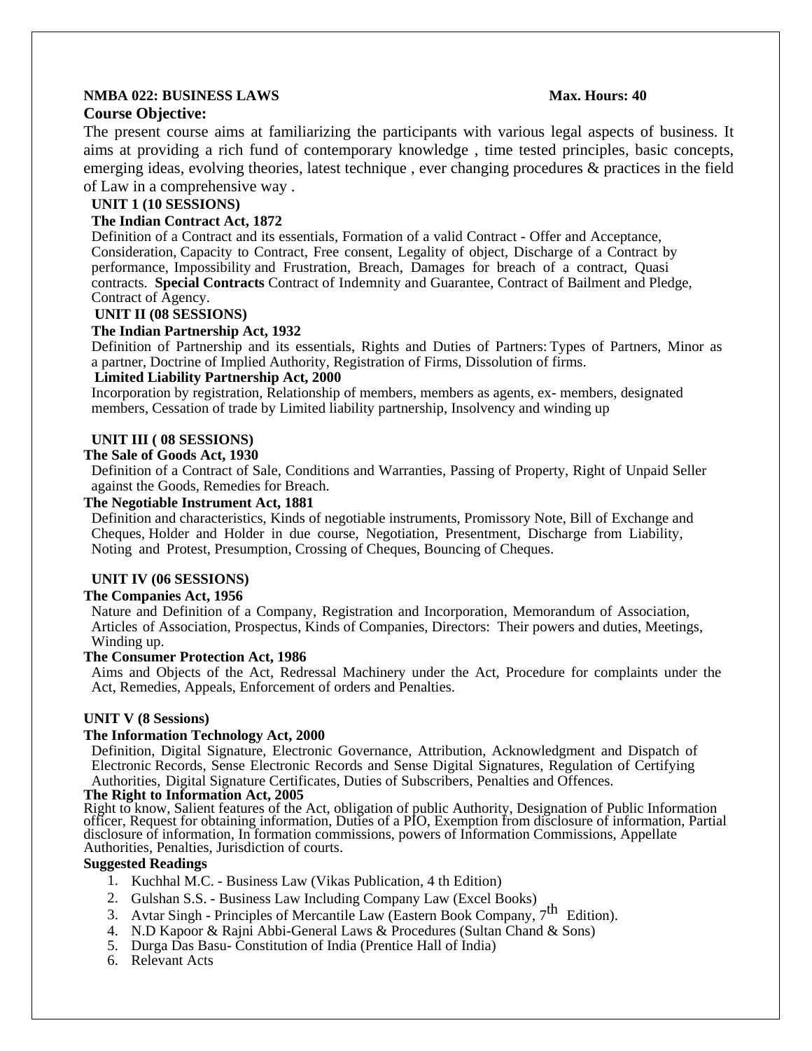**NMBA 022: BUSINESS LAWS** **Max. Hours: 40**

**Course Objective:**

The present course aims at familiarizing the participants with various legal aspects of business. It aims at providing a rich fund of contemporary knowledge , time tested principles, basic concepts, emerging ideas, evolving theories, latest technique , ever changing procedures & practices in the field of Law in a comprehensive way .

**UNIT 1 (10 SESSIONS)**

**The Indian Contract Act, 1872**

Definition of a Contract and its essentials, Formation of a valid Contract - Offer and Acceptance, Consideration, Capacity to Contract, Free consent, Legality of object, Discharge of a Contract by performance, Impossibility and Frustration, Breach, Damages for breach of a contract, Quasi contracts. **Special Contracts** Contract of Indemnity and Guarantee, Contract of Bailment and Pledge, Contract of Agency.

**UNIT II (08 SESSIONS)**

**The Indian Partnership Act, 1932**

Definition of Partnership and its essentials, Rights and Duties of Partners: Types of Partners, Minor as a partner, Doctrine of Implied Authority, Registration of Firms, Dissolution of firms.

**Limited Liability Partnership Act, 2000**

Incorporation by registration, Relationship of members, members as agents, ex- members, designated members, Cessation of trade by Limited liability partnership, Insolvency and winding up

**UNIT III ( 08 SESSIONS)**

**The Sale of Goods Act, 1930**

Definition of a Contract of Sale, Conditions and Warranties, Passing of Property, Right of Unpaid Seller against the Goods, Remedies for Breach.

**The Negotiable Instrument Act, 1881**

Definition and characteristics, Kinds of negotiable instruments, Promissory Note, Bill of Exchange and Cheques, Holder and Holder in due course, Negotiation, Presentment, Discharge from Liability, Noting and Protest, Presumption, Crossing of Cheques, Bouncing of Cheques.

**UNIT IV (06 SESSIONS)**

**The Companies Act, 1956**

Nature and Definition of a Company, Registration and Incorporation, Memorandum of Association, Articles of Association, Prospectus, Kinds of Companies, Directors: Their powers and duties, Meetings, Winding up.

**The Consumer Protection Act, 1986**

Aims and Objects of the Act, Redressal Machinery under the Act, Procedure for complaints under the Act, Remedies, Appeals, Enforcement of orders and Penalties.

**UNIT V (8 Sessions)**

**The Information Technology Act, 2000**

Definition, Digital Signature, Electronic Governance, Attribution, Acknowledgment and Dispatch of Electronic Records, Sense Electronic Records and Sense Digital Signatures, Regulation of Certifying Authorities, Digital Signature Certificates, Duties of Subscribers, Penalties and Offences.

**The Right to Information Act, 2005**

Right to know, Salient features of the Act, obligation of public Authority, Designation of Public Information officer, Request for obtaining information, Duties of a PIO, Exemption from disclosure of information, Partial disclosure of information, In formation commissions, powers of Information Commissions, Appellate Authorities, Penalties, Jurisdiction of courts.

**Suggested Readings**

1. Kuchhal M.C. - Business Law (Vikas Publication, 4 th Edition)
2. Gulshan S.S. - Business Law Including Company Law (Excel Books)
3. Avtar Singh - Principles of Mercantile Law (Eastern Book Company, 7th Edition).
4. N.D Kapoor & Rajni Abbi-General Laws & Procedures (Sultan Chand & Sons)
5. Durga Das Basu- Constitution of India (Prentice Hall of India)
6. Relevant Acts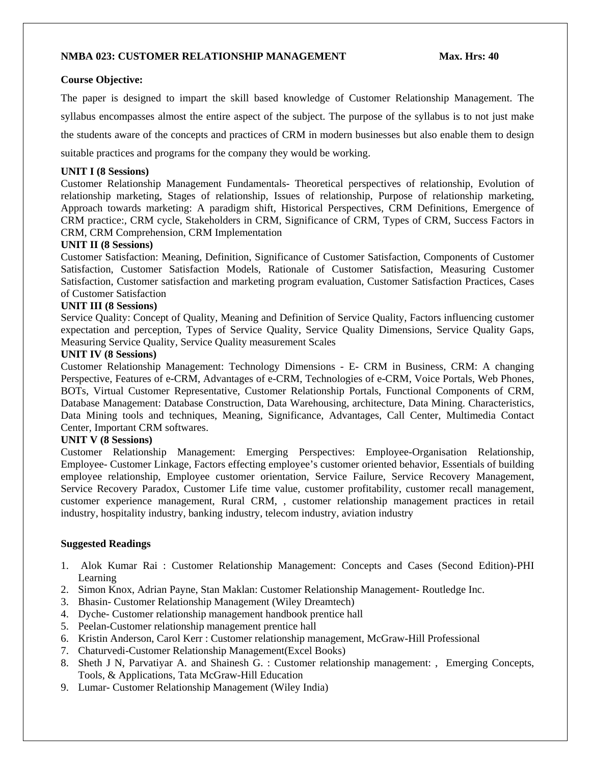**NMBA 023: CUSTOMER RELATIONSHIP MANAGEMENT** **Max. Hrs: 40**

**Course Objective:**

The paper is designed to impart the skill based knowledge of Customer Relationship Management. The syllabus encompasses almost the entire aspect of the subject. The purpose of the syllabus is to not just make the students aware of the concepts and practices of CRM in modern businesses but also enable them to design suitable practices and programs for the company they would be working.

**UNIT I (8 Sessions)**

Customer Relationship Management Fundamentals- Theoretical perspectives of relationship, Evolution of relationship marketing, Stages of relationship, Issues of relationship, Purpose of relationship marketing, Approach towards marketing: A paradigm shift, Historical Perspectives, CRM Definitions, Emergence of CRM practice:, CRM cycle, Stakeholders in CRM, Significance of CRM, Types of CRM, Success Factors in CRM, CRM Comprehension, CRM Implementation

**UNIT II (8 Sessions)**

Customer Satisfaction: Meaning, Definition, Significance of Customer Satisfaction, Components of Customer Satisfaction, Customer Satisfaction Models, Rationale of Customer Satisfaction, Measuring Customer Satisfaction, Customer satisfaction and marketing program evaluation, Customer Satisfaction Practices, Cases of Customer Satisfaction

**UNIT III (8 Sessions)**

Service Quality: Concept of Quality, Meaning and Definition of Service Quality, Factors influencing customer expectation and perception, Types of Service Quality, Service Quality Dimensions, Service Quality Gaps, Measuring Service Quality, Service Quality measurement Scales

**UNIT IV (8 Sessions)**

Customer Relationship Management: Technology Dimensions - E- CRM in Business, CRM: A changing Perspective, Features of e-CRM, Advantages of e-CRM, Technologies of e-CRM, Voice Portals, Web Phones, BOTs, Virtual Customer Representative, Customer Relationship Portals, Functional Components of CRM, Database Management: Database Construction, Data Warehousing, architecture, Data Mining. Characteristics, Data Mining tools and techniques, Meaning, Significance, Advantages, Call Center, Multimedia Contact Center, Important CRM softwares.

**UNIT V (8 Sessions)**

Customer Relationship Management: Emerging Perspectives: Employee-Organisation Relationship, Employee- Customer Linkage, Factors effecting employee's customer oriented behavior, Essentials of building employee relationship, Employee customer orientation, Service Failure, Service Recovery Management, Service Recovery Paradox, Customer Life time value, customer profitability, customer recall management, customer experience management, Rural CRM, , customer relationship management practices in retail industry, hospitality industry, banking industry, telecom industry, aviation industry

**Suggested Readings**

1. Alok Kumar Rai : Customer Relationship Management: Concepts and Cases (Second Edition)-PHI Learning
2. Simon Knox, Adrian Payne, Stan Maklan: Customer Relationship Management- Routledge Inc.
3. Bhasin- Customer Relationship Management (Wiley Dreamtech)
4. Dyche- Customer relationship management handbook prentice hall
5. Peelan-Customer relationship management prentice hall
6. Kristin Anderson, Carol Kerr : Customer relationship management, McGraw-Hill Professional
7. Chaturvedi-Customer Relationship Management(Excel Books)
8. Sheth J N, Parvatiyar A. and Shainesh G. : Customer relationship management: , Emerging Concepts, Tools, & Applications, Tata McGraw-Hill Education
9. Lumar- Customer Relationship Management (Wiley India)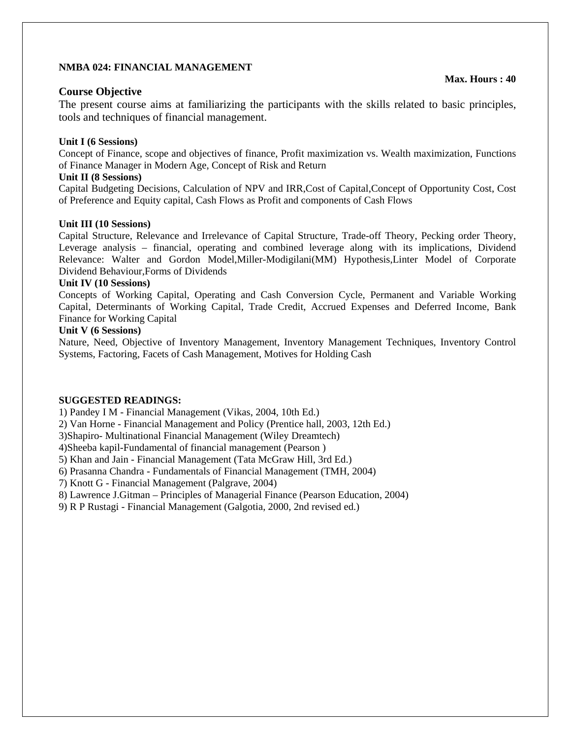**NMBA 024: FINANCIAL MANAGEMENT**

**Max. Hours : 40**

## Course Objective

The present course aims at familiarizing the participants with the skills related to basic principles, tools and techniques of financial management.

**Unit I (6 Sessions)**

Concept of Finance, scope and objectives of finance, Profit maximization vs. Wealth maximization, Functions of Finance Manager in Modern Age, Concept of Risk and Return

**Unit II (8 Sessions)**

Capital Budgeting Decisions, Calculation of NPV and IRR,Cost of Capital,Concept of Opportunity Cost, Cost of Preference and Equity capital, Cash Flows as Profit and components of Cash Flows

**Unit III (10 Sessions)**

Capital Structure, Relevance and Irrelevance of Capital Structure, Trade-off Theory, Pecking order Theory, Leverage analysis – financial, operating and combined leverage along with its implications, Dividend Relevance: Walter and Gordon Model,Miller-Modigilani(MM) Hypothesis,Linter Model of Corporate Dividend Behaviour,Forms of Dividends

**Unit IV (10 Sessions)**

Concepts of Working Capital, Operating and Cash Conversion Cycle, Permanent and Variable Working Capital, Determinants of Working Capital, Trade Credit, Accrued Expenses and Deferred Income, Bank Finance for Working Capital

**Unit V (6 Sessions)**

Nature, Need, Objective of Inventory Management, Inventory Management Techniques, Inventory Control Systems, Factoring, Facets of Cash Management, Motives for Holding Cash

**SUGGESTED READINGS:**

1) Pandey I M - Financial Management (Vikas, 2004, 10th Ed.)
2) Van Horne - Financial Management and Policy (Prentice hall, 2003, 12th Ed.)
3)Shapiro- Multinational Financial Management (Wiley Dreamtech)
4)Sheeba kapil-Fundamental of financial management (Pearson )
5) Khan and Jain - Financial Management (Tata McGraw Hill, 3rd Ed.)
6) Prasanna Chandra - Fundamentals of Financial Management (TMH, 2004)
7) Knott G - Financial Management (Palgrave, 2004)
8) Lawrence J.Gitman – Principles of Managerial Finance (Pearson Education, 2004)
9) R P Rustagi - Financial Management (Galgotia, 2000, 2nd revised ed.)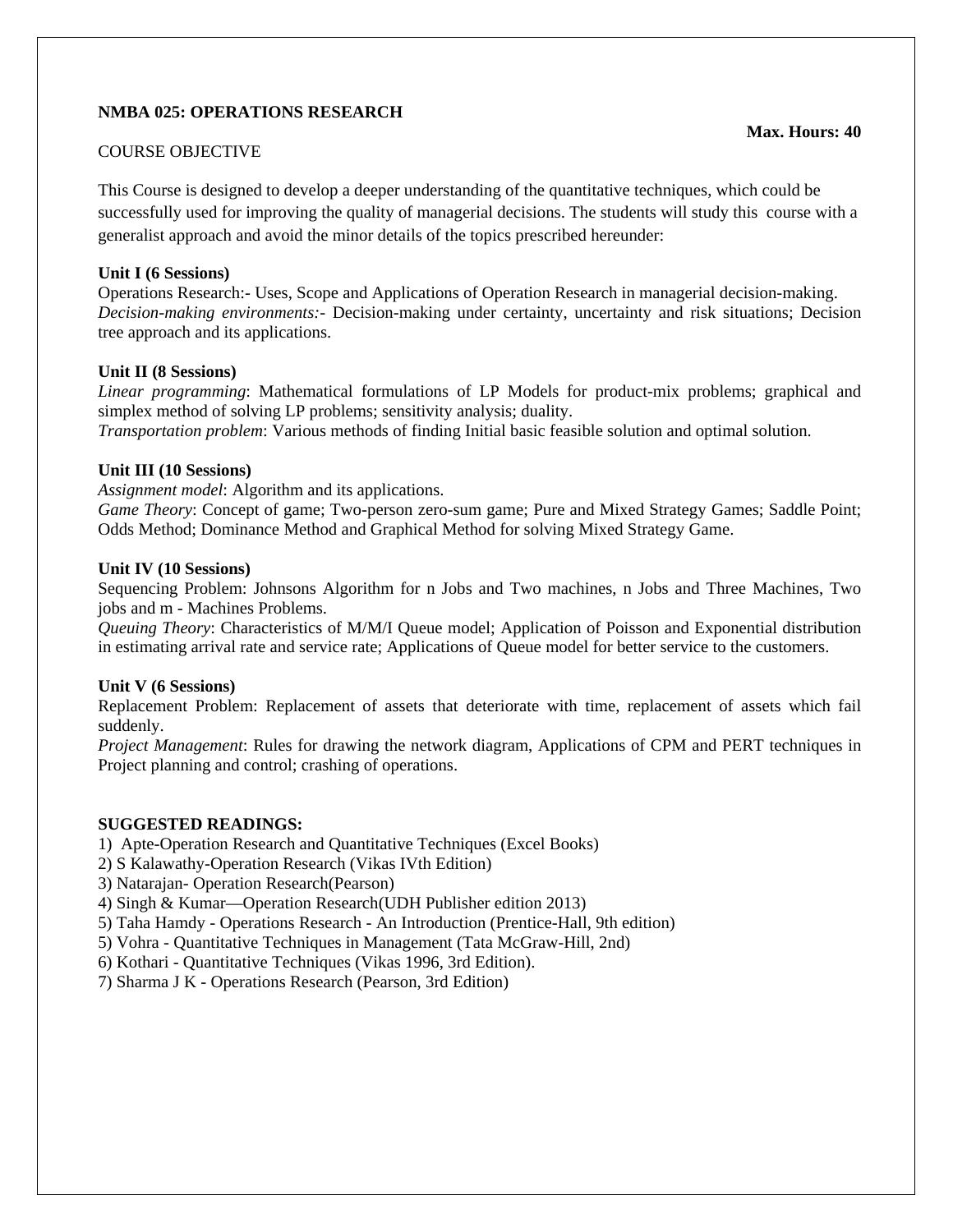**NMBA 025: OPERATIONS RESEARCH**

**Max. Hours: 40**

COURSE OBJECTIVE

This Course is designed to develop a deeper understanding of the quantitative techniques, which could be successfully used for improving the quality of managerial decisions. The students will study this course with a generalist approach and avoid the minor details of the topics prescribed hereunder:

**Unit I (6 Sessions)**

Operations Research:- Uses, Scope and Applications of Operation Research in managerial decision-making. *Decision-making environments:-* Decision-making under certainty, uncertainty and risk situations; Decision tree approach and its applications.

**Unit II (8 Sessions)**

*Linear programming*: Mathematical formulations of LP Models for product-mix problems; graphical and simplex method of solving LP problems; sensitivity analysis; duality.

*Transportation problem*: Various methods of finding Initial basic feasible solution and optimal solution.

**Unit III (10 Sessions)**

*Assignment model*: Algorithm and its applications.

*Game Theory*: Concept of game; Two-person zero-sum game; Pure and Mixed Strategy Games; Saddle Point; Odds Method; Dominance Method and Graphical Method for solving Mixed Strategy Game.

**Unit IV (10 Sessions)**

Sequencing Problem: Johnsons Algorithm for n Jobs and Two machines, n Jobs and Three Machines, Two jobs and m - Machines Problems.

*Queuing Theory*: Characteristics of M/M/I Queue model; Application of Poisson and Exponential distribution in estimating arrival rate and service rate; Applications of Queue model for better service to the customers.

**Unit V (6 Sessions)**

Replacement Problem: Replacement of assets that deteriorate with time, replacement of assets which fail suddenly.

*Project Management*: Rules for drawing the network diagram, Applications of CPM and PERT techniques in Project planning and control; crashing of operations.

**SUGGESTED READINGS:**

1) Apte-Operation Research and Quantitative Techniques (Excel Books)
2) S Kalawathy-Operation Research (Vikas IVth Edition)
3) Natarajan- Operation Research(Pearson)
4) Singh & Kumar—Operation Research(UDH Publisher edition 2013)
5) Taha Hamdy - Operations Research - An Introduction (Prentice-Hall, 9th edition)
5) Vohra - Quantitative Techniques in Management (Tata McGraw-Hill, 2nd)
6) Kothari - Quantitative Techniques (Vikas 1996, 3rd Edition).
7) Sharma J K - Operations Research (Pearson, 3rd Edition)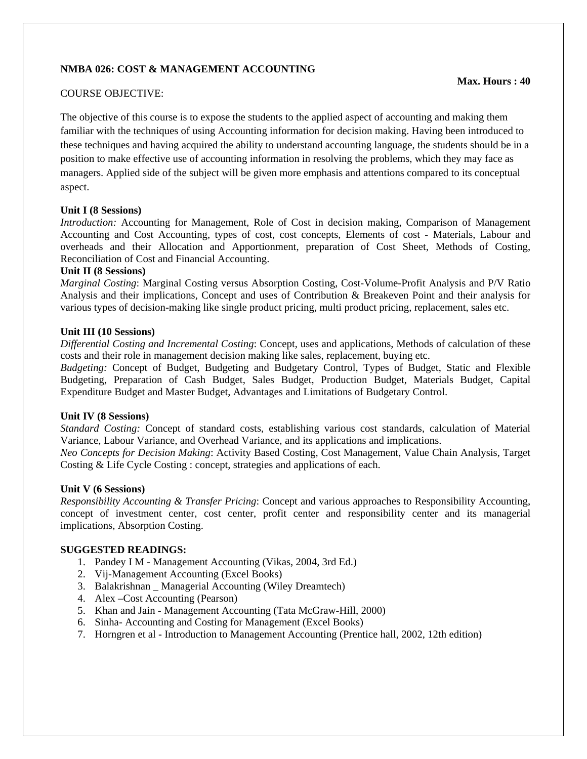**NMBA 026: COST & MANAGEMENT ACCOUNTING**

**Max. Hours : 40**

COURSE OBJECTIVE:

The objective of this course is to expose the students to the applied aspect of accounting and making them familiar with the techniques of using Accounting information for decision making. Having been introduced to these techniques and having acquired the ability to understand accounting language, the students should be in a position to make effective use of accounting information in resolving the problems, which they may face as managers. Applied side of the subject will be given more emphasis and attentions compared to its conceptual aspect.

**Unit I (8 Sessions)**

*Introduction:* Accounting for Management, Role of Cost in decision making, Comparison of Management Accounting and Cost Accounting, types of cost, cost concepts, Elements of cost - Materials, Labour and overheads and their Allocation and Apportionment, preparation of Cost Sheet, Methods of Costing, Reconciliation of Cost and Financial Accounting.

**Unit II (8 Sessions)**

*Marginal Costing*: Marginal Costing versus Absorption Costing, Cost-Volume-Profit Analysis and P/V Ratio Analysis and their implications, Concept and uses of Contribution & Breakeven Point and their analysis for various types of decision-making like single product pricing, multi product pricing, replacement, sales etc.

**Unit III (10 Sessions)**

*Differential Costing and Incremental Costing*: Concept, uses and applications, Methods of calculation of these costs and their role in management decision making like sales, replacement, buying etc.

*Budgeting:* Concept of Budget, Budgeting and Budgetary Control, Types of Budget, Static and Flexible Budgeting, Preparation of Cash Budget, Sales Budget, Production Budget, Materials Budget, Capital Expenditure Budget and Master Budget, Advantages and Limitations of Budgetary Control.

**Unit IV (8 Sessions)**

*Standard Costing:* Concept of standard costs, establishing various cost standards, calculation of Material Variance, Labour Variance, and Overhead Variance, and its applications and implications.

*Neo Concepts for Decision Making*: Activity Based Costing, Cost Management, Value Chain Analysis, Target Costing & Life Cycle Costing : concept, strategies and applications of each.

**Unit V (6 Sessions)**

*Responsibility Accounting & Transfer Pricing*: Concept and various approaches to Responsibility Accounting, concept of investment center, cost center, profit center and responsibility center and its managerial implications, Absorption Costing.

**SUGGESTED READINGS:**

1. Pandey I M - Management Accounting (Vikas, 2004, 3rd Ed.)
2. Vij-Management Accounting (Excel Books)
3. Balakrishnan _ Managerial Accounting (Wiley Dreamtech)
4. Alex –Cost Accounting (Pearson)
5. Khan and Jain - Management Accounting (Tata McGraw-Hill, 2000)
6. Sinha- Accounting and Costing for Management (Excel Books)
7. Horngren et al - Introduction to Management Accounting (Prentice hall, 2002, 12th edition)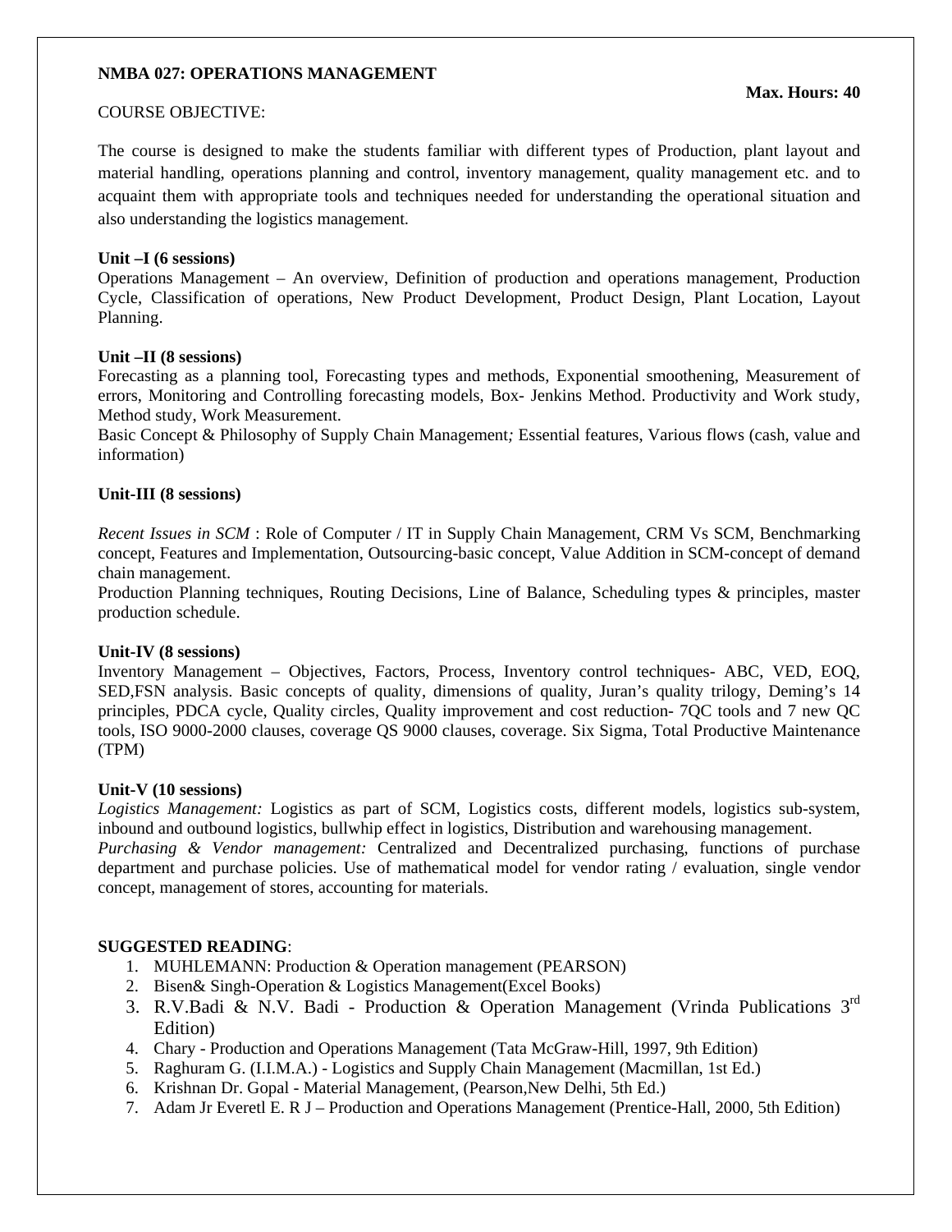**NMBA 027: OPERATIONS MANAGEMENT**

**Max. Hours: 40**

COURSE OBJECTIVE:

The course is designed to make the students familiar with different types of Production, plant layout and material handling, operations planning and control, inventory management, quality management etc. and to acquaint them with appropriate tools and techniques needed for understanding the operational situation and also understanding the logistics management.

**Unit –I (6 sessions)**

Operations Management – An overview, Definition of production and operations management, Production Cycle, Classification of operations, New Product Development, Product Design, Plant Location, Layout Planning.

**Unit –II (8 sessions)**

Forecasting as a planning tool, Forecasting types and methods, Exponential smoothening, Measurement of errors, Monitoring and Controlling forecasting models, Box- Jenkins Method. Productivity and Work study, Method study, Work Measurement.

Basic Concept & Philosophy of Supply Chain Management*;* Essential features, Various flows (cash, value and information)

**Unit-III (8 sessions)**

*Recent Issues in SCM* : Role of Computer / IT in Supply Chain Management, CRM Vs SCM, Benchmarking concept, Features and Implementation, Outsourcing-basic concept, Value Addition in SCM-concept of demand chain management.

Production Planning techniques, Routing Decisions, Line of Balance, Scheduling types & principles, master production schedule.

**Unit-IV (8 sessions)**

Inventory Management – Objectives, Factors, Process, Inventory control techniques- ABC, VED, EOQ, SED,FSN analysis. Basic concepts of quality, dimensions of quality, Juran's quality trilogy, Deming's 14 principles, PDCA cycle, Quality circles, Quality improvement and cost reduction- 7QC tools and 7 new QC tools, ISO 9000-2000 clauses, coverage QS 9000 clauses, coverage. Six Sigma, Total Productive Maintenance (TPM)

**Unit-V (10 sessions)**

*Logistics Management:* Logistics as part of SCM, Logistics costs, different models, logistics sub-system, inbound and outbound logistics, bullwhip effect in logistics, Distribution and warehousing management.

*Purchasing & Vendor management:* Centralized and Decentralized purchasing, functions of purchase department and purchase policies. Use of mathematical model for vendor rating / evaluation, single vendor concept, management of stores, accounting for materials.

**SUGGESTED READING**:

1. MUHLEMANN: Production & Operation management (PEARSON)
2. Bisen& Singh-Operation & Logistics Management(Excel Books)
3. R.V.Badi & N.V. Badi - Production & Operation Management (Vrinda Publications 3rd Edition)
4. Chary - Production and Operations Management (Tata McGraw-Hill, 1997, 9th Edition)
5. Raghuram G. (I.I.M.A.) - Logistics and Supply Chain Management (Macmillan, 1st Ed.)
6. Krishnan Dr. Gopal - Material Management, (Pearson,New Delhi, 5th Ed.)
7. Adam Jr Everetl E. R J – Production and Operations Management (Prentice-Hall, 2000, 5th Edition)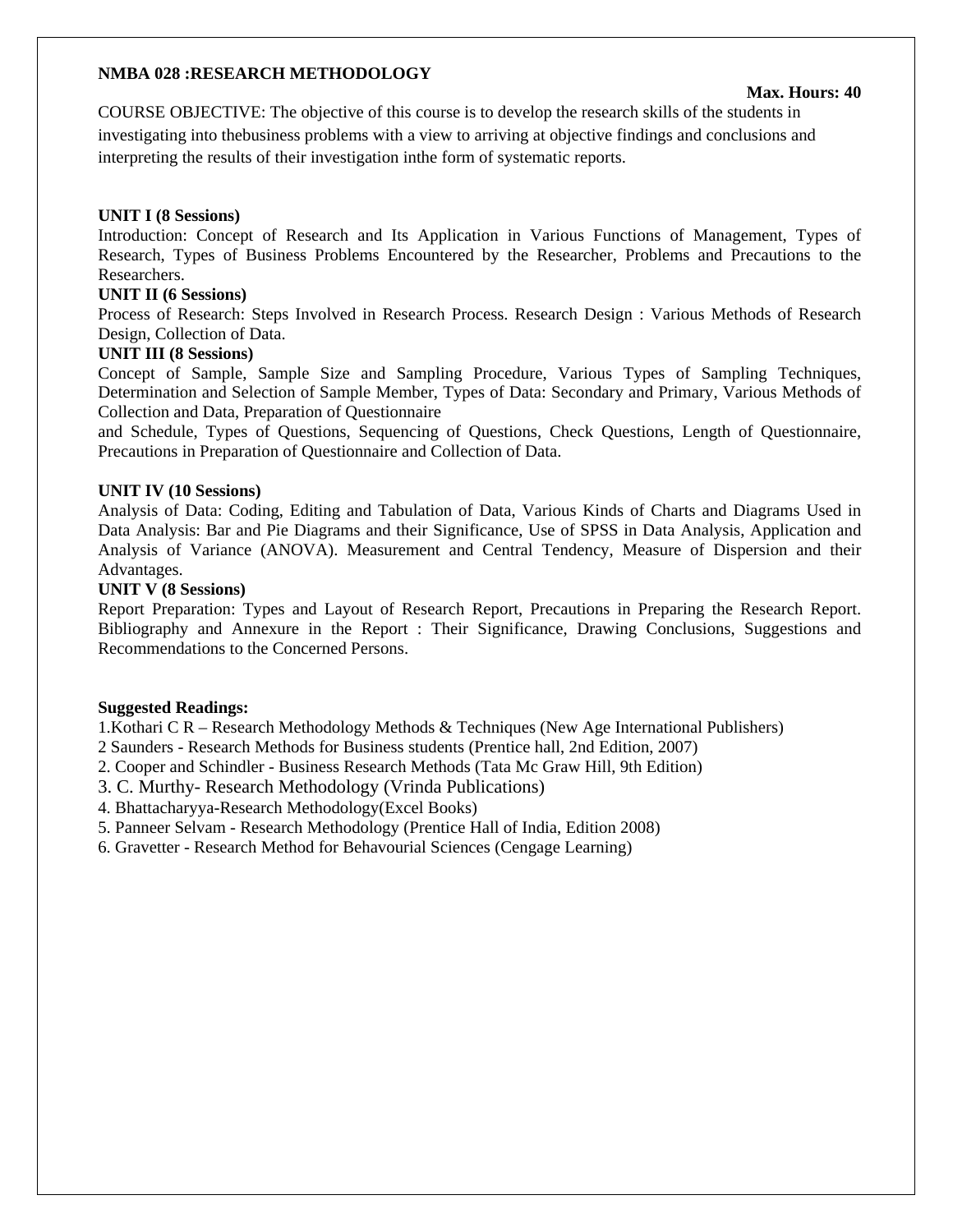**NMBA 028 :RESEARCH METHODOLOGY**

**Max. Hours: 40**

COURSE OBJECTIVE: The objective of this course is to develop the research skills of the students in investigating into thebusiness problems with a view to arriving at objective findings and conclusions and interpreting the results of their investigation inthe form of systematic reports.

**UNIT I (8 Sessions)**

Introduction: Concept of Research and Its Application in Various Functions of Management, Types of Research, Types of Business Problems Encountered by the Researcher, Problems and Precautions to the Researchers.

**UNIT II (6 Sessions)**

Process of Research: Steps Involved in Research Process. Research Design : Various Methods of Research Design, Collection of Data.

**UNIT III (8 Sessions)**

Concept of Sample, Sample Size and Sampling Procedure, Various Types of Sampling Techniques, Determination and Selection of Sample Member, Types of Data: Secondary and Primary, Various Methods of Collection and Data, Preparation of Questionnaire

and Schedule, Types of Questions, Sequencing of Questions, Check Questions, Length of Questionnaire, Precautions in Preparation of Questionnaire and Collection of Data.

**UNIT IV (10 Sessions)**

Analysis of Data: Coding, Editing and Tabulation of Data, Various Kinds of Charts and Diagrams Used in Data Analysis: Bar and Pie Diagrams and their Significance, Use of SPSS in Data Analysis, Application and Analysis of Variance (ANOVA). Measurement and Central Tendency, Measure of Dispersion and their Advantages.

**UNIT V (8 Sessions)**

Report Preparation: Types and Layout of Research Report, Precautions in Preparing the Research Report. Bibliography and Annexure in the Report : Their Significance, Drawing Conclusions, Suggestions and Recommendations to the Concerned Persons.

**Suggested Readings:**

1.Kothari C R – Research Methodology Methods & Techniques (New Age International Publishers)
2 Saunders - Research Methods for Business students (Prentice hall, 2nd Edition, 2007)
2. Cooper and Schindler - Business Research Methods (Tata Mc Graw Hill, 9th Edition)
3. C. Murthy- Research Methodology (Vrinda Publications)
4. Bhattacharyya-Research Methodology(Excel Books)
5. Panneer Selvam - Research Methodology (Prentice Hall of India, Edition 2008)
6. Gravetter - Research Method for Behavourial Sciences (Cengage Learning)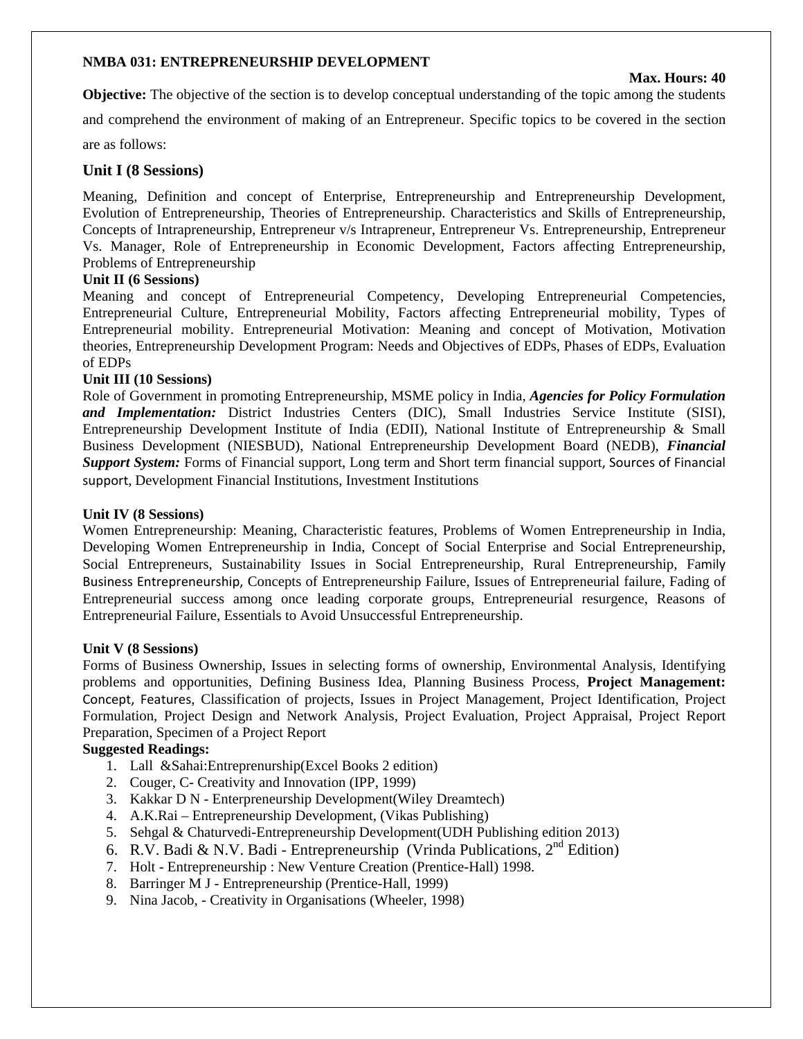**NMBA 031: ENTREPRENEURSHIP DEVELOPMENT**

**Max. Hours: 40**

**Objective:** The objective of the section is to develop conceptual understanding of the topic among the students and comprehend the environment of making of an Entrepreneur. Specific topics to be covered in the section are as follows:

## Unit I (8 Sessions)

Meaning, Definition and concept of Enterprise, Entrepreneurship and Entrepreneurship Development, Evolution of Entrepreneurship, Theories of Entrepreneurship. Characteristics and Skills of Entrepreneurship, Concepts of Intrapreneurship, Entrepreneur v/s Intrapreneur, Entrepreneur Vs. Entrepreneurship, Entrepreneur Vs. Manager, Role of Entrepreneurship in Economic Development, Factors affecting Entrepreneurship, Problems of Entrepreneurship

**Unit II (6 Sessions)**

Meaning and concept of Entrepreneurial Competency, Developing Entrepreneurial Competencies, Entrepreneurial Culture, Entrepreneurial Mobility, Factors affecting Entrepreneurial mobility, Types of Entrepreneurial mobility. Entrepreneurial Motivation: Meaning and concept of Motivation, Motivation theories, Entrepreneurship Development Program: Needs and Objectives of EDPs, Phases of EDPs, Evaluation of EDPs

**Unit III (10 Sessions)**

Role of Government in promoting Entrepreneurship, MSME policy in India, ***Agencies for Policy Formulation and Implementation:*** District Industries Centers (DIC), Small Industries Service Institute (SISI), Entrepreneurship Development Institute of India (EDII), National Institute of Entrepreneurship & Small Business Development (NIESBUD), National Entrepreneurship Development Board (NEDB), ***Financial Support System:*** Forms of Financial support, Long term and Short term financial support, Sources of Financial support, Development Financial Institutions, Investment Institutions

**Unit IV (8 Sessions)**

Women Entrepreneurship: Meaning, Characteristic features, Problems of Women Entrepreneurship in India, Developing Women Entrepreneurship in India, Concept of Social Enterprise and Social Entrepreneurship, Social Entrepreneurs, Sustainability Issues in Social Entrepreneurship, Rural Entrepreneurship, Family Business Entrepreneurship, Concepts of Entrepreneurship Failure, Issues of Entrepreneurial failure, Fading of Entrepreneurial success among once leading corporate groups, Entrepreneurial resurgence, Reasons of Entrepreneurial Failure, Essentials to Avoid Unsuccessful Entrepreneurship.

**Unit V (8 Sessions)**

Forms of Business Ownership, Issues in selecting forms of ownership, Environmental Analysis, Identifying problems and opportunities, Defining Business Idea, Planning Business Process, **Project Management:** Concept, Features, Classification of projects, Issues in Project Management, Project Identification, Project Formulation, Project Design and Network Analysis, Project Evaluation, Project Appraisal, Project Report Preparation, Specimen of a Project Report

**Suggested Readings:**

1. Lall &Sahai:Entreprenurship(Excel Books 2 edition)
2. Couger, C- Creativity and Innovation (IPP, 1999)
3. Kakkar D N - Enterpreneurship Development(Wiley Dreamtech)
4. A.K.Rai – Entrepreneurship Development, (Vikas Publishing)
5. Sehgal & Chaturvedi-Entrepreneurship Development(UDH Publishing edition 2013)
6. R.V. Badi & N.V. Badi - Entrepreneurship (Vrinda Publications, 2nd Edition)
7. Holt - Entrepreneurship : New Venture Creation (Prentice-Hall) 1998.
8. Barringer M J - Entrepreneurship (Prentice-Hall, 1999)
9. Nina Jacob, - Creativity in Organisations (Wheeler, 1998)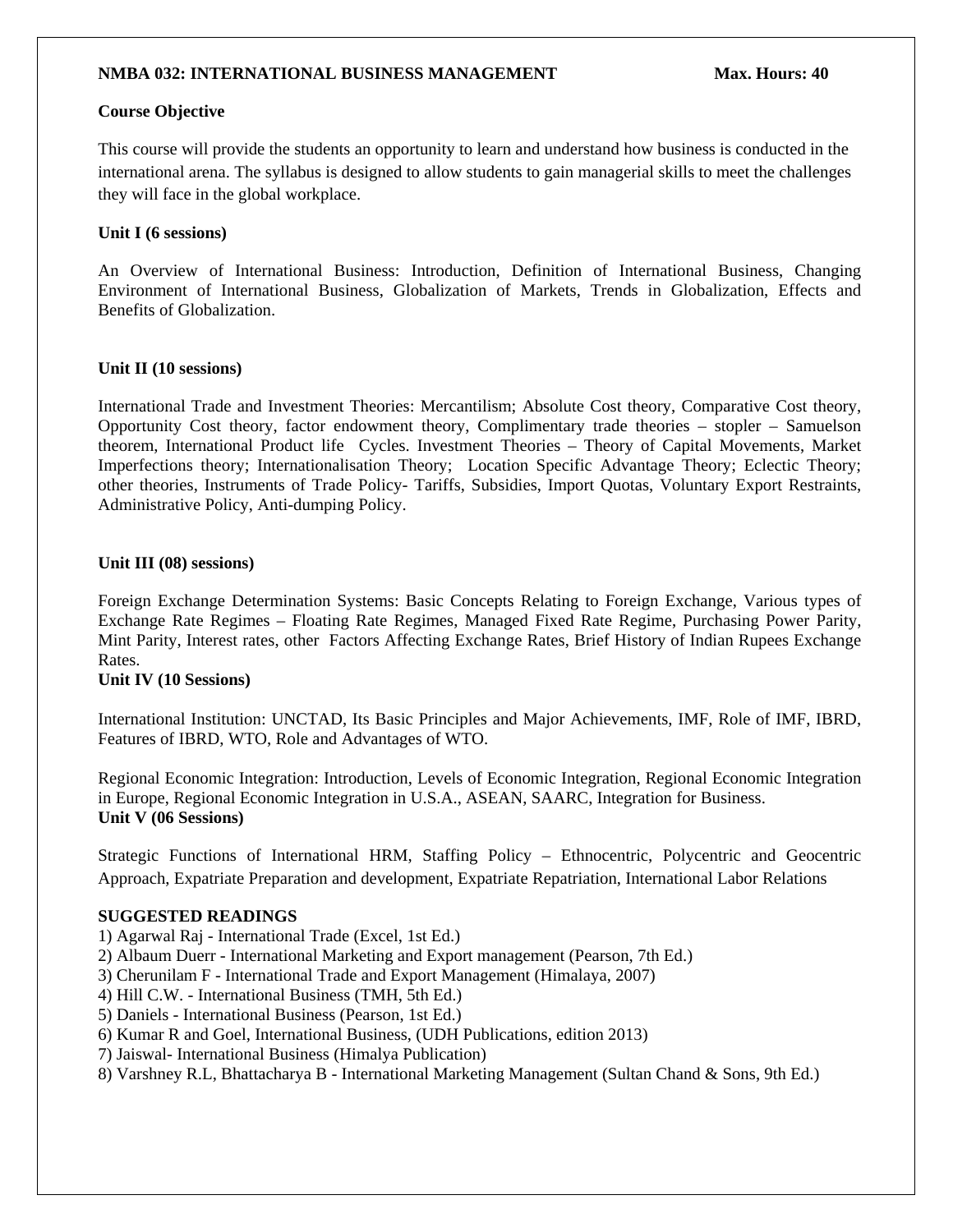**NMBA 032: INTERNATIONAL BUSINESS MANAGEMENT** **Max. Hours: 40**

**Course Objective**

This course will provide the students an opportunity to learn and understand how business is conducted in the international arena. The syllabus is designed to allow students to gain managerial skills to meet the challenges they will face in the global workplace.

**Unit I (6 sessions)**

An Overview of International Business: Introduction, Definition of International Business, Changing Environment of International Business, Globalization of Markets, Trends in Globalization, Effects and Benefits of Globalization.

**Unit II (10 sessions)**

International Trade and Investment Theories: Mercantilism; Absolute Cost theory, Comparative Cost theory, Opportunity Cost theory, factor endowment theory, Complimentary trade theories – stopler – Samuelson theorem, International Product life Cycles. Investment Theories – Theory of Capital Movements, Market Imperfections theory; Internationalisation Theory; Location Specific Advantage Theory; Eclectic Theory; other theories, Instruments of Trade Policy- Tariffs, Subsidies, Import Quotas, Voluntary Export Restraints, Administrative Policy, Anti-dumping Policy.

**Unit III (08) sessions)**

Foreign Exchange Determination Systems: Basic Concepts Relating to Foreign Exchange, Various types of Exchange Rate Regimes – Floating Rate Regimes, Managed Fixed Rate Regime, Purchasing Power Parity, Mint Parity, Interest rates, other Factors Affecting Exchange Rates, Brief History of Indian Rupees Exchange Rates.

**Unit IV (10 Sessions)**

International Institution: UNCTAD, Its Basic Principles and Major Achievements, IMF, Role of IMF, IBRD, Features of IBRD, WTO, Role and Advantages of WTO.

Regional Economic Integration: Introduction, Levels of Economic Integration, Regional Economic Integration in Europe, Regional Economic Integration in U.S.A., ASEAN, SAARC, Integration for Business.

**Unit V (06 Sessions)**

Strategic Functions of International HRM, Staffing Policy – Ethnocentric, Polycentric and Geocentric Approach, Expatriate Preparation and development, Expatriate Repatriation, International Labor Relations

**SUGGESTED READINGS**

1) Agarwal Raj - International Trade (Excel, 1st Ed.)
2) Albaum Duerr - International Marketing and Export management (Pearson, 7th Ed.)
3) Cherunilam F - International Trade and Export Management (Himalaya, 2007)
4) Hill C.W. - International Business (TMH, 5th Ed.)
5) Daniels - International Business (Pearson, 1st Ed.)
6) Kumar R and Goel, International Business, (UDH Publications, edition 2013)
7) Jaiswal- International Business (Himalya Publication)
8) Varshney R.L, Bhattacharya B - International Marketing Management (Sultan Chand & Sons, 9th Ed.)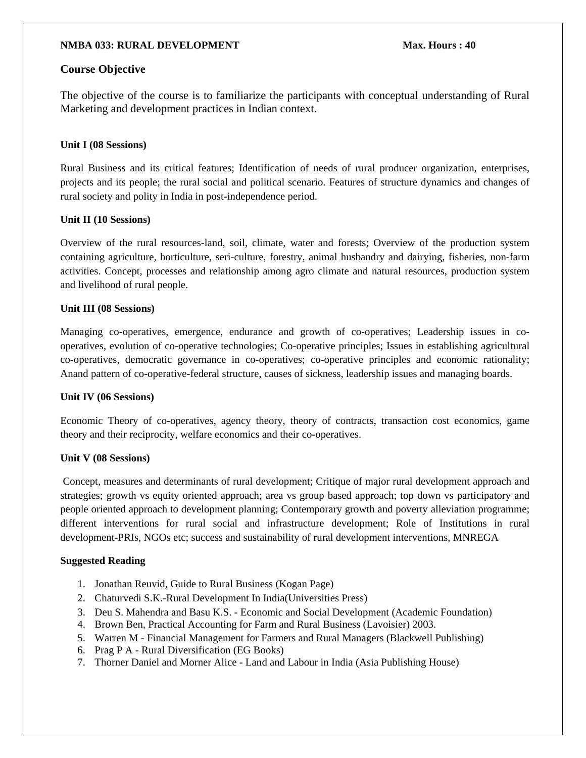**NMBA 033: RURAL DEVELOPMENT** **Max. Hours : 40**

## Course Objective

The objective of the course is to familiarize the participants with conceptual understanding of Rural Marketing and development practices in Indian context.

**Unit I (08 Sessions)**

Rural Business and its critical features; Identification of needs of rural producer organization, enterprises, projects and its people; the rural social and political scenario. Features of structure dynamics and changes of rural society and polity in India in post-independence period.

**Unit II (10 Sessions)**

Overview of the rural resources-land, soil, climate, water and forests; Overview of the production system containing agriculture, horticulture, seri-culture, forestry, animal husbandry and dairying, fisheries, non-farm activities. Concept, processes and relationship among agro climate and natural resources, production system and livelihood of rural people.

**Unit III (08 Sessions)**

Managing co-operatives, emergence, endurance and growth of co-operatives; Leadership issues in co-operatives, evolution of co-operative technologies; Co-operative principles; Issues in establishing agricultural co-operatives, democratic governance in co-operatives; co-operative principles and economic rationality; Anand pattern of co-operative-federal structure, causes of sickness, leadership issues and managing boards.

**Unit IV (06 Sessions)**

Economic Theory of co-operatives, agency theory, theory of contracts, transaction cost economics, game theory and their reciprocity, welfare economics and their co-operatives.

**Unit V (08 Sessions)**

Concept, measures and determinants of rural development; Critique of major rural development approach and strategies; growth vs equity oriented approach; area vs group based approach; top down vs participatory and people oriented approach to development planning; Contemporary growth and poverty alleviation programme; different interventions for rural social and infrastructure development; Role of Institutions in rural development-PRIs, NGOs etc; success and sustainability of rural development interventions, MNREGA

**Suggested Reading**

1. Jonathan Reuvid, Guide to Rural Business (Kogan Page)
2. Chaturvedi S.K.-Rural Development In India(Universities Press)
3. Deu S. Mahendra and Basu K.S. - Economic and Social Development (Academic Foundation)
4. Brown Ben, Practical Accounting for Farm and Rural Business (Lavoisier) 2003.
5. Warren M - Financial Management for Farmers and Rural Managers (Blackwell Publishing)
6. Prag P A - Rural Diversification (EG Books)
7. Thorner Daniel and Morner Alice - Land and Labour in India (Asia Publishing House)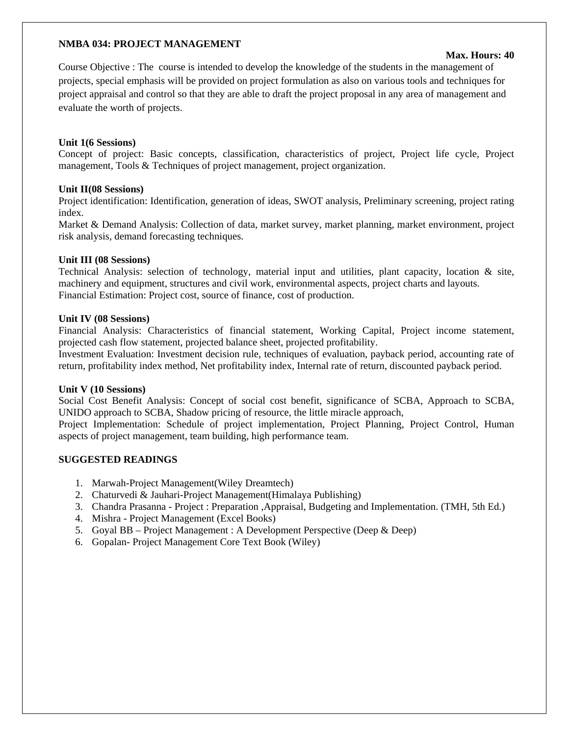**NMBA 034: PROJECT MANAGEMENT**

**Max. Hours: 40**

Course Objective : The course is intended to develop the knowledge of the students in the management of projects, special emphasis will be provided on project formulation as also on various tools and techniques for project appraisal and control so that they are able to draft the project proposal in any area of management and evaluate the worth of projects.

**Unit 1(6 Sessions)**

Concept of project: Basic concepts, classification, characteristics of project, Project life cycle, Project management, Tools & Techniques of project management, project organization.

**Unit II(08 Sessions)**

Project identification: Identification, generation of ideas, SWOT analysis, Preliminary screening, project rating index.

Market & Demand Analysis: Collection of data, market survey, market planning, market environment, project risk analysis, demand forecasting techniques.

**Unit III (08 Sessions)**

Technical Analysis: selection of technology, material input and utilities, plant capacity, location & site, machinery and equipment, structures and civil work, environmental aspects, project charts and layouts.

Financial Estimation: Project cost, source of finance, cost of production.

**Unit IV (08 Sessions)**

Financial Analysis: Characteristics of financial statement, Working Capital, Project income statement, projected cash flow statement, projected balance sheet, projected profitability.

Investment Evaluation: Investment decision rule, techniques of evaluation, payback period, accounting rate of return, profitability index method, Net profitability index, Internal rate of return, discounted payback period.

**Unit V (10 Sessions)**

Social Cost Benefit Analysis: Concept of social cost benefit, significance of SCBA, Approach to SCBA, UNIDO approach to SCBA, Shadow pricing of resource, the little miracle approach,

Project Implementation: Schedule of project implementation, Project Planning, Project Control, Human aspects of project management, team building, high performance team.

**SUGGESTED READINGS**

1. Marwah-Project Management(Wiley Dreamtech)
2. Chaturvedi & Jauhari-Project Management(Himalaya Publishing)
3. Chandra Prasanna - Project : Preparation ,Appraisal, Budgeting and Implementation. (TMH, 5th Ed.)
4. Mishra - Project Management (Excel Books)
5. Goyal BB – Project Management : A Development Perspective (Deep & Deep)
6. Gopalan- Project Management Core Text Book (Wiley)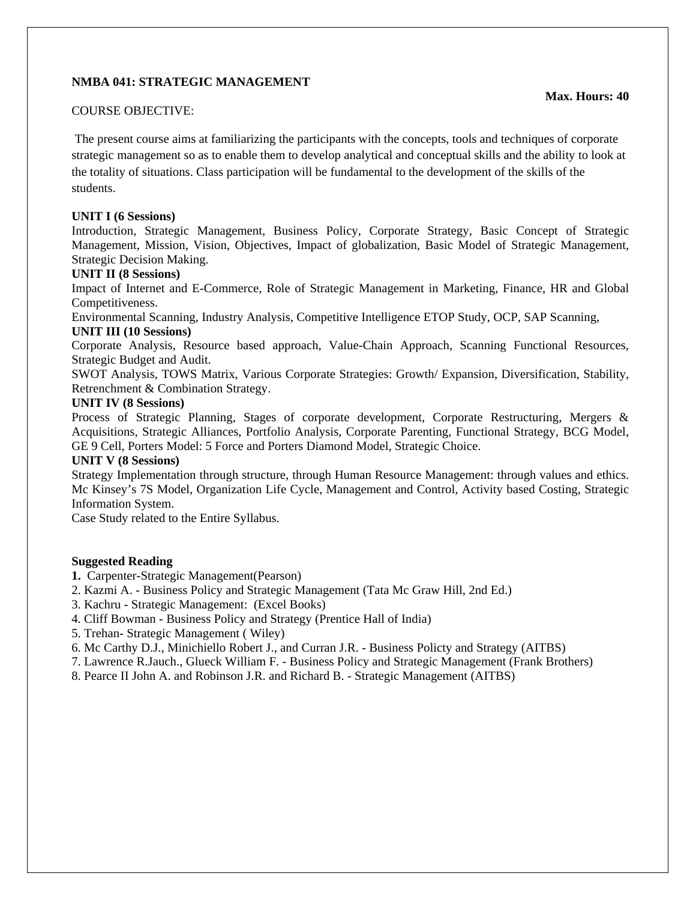**NMBA 041: STRATEGIC MANAGEMENT**

**Max. Hours: 40**

COURSE OBJECTIVE:

The present course aims at familiarizing the participants with the concepts, tools and techniques of corporate strategic management so as to enable them to develop analytical and conceptual skills and the ability to look at the totality of situations. Class participation will be fundamental to the development of the skills of the students.

**UNIT I (6 Sessions)**

Introduction, Strategic Management, Business Policy, Corporate Strategy, Basic Concept of Strategic Management, Mission, Vision, Objectives, Impact of globalization, Basic Model of Strategic Management, Strategic Decision Making.

**UNIT II (8 Sessions)**

Impact of Internet and E-Commerce, Role of Strategic Management in Marketing, Finance, HR and Global Competitiveness.

Environmental Scanning, Industry Analysis, Competitive Intelligence ETOP Study, OCP, SAP Scanning,

**UNIT III (10 Sessions)**

Corporate Analysis, Resource based approach, Value-Chain Approach, Scanning Functional Resources, Strategic Budget and Audit.

SWOT Analysis, TOWS Matrix, Various Corporate Strategies: Growth/ Expansion, Diversification, Stability, Retrenchment & Combination Strategy.

**UNIT IV (8 Sessions)**

Process of Strategic Planning, Stages of corporate development, Corporate Restructuring, Mergers & Acquisitions, Strategic Alliances, Portfolio Analysis, Corporate Parenting, Functional Strategy, BCG Model, GE 9 Cell, Porters Model: 5 Force and Porters Diamond Model, Strategic Choice.

**UNIT V (8 Sessions)**

Strategy Implementation through structure, through Human Resource Management: through values and ethics. Mc Kinsey's 7S Model, Organization Life Cycle, Management and Control, Activity based Costing, Strategic Information System.

Case Study related to the Entire Syllabus.

**Suggested Reading**

1. Carpenter-Strategic Management(Pearson)
2. Kazmi A. - Business Policy and Strategic Management (Tata Mc Graw Hill, 2nd Ed.)
3. Kachru - Strategic Management: (Excel Books)
4. Cliff Bowman - Business Policy and Strategy (Prentice Hall of India)
5. Trehan- Strategic Management ( Wiley)
6. Mc Carthy D.J., Minichiello Robert J., and Curran J.R. - Business Policty and Strategy (AITBS)
7. Lawrence R.Jauch., Glueck William F. - Business Policy and Strategic Management (Frank Brothers)
8. Pearce II John A. and Robinson J.R. and Richard B. - Strategic Management (AITBS)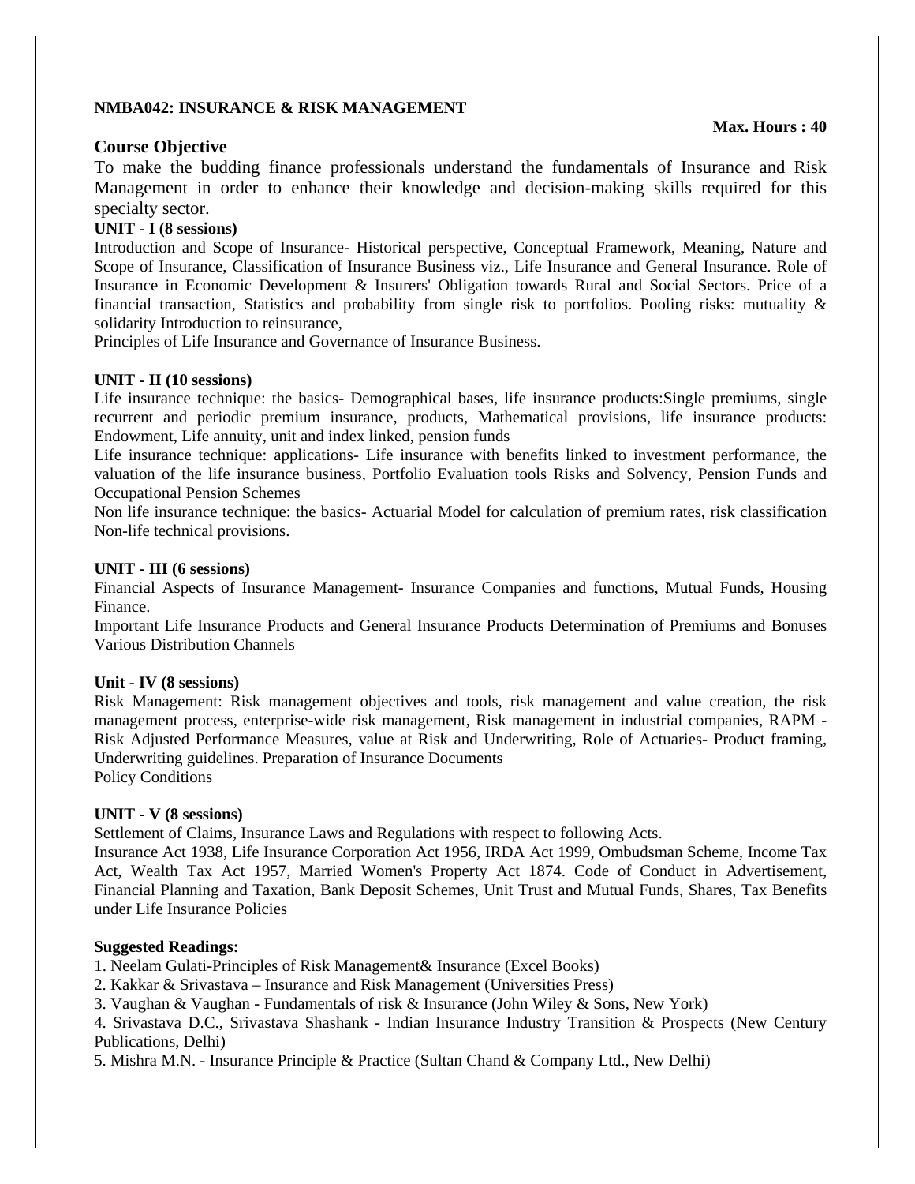**NMBA042: INSURANCE & RISK MANAGEMENT**

**Max. Hours : 40**

### Course Objective

To make the budding finance professionals understand the fundamentals of Insurance and Risk Management in order to enhance their knowledge and decision-making skills required for this specialty sector.

**UNIT - I (8 sessions)**

Introduction and Scope of Insurance- Historical perspective, Conceptual Framework, Meaning, Nature and Scope of Insurance, Classification of Insurance Business viz., Life Insurance and General Insurance. Role of Insurance in Economic Development & Insurers' Obligation towards Rural and Social Sectors. Price of a financial transaction, Statistics and probability from single risk to portfolios. Pooling risks: mutuality & solidarity Introduction to reinsurance,

Principles of Life Insurance and Governance of Insurance Business.

**UNIT - II (10 sessions)**

Life insurance technique: the basics- Demographical bases, life insurance products:Single premiums, single recurrent and periodic premium insurance, products, Mathematical provisions, life insurance products: Endowment, Life annuity, unit and index linked, pension funds

Life insurance technique: applications- Life insurance with benefits linked to investment performance, the valuation of the life insurance business, Portfolio Evaluation tools Risks and Solvency, Pension Funds and Occupational Pension Schemes

Non life insurance technique: the basics- Actuarial Model for calculation of premium rates, risk classification Non-life technical provisions.

**UNIT - III (6 sessions)**

Financial Aspects of Insurance Management- Insurance Companies and functions, Mutual Funds, Housing Finance.

Important Life Insurance Products and General Insurance Products Determination of Premiums and Bonuses Various Distribution Channels

**Unit - IV (8 sessions)**

Risk Management: Risk management objectives and tools, risk management and value creation, the risk management process, enterprise-wide risk management, Risk management in industrial companies, RAPM - Risk Adjusted Performance Measures, value at Risk and Underwriting, Role of Actuaries- Product framing, Underwriting guidelines. Preparation of Insurance Documents

Policy Conditions

**UNIT - V (8 sessions)**

Settlement of Claims, Insurance Laws and Regulations with respect to following Acts.

Insurance Act 1938, Life Insurance Corporation Act 1956, IRDA Act 1999, Ombudsman Scheme, Income Tax Act, Wealth Tax Act 1957, Married Women's Property Act 1874. Code of Conduct in Advertisement, Financial Planning and Taxation, Bank Deposit Schemes, Unit Trust and Mutual Funds, Shares, Tax Benefits under Life Insurance Policies

**Suggested Readings:**

1. Neelam Gulati-Principles of Risk Management& Insurance (Excel Books)
2. Kakkar & Srivastava – Insurance and Risk Management (Universities Press)
3. Vaughan & Vaughan - Fundamentals of risk & Insurance (John Wiley & Sons, New York)
4. Srivastava D.C., Srivastava Shashank - Indian Insurance Industry Transition & Prospects (New Century Publications, Delhi)
5. Mishra M.N. - Insurance Principle & Practice (Sultan Chand & Company Ltd., New Delhi)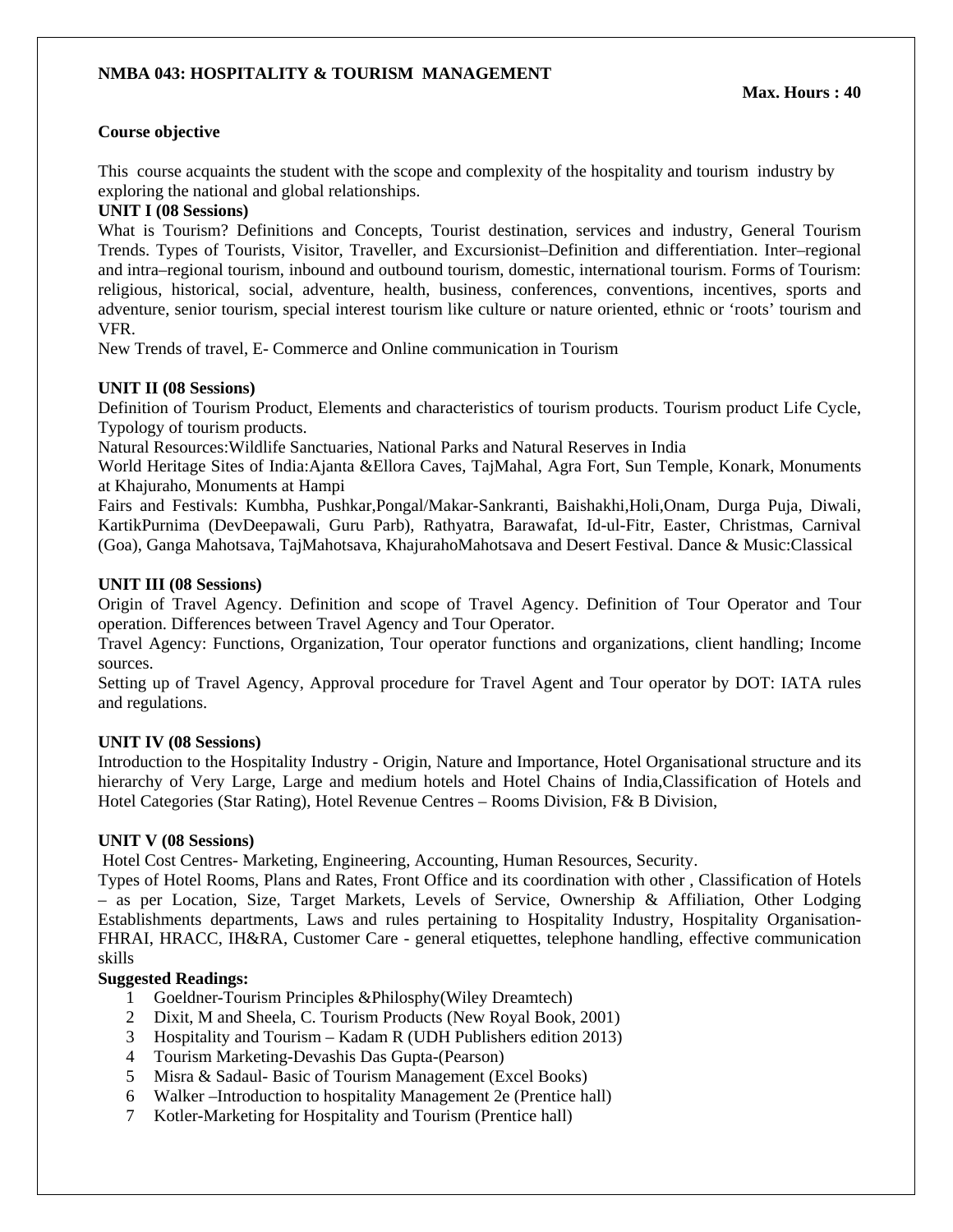**NMBA 043: HOSPITALITY & TOURISM MANAGEMENT**

**Max. Hours : 40**

**Course objective**

This course acquaints the student with the scope and complexity of the hospitality and tourism industry by exploring the national and global relationships.

**UNIT I (08 Sessions)**

What is Tourism? Definitions and Concepts, Tourist destination, services and industry, General Tourism Trends. Types of Tourists, Visitor, Traveller, and Excursionist–Definition and differentiation. Inter–regional and intra–regional tourism, inbound and outbound tourism, domestic, international tourism. Forms of Tourism: religious, historical, social, adventure, health, business, conferences, conventions, incentives, sports and adventure, senior tourism, special interest tourism like culture or nature oriented, ethnic or 'roots' tourism and VFR.

New Trends of travel, E- Commerce and Online communication in Tourism

**UNIT II (08 Sessions)**

Definition of Tourism Product, Elements and characteristics of tourism products. Tourism product Life Cycle, Typology of tourism products.

Natural Resources:Wildlife Sanctuaries, National Parks and Natural Reserves in India

World Heritage Sites of India:Ajanta &Ellora Caves, TajMahal, Agra Fort, Sun Temple, Konark, Monuments at Khajuraho, Monuments at Hampi

Fairs and Festivals: Kumbha, Pushkar,Pongal/Makar-Sankranti, Baishakhi,Holi,Onam, Durga Puja, Diwali, KartikPurnima (DevDeepawali, Guru Parb), Rathyatra, Barawafat, Id-ul-Fitr, Easter, Christmas, Carnival (Goa), Ganga Mahotsava, TajMahotsava, KhajurahoMahotsava and Desert Festival. Dance & Music:Classical

**UNIT III (08 Sessions)**

Origin of Travel Agency. Definition and scope of Travel Agency. Definition of Tour Operator and Tour operation. Differences between Travel Agency and Tour Operator.

Travel Agency: Functions, Organization, Tour operator functions and organizations, client handling; Income sources.

Setting up of Travel Agency, Approval procedure for Travel Agent and Tour operator by DOT: IATA rules and regulations.

**UNIT IV (08 Sessions)**

Introduction to the Hospitality Industry - Origin, Nature and Importance, Hotel Organisational structure and its hierarchy of Very Large, Large and medium hotels and Hotel Chains of India,Classification of Hotels and Hotel Categories (Star Rating), Hotel Revenue Centres – Rooms Division, F& B Division,

**UNIT V (08 Sessions)**

Hotel Cost Centres- Marketing, Engineering, Accounting, Human Resources, Security.

Types of Hotel Rooms, Plans and Rates, Front Office and its coordination with other , Classification of Hotels – as per Location, Size, Target Markets, Levels of Service, Ownership & Affiliation, Other Lodging Establishments departments, Laws and rules pertaining to Hospitality Industry, Hospitality Organisation- FHRAI, HRACC, IH&RA, Customer Care - general etiquettes, telephone handling, effective communication skills

**Suggested Readings:**

1. Goeldner-Tourism Principles &Philosphy(Wiley Dreamtech)
2. Dixit, M and Sheela, C. Tourism Products (New Royal Book, 2001)
3. Hospitality and Tourism – Kadam R (UDH Publishers edition 2013)
4. Tourism Marketing-Devashis Das Gupta-(Pearson)
5. Misra & Sadaul- Basic of Tourism Management (Excel Books)
6. Walker –Introduction to hospitality Management 2e (Prentice hall)
7. Kotler-Marketing for Hospitality and Tourism (Prentice hall)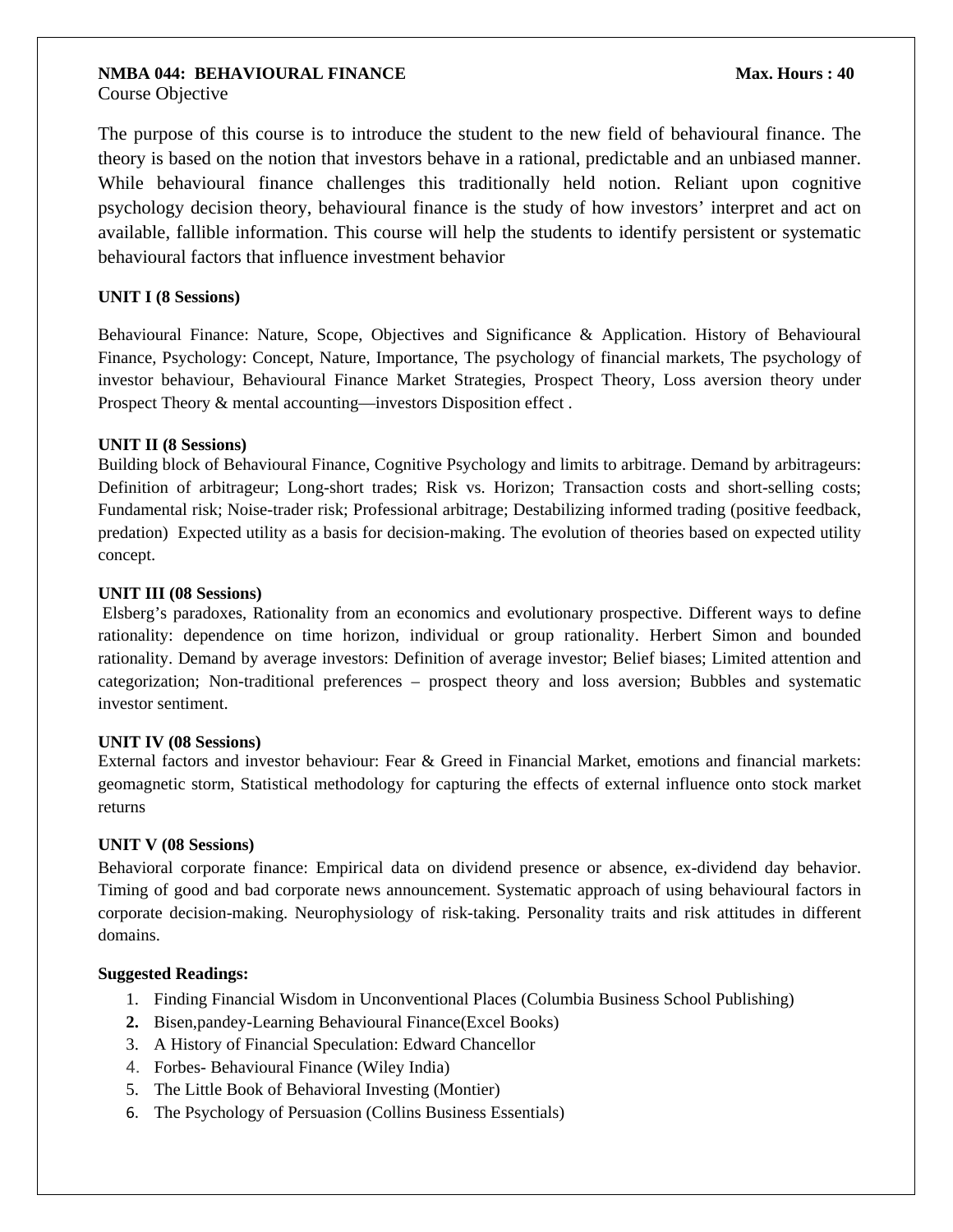**NMBA 044: BEHAVIOURAL FINANCE** **Max. Hours : 40**

Course Objective

The purpose of this course is to introduce the student to the new field of behavioural finance. The theory is based on the notion that investors behave in a rational, predictable and an unbiased manner. While behavioural finance challenges this traditionally held notion. Reliant upon cognitive psychology decision theory, behavioural finance is the study of how investors' interpret and act on available, fallible information. This course will help the students to identify persistent or systematic behavioural factors that influence investment behavior

**UNIT I (8 Sessions)**

Behavioural Finance: Nature, Scope, Objectives and Significance & Application. History of Behavioural Finance, Psychology: Concept, Nature, Importance, The psychology of financial markets, The psychology of investor behaviour, Behavioural Finance Market Strategies, Prospect Theory, Loss aversion theory under Prospect Theory & mental accounting—investors Disposition effect .

**UNIT II (8 Sessions)**

Building block of Behavioural Finance, Cognitive Psychology and limits to arbitrage. Demand by arbitrageurs: Definition of arbitrageur; Long-short trades; Risk vs. Horizon; Transaction costs and short-selling costs; Fundamental risk; Noise-trader risk; Professional arbitrage; Destabilizing informed trading (positive feedback, predation) Expected utility as a basis for decision-making. The evolution of theories based on expected utility concept.

**UNIT III (08 Sessions)**

Elsberg's paradoxes, Rationality from an economics and evolutionary prospective. Different ways to define rationality: dependence on time horizon, individual or group rationality. Herbert Simon and bounded rationality. Demand by average investors: Definition of average investor; Belief biases; Limited attention and categorization; Non-traditional preferences – prospect theory and loss aversion; Bubbles and systematic investor sentiment.

**UNIT IV (08 Sessions)**

External factors and investor behaviour: Fear & Greed in Financial Market, emotions and financial markets: geomagnetic storm, Statistical methodology for capturing the effects of external influence onto stock market returns

**UNIT V (08 Sessions)**

Behavioral corporate finance: Empirical data on dividend presence or absence, ex-dividend day behavior. Timing of good and bad corporate news announcement. Systematic approach of using behavioural factors in corporate decision-making. Neurophysiology of risk-taking. Personality traits and risk attitudes in different domains.

**Suggested Readings:**

1. Finding Financial Wisdom in Unconventional Places (Columbia Business School Publishing)
2. Bisen,pandey-Learning Behavioural Finance(Excel Books)
3. A History of Financial Speculation: Edward Chancellor
4. Forbes- Behavioural Finance (Wiley India)
5. The Little Book of Behavioral Investing (Montier)
6. The Psychology of Persuasion (Collins Business Essentials)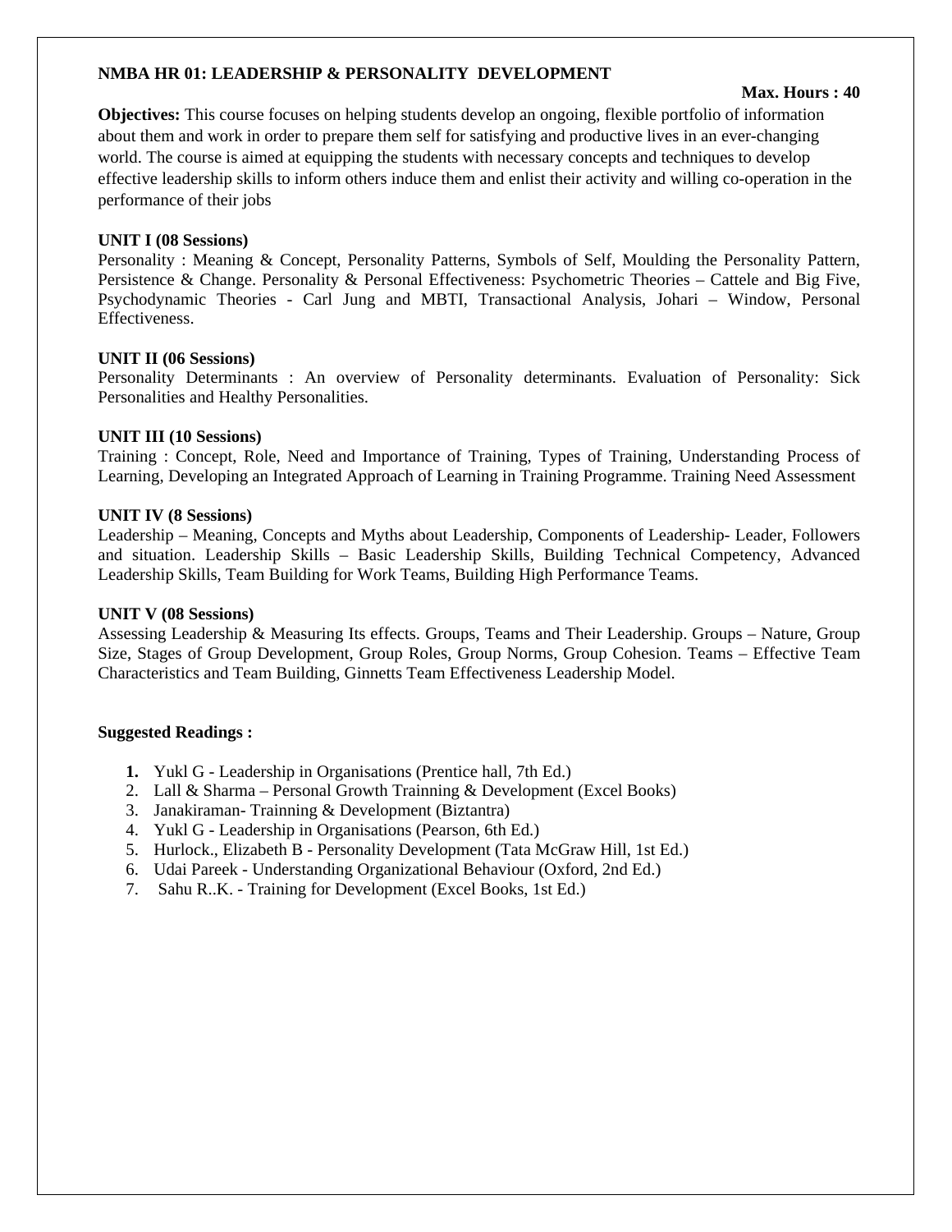**NMBA HR 01: LEADERSHIP & PERSONALITY DEVELOPMENT**

**Max. Hours : 40**

**Objectives:** This course focuses on helping students develop an ongoing, flexible portfolio of information about them and work in order to prepare them self for satisfying and productive lives in an ever-changing world. The course is aimed at equipping the students with necessary concepts and techniques to develop effective leadership skills to inform others induce them and enlist their activity and willing co-operation in the performance of their jobs

**UNIT I (08 Sessions)**

Personality : Meaning & Concept, Personality Patterns, Symbols of Self, Moulding the Personality Pattern, Persistence & Change. Personality & Personal Effectiveness: Psychometric Theories – Cattele and Big Five, Psychodynamic Theories - Carl Jung and MBTI, Transactional Analysis, Johari – Window, Personal Effectiveness.

**UNIT II (06 Sessions)**

Personality Determinants : An overview of Personality determinants. Evaluation of Personality: Sick Personalities and Healthy Personalities.

**UNIT III (10 Sessions)**

Training : Concept, Role, Need and Importance of Training, Types of Training, Understanding Process of Learning, Developing an Integrated Approach of Learning in Training Programme. Training Need Assessment

**UNIT IV (8 Sessions)**

Leadership – Meaning, Concepts and Myths about Leadership, Components of Leadership- Leader, Followers and situation. Leadership Skills – Basic Leadership Skills, Building Technical Competency, Advanced Leadership Skills, Team Building for Work Teams, Building High Performance Teams.

**UNIT V (08 Sessions)**

Assessing Leadership & Measuring Its effects. Groups, Teams and Their Leadership. Groups – Nature, Group Size, Stages of Group Development, Group Roles, Group Norms, Group Cohesion. Teams – Effective Team Characteristics and Team Building, Ginnetts Team Effectiveness Leadership Model.

**Suggested Readings :**

1. Yukl G - Leadership in Organisations (Prentice hall, 7th Ed.)
2. Lall & Sharma – Personal Growth Trainning & Development (Excel Books)
3. Janakiraman- Trainning & Development (Biztantra)
4. Yukl G - Leadership in Organisations (Pearson, 6th Ed.)
5. Hurlock., Elizabeth B - Personality Development (Tata McGraw Hill, 1st Ed.)
6. Udai Pareek - Understanding Organizational Behaviour (Oxford, 2nd Ed.)
7. Sahu R..K. - Training for Development (Excel Books, 1st Ed.)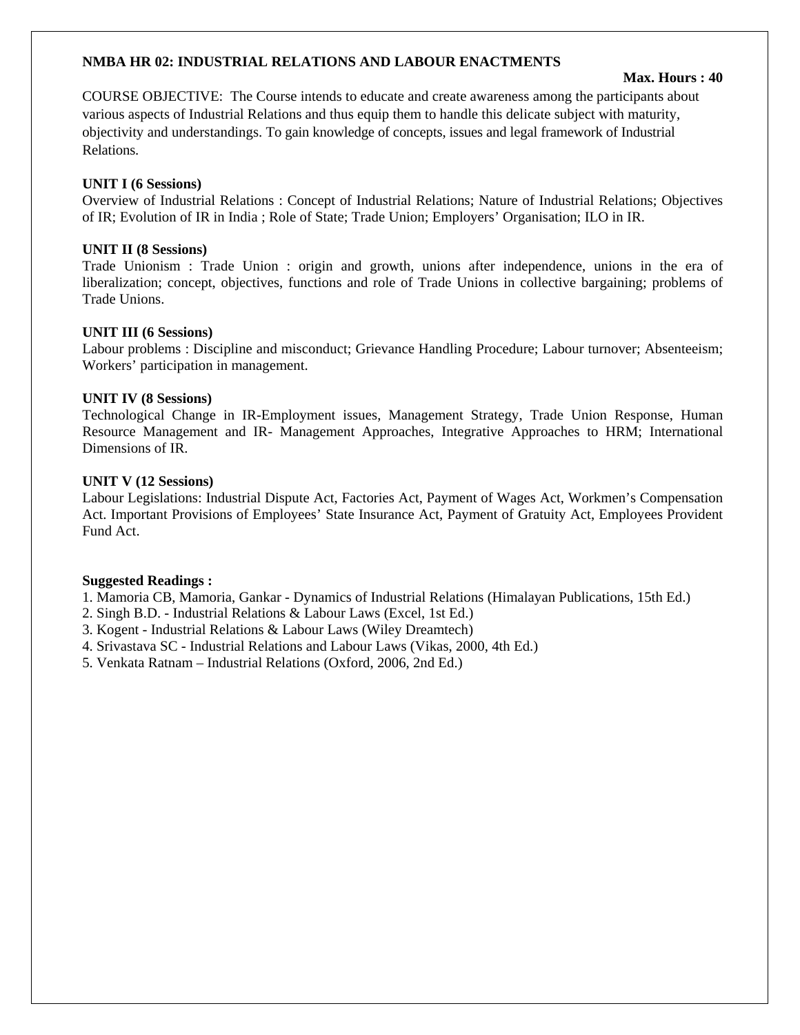**NMBA HR 02: INDUSTRIAL RELATIONS AND LABOUR ENACTMENTS**

**Max. Hours : 40**

COURSE OBJECTIVE: The Course intends to educate and create awareness among the participants about various aspects of Industrial Relations and thus equip them to handle this delicate subject with maturity, objectivity and understandings. To gain knowledge of concepts, issues and legal framework of Industrial Relations.

**UNIT I (6 Sessions)**

Overview of Industrial Relations : Concept of Industrial Relations; Nature of Industrial Relations; Objectives of IR; Evolution of IR in India ; Role of State; Trade Union; Employers' Organisation; ILO in IR.

**UNIT II (8 Sessions)**

Trade Unionism : Trade Union : origin and growth, unions after independence, unions in the era of liberalization; concept, objectives, functions and role of Trade Unions in collective bargaining; problems of Trade Unions.

**UNIT III (6 Sessions)**

Labour problems : Discipline and misconduct; Grievance Handling Procedure; Labour turnover; Absenteeism; Workers' participation in management.

**UNIT IV (8 Sessions)**

Technological Change in IR-Employment issues, Management Strategy, Trade Union Response, Human Resource Management and IR- Management Approaches, Integrative Approaches to HRM; International Dimensions of IR.

**UNIT V (12 Sessions)**

Labour Legislations: Industrial Dispute Act, Factories Act, Payment of Wages Act, Workmen's Compensation Act. Important Provisions of Employees' State Insurance Act, Payment of Gratuity Act, Employees Provident Fund Act.

**Suggested Readings :**

1. Mamoria CB, Mamoria, Gankar - Dynamics of Industrial Relations (Himalayan Publications, 15th Ed.)
2. Singh B.D. - Industrial Relations & Labour Laws (Excel, 1st Ed.)
3. Kogent - Industrial Relations & Labour Laws (Wiley Dreamtech)
4. Srivastava SC - Industrial Relations and Labour Laws (Vikas, 2000, 4th Ed.)
5. Venkata Ratnam – Industrial Relations (Oxford, 2006, 2nd Ed.)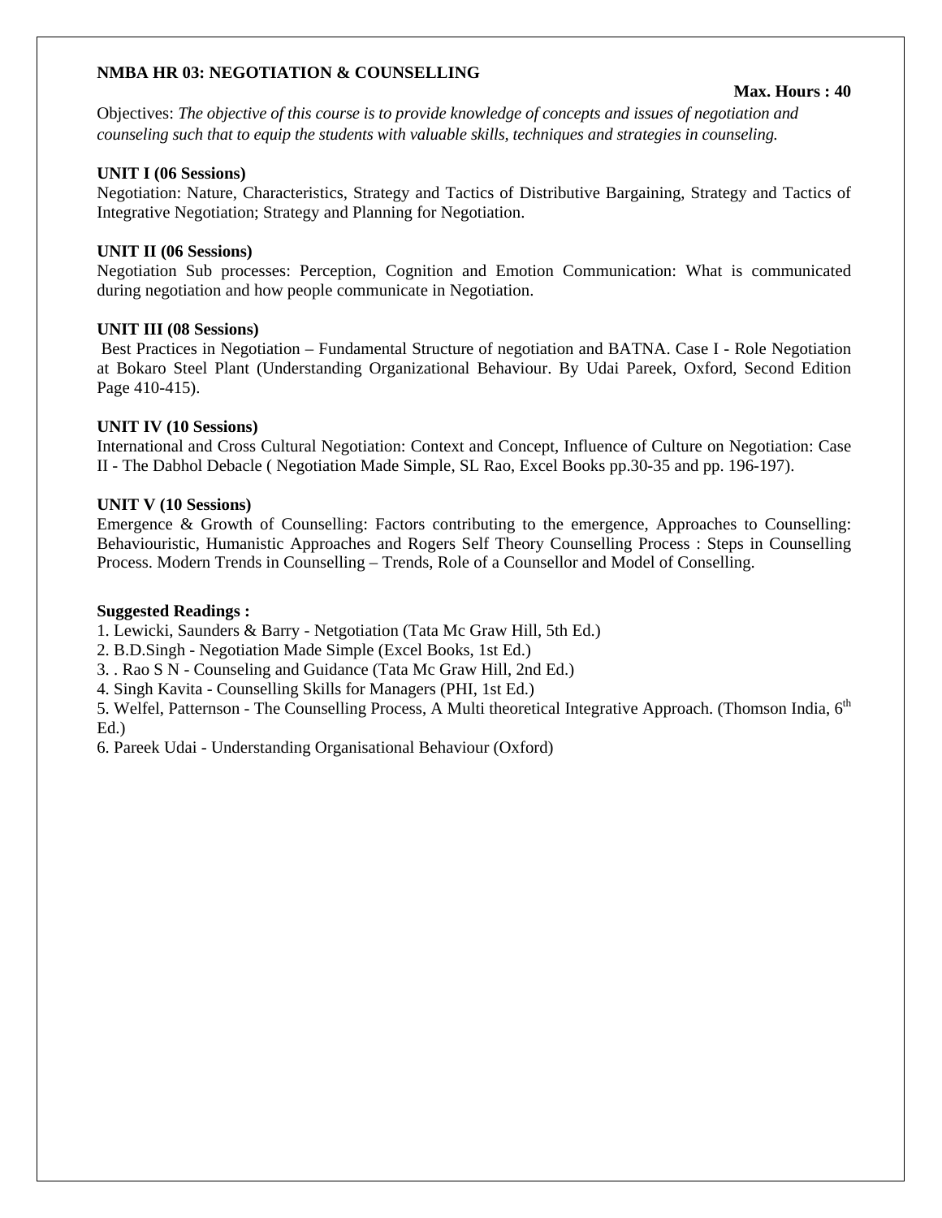**NMBA HR 03: NEGOTIATION & COUNSELLING**

**Max. Hours : 40**

Objectives: *The objective of this course is to provide knowledge of concepts and issues of negotiation and counseling such that to equip the students with valuable skills, techniques and strategies in counseling.*

**UNIT I (06 Sessions)**

Negotiation: Nature, Characteristics, Strategy and Tactics of Distributive Bargaining, Strategy and Tactics of Integrative Negotiation; Strategy and Planning for Negotiation.

**UNIT II (06 Sessions)**

Negotiation Sub processes: Perception, Cognition and Emotion Communication: What is communicated during negotiation and how people communicate in Negotiation.

**UNIT III (08 Sessions)**

Best Practices in Negotiation – Fundamental Structure of negotiation and BATNA. Case I - Role Negotiation at Bokaro Steel Plant (Understanding Organizational Behaviour. By Udai Pareek, Oxford, Second Edition Page 410-415).

**UNIT IV (10 Sessions)**

International and Cross Cultural Negotiation: Context and Concept, Influence of Culture on Negotiation: Case II - The Dabhol Debacle ( Negotiation Made Simple, SL Rao, Excel Books pp.30-35 and pp. 196-197).

**UNIT V (10 Sessions)**

Emergence & Growth of Counselling: Factors contributing to the emergence, Approaches to Counselling: Behaviouristic, Humanistic Approaches and Rogers Self Theory Counselling Process : Steps in Counselling Process. Modern Trends in Counselling – Trends, Role of a Counsellor and Model of Conselling.

**Suggested Readings :**

1. Lewicki, Saunders & Barry - Netgotiation (Tata Mc Graw Hill, 5th Ed.)
2. B.D.Singh - Negotiation Made Simple (Excel Books, 1st Ed.)
3. . Rao S N - Counseling and Guidance (Tata Mc Graw Hill, 2nd Ed.)
4. Singh Kavita - Counselling Skills for Managers (PHI, 1st Ed.)
5. Welfel, Patternson - The Counselling Process, A Multi theoretical Integrative Approach. (Thomson India, 6th Ed.)
6. Pareek Udai - Understanding Organisational Behaviour (Oxford)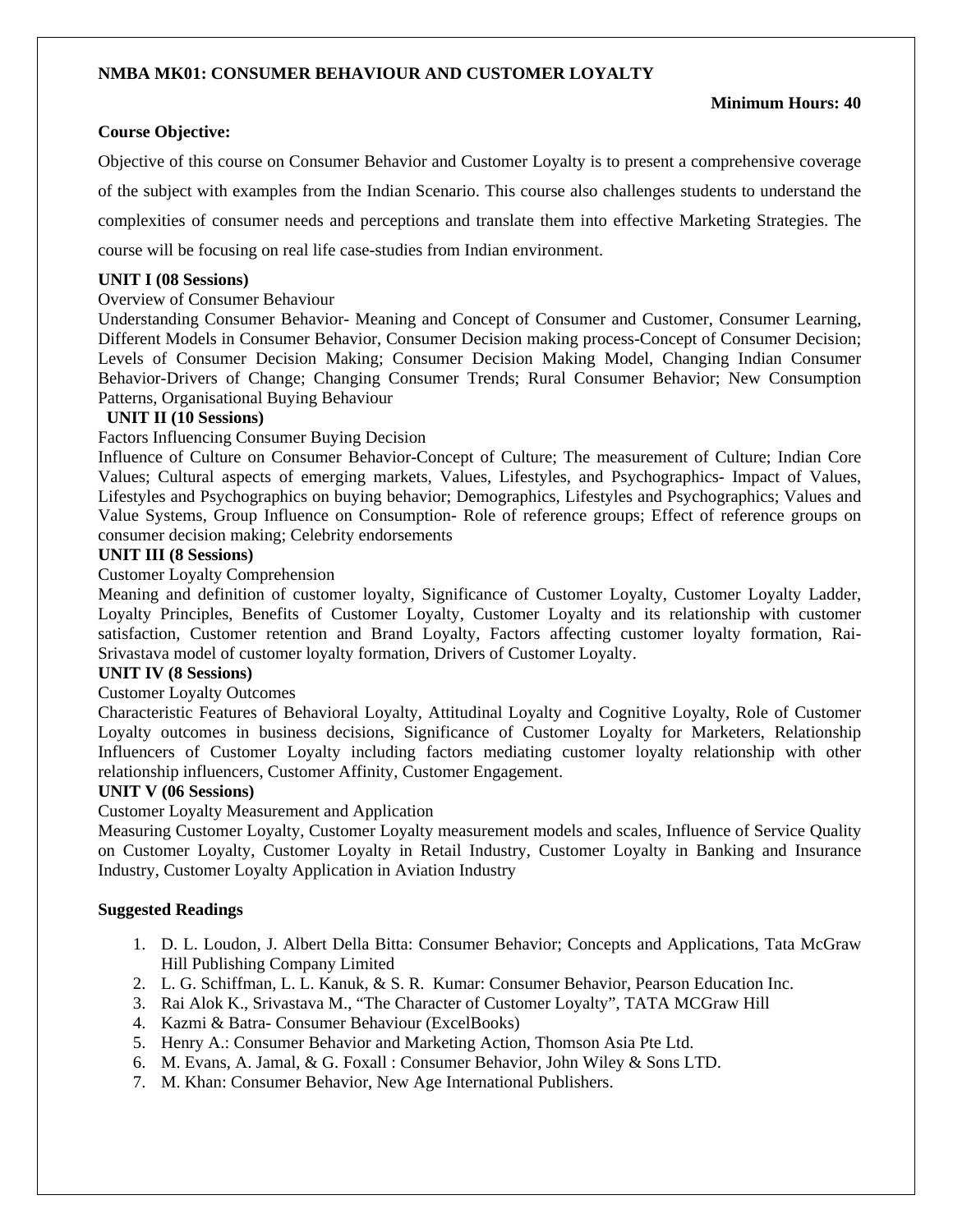**NMBA MK01: CONSUMER BEHAVIOUR AND CUSTOMER LOYALTY**

**Minimum Hours: 40**

**Course Objective:**

Objective of this course on Consumer Behavior and Customer Loyalty is to present a comprehensive coverage of the subject with examples from the Indian Scenario. This course also challenges students to understand the complexities of consumer needs and perceptions and translate them into effective Marketing Strategies. The course will be focusing on real life case-studies from Indian environment.

**UNIT I (08 Sessions)**

Overview of Consumer Behaviour

Understanding Consumer Behavior- Meaning and Concept of Consumer and Customer, Consumer Learning, Different Models in Consumer Behavior, Consumer Decision making process-Concept of Consumer Decision; Levels of Consumer Decision Making; Consumer Decision Making Model, Changing Indian Consumer Behavior-Drivers of Change; Changing Consumer Trends; Rural Consumer Behavior; New Consumption Patterns, Organisational Buying Behaviour

**UNIT II (10 Sessions)**

Factors Influencing Consumer Buying Decision

Influence of Culture on Consumer Behavior-Concept of Culture; The measurement of Culture; Indian Core Values; Cultural aspects of emerging markets, Values, Lifestyles, and Psychographics- Impact of Values, Lifestyles and Psychographics on buying behavior; Demographics, Lifestyles and Psychographics; Values and Value Systems, Group Influence on Consumption- Role of reference groups; Effect of reference groups on consumer decision making; Celebrity endorsements

**UNIT III (8 Sessions)**

Customer Loyalty Comprehension

Meaning and definition of customer loyalty, Significance of Customer Loyalty, Customer Loyalty Ladder, Loyalty Principles, Benefits of Customer Loyalty, Customer Loyalty and its relationship with customer satisfaction, Customer retention and Brand Loyalty, Factors affecting customer loyalty formation, Rai-Srivastava model of customer loyalty formation, Drivers of Customer Loyalty.

**UNIT IV (8 Sessions)**

Customer Loyalty Outcomes

Characteristic Features of Behavioral Loyalty, Attitudinal Loyalty and Cognitive Loyalty, Role of Customer Loyalty outcomes in business decisions, Significance of Customer Loyalty for Marketers, Relationship Influencers of Customer Loyalty including factors mediating customer loyalty relationship with other relationship influencers, Customer Affinity, Customer Engagement.

**UNIT V (06 Sessions)**

Customer Loyalty Measurement and Application

Measuring Customer Loyalty, Customer Loyalty measurement models and scales, Influence of Service Quality on Customer Loyalty, Customer Loyalty in Retail Industry, Customer Loyalty in Banking and Insurance Industry, Customer Loyalty Application in Aviation Industry

**Suggested Readings**

1. D. L. Loudon, J. Albert Della Bitta: Consumer Behavior; Concepts and Applications, Tata McGraw Hill Publishing Company Limited
2. L. G. Schiffman, L. L. Kanuk, & S. R. Kumar: Consumer Behavior, Pearson Education Inc.
3. Rai Alok K., Srivastava M., "The Character of Customer Loyalty", TATA MCGraw Hill
4. Kazmi & Batra- Consumer Behaviour (ExcelBooks)
5. Henry A.: Consumer Behavior and Marketing Action, Thomson Asia Pte Ltd.
6. M. Evans, A. Jamal, & G. Foxall : Consumer Behavior, John Wiley & Sons LTD.
7. M. Khan: Consumer Behavior, New Age International Publishers.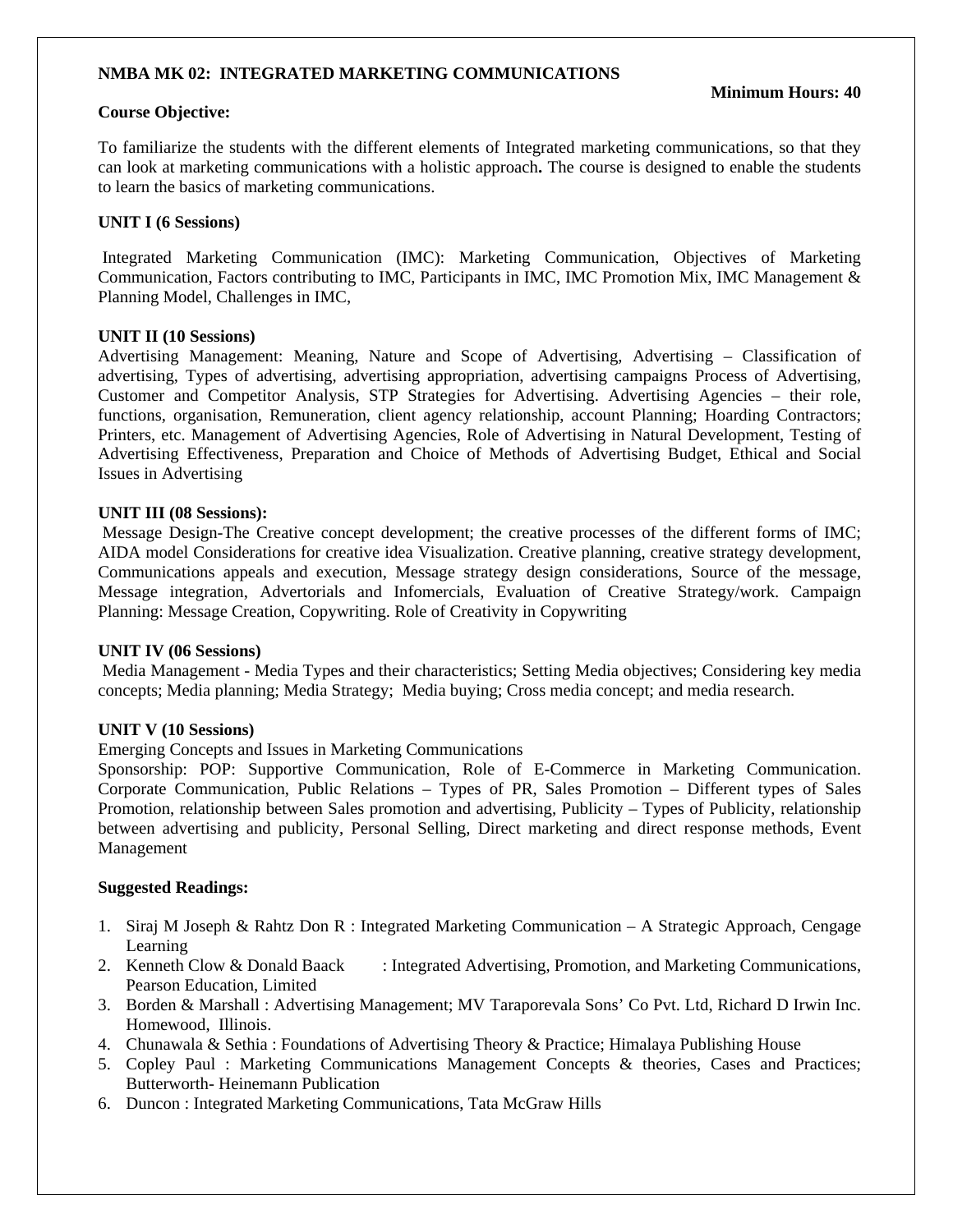**NMBA MK 02: INTEGRATED MARKETING COMMUNICATIONS**

**Minimum Hours: 40**

**Course Objective:**

To familiarize the students with the different elements of Integrated marketing communications, so that they can look at marketing communications with a holistic approach**.** The course is designed to enable the students to learn the basics of marketing communications.

**UNIT I (6 Sessions)**

Integrated Marketing Communication (IMC): Marketing Communication, Objectives of Marketing Communication, Factors contributing to IMC, Participants in IMC, IMC Promotion Mix, IMC Management & Planning Model, Challenges in IMC,

**UNIT II (10 Sessions)**

Advertising Management: Meaning, Nature and Scope of Advertising, Advertising – Classification of advertising, Types of advertising, advertising appropriation, advertising campaigns Process of Advertising, Customer and Competitor Analysis, STP Strategies for Advertising. Advertising Agencies – their role, functions, organisation, Remuneration, client agency relationship, account Planning; Hoarding Contractors; Printers, etc. Management of Advertising Agencies, Role of Advertising in Natural Development, Testing of Advertising Effectiveness, Preparation and Choice of Methods of Advertising Budget, Ethical and Social Issues in Advertising

**UNIT III (08 Sessions):**

Message Design-The Creative concept development; the creative processes of the different forms of IMC; AIDA model Considerations for creative idea Visualization. Creative planning, creative strategy development, Communications appeals and execution, Message strategy design considerations, Source of the message, Message integration, Advertorials and Infomercials, Evaluation of Creative Strategy/work. Campaign Planning: Message Creation, Copywriting. Role of Creativity in Copywriting

**UNIT IV (06 Sessions)**

Media Management - Media Types and their characteristics; Setting Media objectives; Considering key media concepts; Media planning; Media Strategy; Media buying; Cross media concept; and media research.

**UNIT V (10 Sessions)**

Emerging Concepts and Issues in Marketing Communications

Sponsorship: POP: Supportive Communication, Role of E-Commerce in Marketing Communication. Corporate Communication, Public Relations – Types of PR, Sales Promotion – Different types of Sales Promotion, relationship between Sales promotion and advertising, Publicity – Types of Publicity, relationship between advertising and publicity, Personal Selling, Direct marketing and direct response methods, Event Management

**Suggested Readings:**

1. Siraj M Joseph & Rahtz Don R : Integrated Marketing Communication – A Strategic Approach, Cengage Learning
2. Kenneth Clow & Donald Baack : Integrated Advertising, Promotion, and Marketing Communications, Pearson Education, Limited
3. Borden & Marshall : Advertising Management; MV Taraporevala Sons' Co Pvt. Ltd, Richard D Irwin Inc. Homewood, Illinois.
4. Chunawala & Sethia : Foundations of Advertising Theory & Practice; Himalaya Publishing House
5. Copley Paul : Marketing Communications Management Concepts & theories, Cases and Practices; Butterworth- Heinemann Publication
6. Duncon : Integrated Marketing Communications, Tata McGraw Hills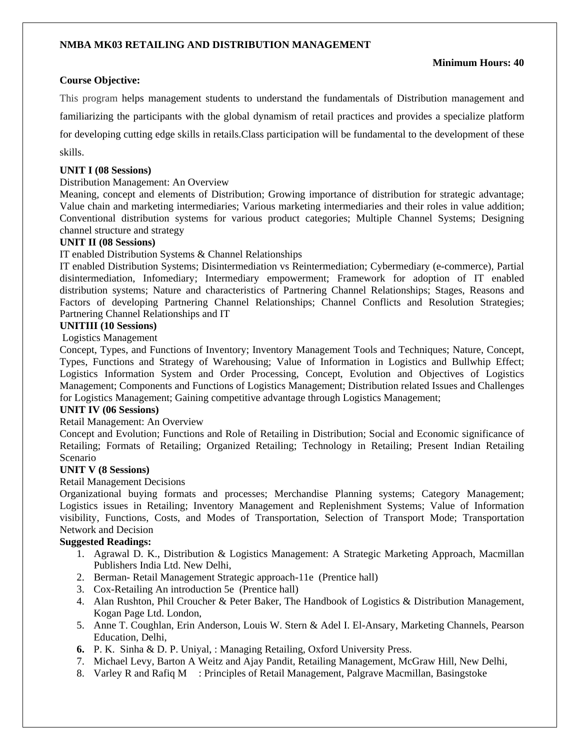**NMBA MK03 RETAILING AND DISTRIBUTION MANAGEMENT**

**Minimum Hours: 40**

**Course Objective:**

This program helps management students to understand the fundamentals of Distribution management and familiarizing the participants with the global dynamism of retail practices and provides a specialize platform for developing cutting edge skills in retails.Class participation will be fundamental to the development of these skills.

**UNIT I (08 Sessions)**

Distribution Management: An Overview

Meaning, concept and elements of Distribution; Growing importance of distribution for strategic advantage; Value chain and marketing intermediaries; Various marketing intermediaries and their roles in value addition; Conventional distribution systems for various product categories; Multiple Channel Systems; Designing channel structure and strategy

**UNIT II (08 Sessions)**

IT enabled Distribution Systems & Channel Relationships

IT enabled Distribution Systems; Disintermediation vs Reintermediation; Cybermediary (e-commerce), Partial disintermediation, Infomediary; Intermediary empowerment; Framework for adoption of IT enabled distribution systems; Nature and characteristics of Partnering Channel Relationships; Stages, Reasons and Factors of developing Partnering Channel Relationships; Channel Conflicts and Resolution Strategies; Partnering Channel Relationships and IT

**UNITIII (10 Sessions)**

Logistics Management

Concept, Types, and Functions of Inventory; Inventory Management Tools and Techniques; Nature, Concept, Types, Functions and Strategy of Warehousing; Value of Information in Logistics and Bullwhip Effect; Logistics Information System and Order Processing, Concept, Evolution and Objectives of Logistics Management; Components and Functions of Logistics Management; Distribution related Issues and Challenges for Logistics Management; Gaining competitive advantage through Logistics Management;

**UNIT IV (06 Sessions)**

Retail Management: An Overview

Concept and Evolution; Functions and Role of Retailing in Distribution; Social and Economic significance of Retailing; Formats of Retailing; Organized Retailing; Technology in Retailing; Present Indian Retailing Scenario

**UNIT V (8 Sessions)**

Retail Management Decisions

Organizational buying formats and processes; Merchandise Planning systems; Category Management; Logistics issues in Retailing; Inventory Management and Replenishment Systems; Value of Information visibility, Functions, Costs, and Modes of Transportation, Selection of Transport Mode; Transportation Network and Decision

**Suggested Readings:**

1. Agrawal D. K., Distribution & Logistics Management: A Strategic Marketing Approach, Macmillan Publishers India Ltd. New Delhi,
2. Berman- Retail Management Strategic approach-11e (Prentice hall)
3. Cox-Retailing An introduction 5e (Prentice hall)
4. Alan Rushton, Phil Croucher & Peter Baker, The Handbook of Logistics & Distribution Management, Kogan Page Ltd. London,
5. Anne T. Coughlan, Erin Anderson, Louis W. Stern & Adel I. El-Ansary, Marketing Channels, Pearson Education, Delhi,
6. P. K. Sinha & D. P. Uniyal, : Managing Retailing, Oxford University Press.
7. Michael Levy, Barton A Weitz and Ajay Pandit, Retailing Management, McGraw Hill, New Delhi,
8. Varley R and Rafiq M : Principles of Retail Management, Palgrave Macmillan, Basingstoke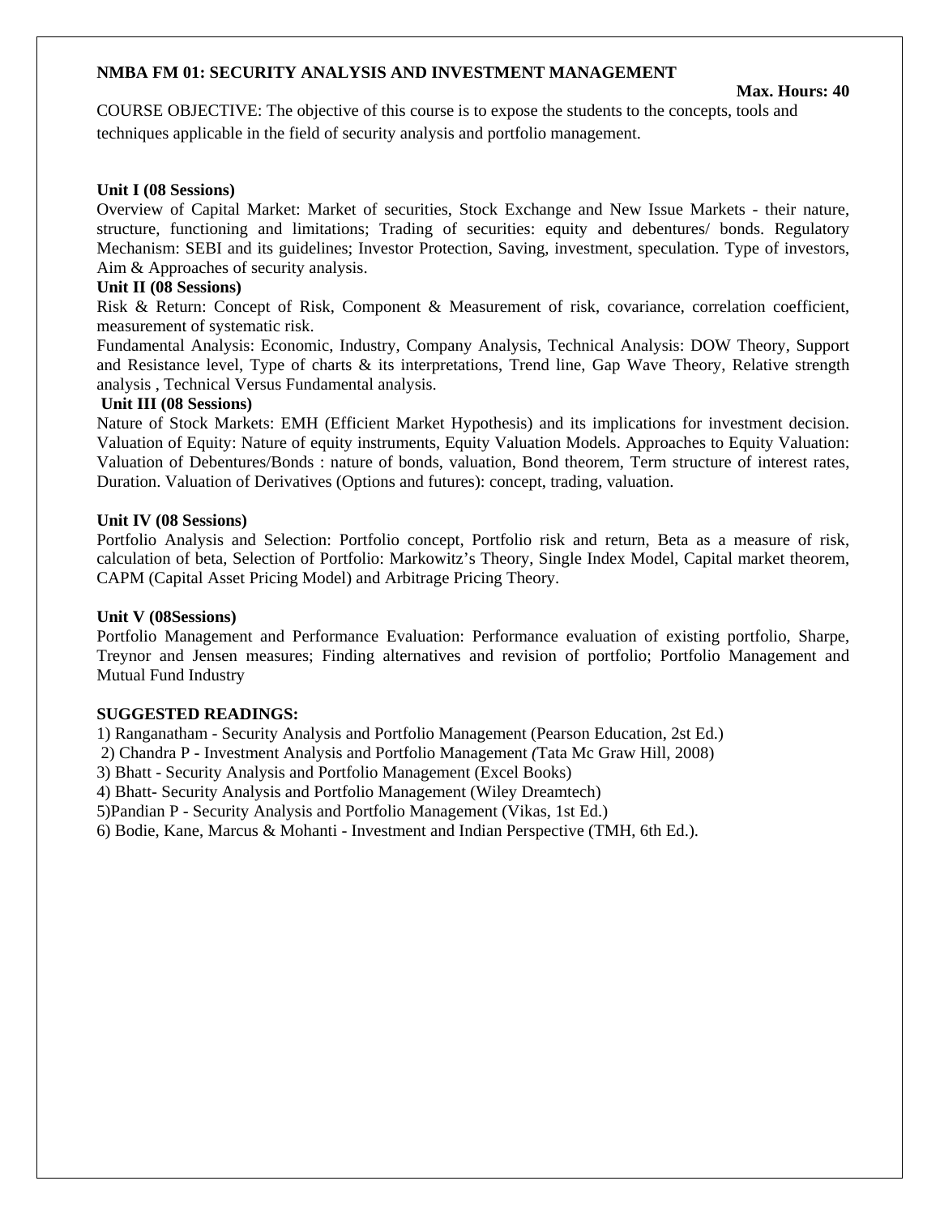## NMBA FM 01: SECURITY ANALYSIS AND INVESTMENT MANAGEMENT

**Max. Hours: 40**

COURSE OBJECTIVE: The objective of this course is to expose the students to the concepts, tools and techniques applicable in the field of security analysis and portfolio management.

**Unit I (08 Sessions)**

Overview of Capital Market: Market of securities, Stock Exchange and New Issue Markets - their nature, structure, functioning and limitations; Trading of securities: equity and debentures/ bonds. Regulatory Mechanism: SEBI and its guidelines; Investor Protection, Saving, investment, speculation. Type of investors, Aim & Approaches of security analysis.

**Unit II (08 Sessions)**

Risk & Return: Concept of Risk, Component & Measurement of risk, covariance, correlation coefficient, measurement of systematic risk.

Fundamental Analysis: Economic, Industry, Company Analysis, Technical Analysis: DOW Theory, Support and Resistance level, Type of charts & its interpretations, Trend line, Gap Wave Theory, Relative strength analysis , Technical Versus Fundamental analysis.

**Unit III (08 Sessions)**

Nature of Stock Markets: EMH (Efficient Market Hypothesis) and its implications for investment decision. Valuation of Equity: Nature of equity instruments, Equity Valuation Models. Approaches to Equity Valuation: Valuation of Debentures/Bonds : nature of bonds, valuation, Bond theorem, Term structure of interest rates, Duration. Valuation of Derivatives (Options and futures): concept, trading, valuation.

**Unit IV (08 Sessions)**

Portfolio Analysis and Selection: Portfolio concept, Portfolio risk and return, Beta as a measure of risk, calculation of beta, Selection of Portfolio: Markowitz's Theory, Single Index Model, Capital market theorem, CAPM (Capital Asset Pricing Model) and Arbitrage Pricing Theory.

**Unit V (08Sessions)**

Portfolio Management and Performance Evaluation: Performance evaluation of existing portfolio, Sharpe, Treynor and Jensen measures; Finding alternatives and revision of portfolio; Portfolio Management and Mutual Fund Industry

**SUGGESTED READINGS:**

1) Ranganatham - Security Analysis and Portfolio Management (Pearson Education, 2st Ed.)
2) Chandra P - Investment Analysis and Portfolio Management (Tata Mc Graw Hill, 2008)
3) Bhatt - Security Analysis and Portfolio Management (Excel Books)
4) Bhatt- Security Analysis and Portfolio Management (Wiley Dreamtech)
5) Pandian P - Security Analysis and Portfolio Management (Vikas, 1st Ed.)
6) Bodie, Kane, Marcus & Mohanti - Investment and Indian Perspective (TMH, 6th Ed.).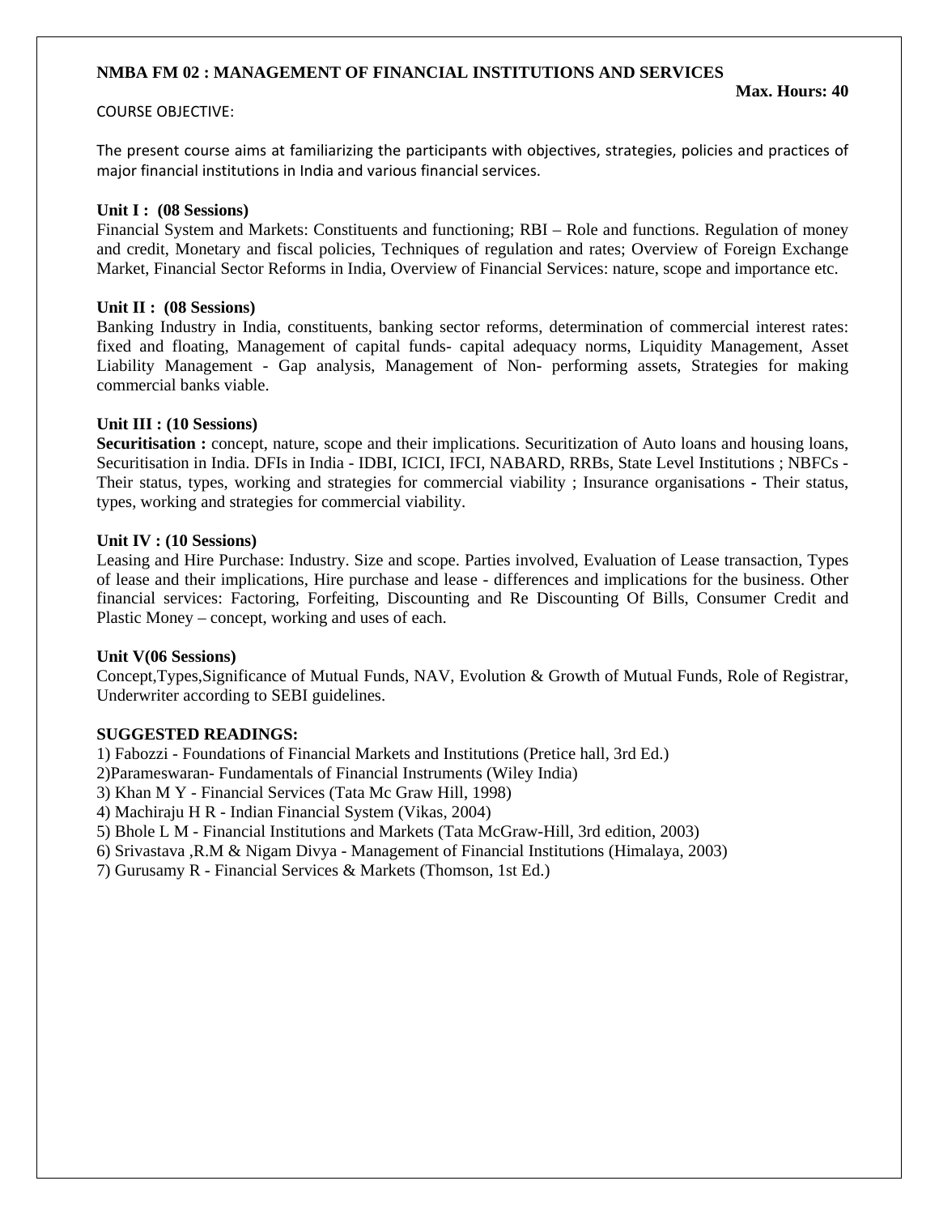**NMBA FM 02 : MANAGEMENT OF FINANCIAL INSTITUTIONS AND SERVICES**

**Max. Hours: 40**

COURSE OBJECTIVE:

The present course aims at familiarizing the participants with objectives, strategies, policies and practices of major financial institutions in India and various financial services.

**Unit I : (08 Sessions)**

Financial System and Markets: Constituents and functioning; RBI – Role and functions. Regulation of money and credit, Monetary and fiscal policies, Techniques of regulation and rates; Overview of Foreign Exchange Market, Financial Sector Reforms in India, Overview of Financial Services: nature, scope and importance etc.

**Unit II : (08 Sessions)**

Banking Industry in India, constituents, banking sector reforms, determination of commercial interest rates: fixed and floating, Management of capital funds- capital adequacy norms, Liquidity Management, Asset Liability Management - Gap analysis, Management of Non- performing assets, Strategies for making commercial banks viable.

**Unit III : (10 Sessions)**

**Securitisation :** concept, nature, scope and their implications. Securitization of Auto loans and housing loans, Securitisation in India. DFIs in India - IDBI, ICICI, IFCI, NABARD, RRBs, State Level Institutions ; NBFCs - Their status, types, working and strategies for commercial viability ; Insurance organisations - Their status, types, working and strategies for commercial viability.

**Unit IV : (10 Sessions)**

Leasing and Hire Purchase: Industry. Size and scope. Parties involved, Evaluation of Lease transaction, Types of lease and their implications, Hire purchase and lease - differences and implications for the business. Other financial services: Factoring, Forfeiting, Discounting and Re Discounting Of Bills, Consumer Credit and Plastic Money – concept, working and uses of each.

**Unit V(06 Sessions)**

Concept,Types,Significance of Mutual Funds, NAV, Evolution & Growth of Mutual Funds, Role of Registrar, Underwriter according to SEBI guidelines.

**SUGGESTED READINGS:**

1) Fabozzi - Foundations of Financial Markets and Institutions (Pretice hall, 3rd Ed.)
2)Parameswaran- Fundamentals of Financial Instruments (Wiley India)
3) Khan M Y - Financial Services (Tata Mc Graw Hill, 1998)
4) Machiraju H R - Indian Financial System (Vikas, 2004)
5) Bhole L M - Financial Institutions and Markets (Tata McGraw-Hill, 3rd edition, 2003)
6) Srivastava ,R.M & Nigam Divya - Management of Financial Institutions (Himalaya, 2003)
7) Gurusamy R - Financial Services & Markets (Thomson, 1st Ed.)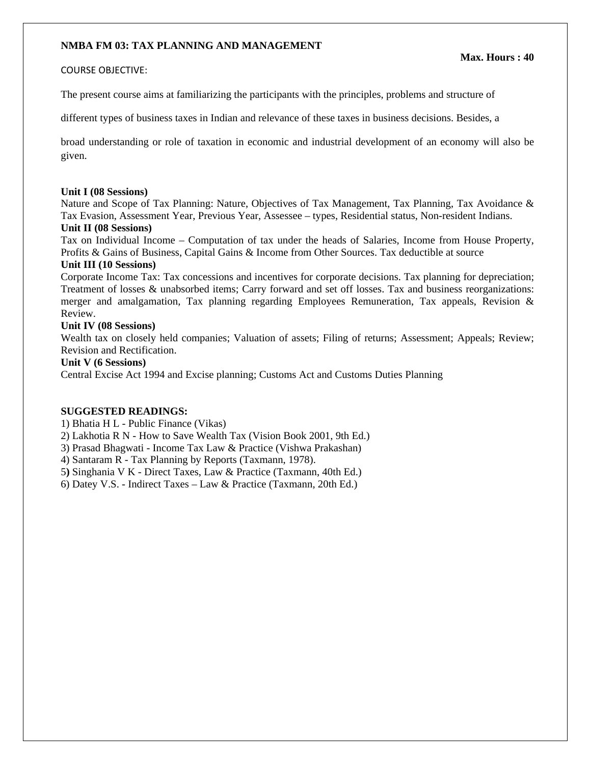**NMBA FM 03: TAX PLANNING AND MANAGEMENT**

**Max. Hours : 40**

COURSE OBJECTIVE:

The present course aims at familiarizing the participants with the principles, problems and structure of different types of business taxes in Indian and relevance of these taxes in business decisions. Besides, a broad understanding or role of taxation in economic and industrial development of an economy will also be given.

**Unit I (08 Sessions)**

Nature and Scope of Tax Planning: Nature, Objectives of Tax Management, Tax Planning, Tax Avoidance & Tax Evasion, Assessment Year, Previous Year, Assessee – types, Residential status, Non-resident Indians.

**Unit II (08 Sessions)**

Tax on Individual Income – Computation of tax under the heads of Salaries, Income from House Property, Profits & Gains of Business, Capital Gains & Income from Other Sources. Tax deductible at source

**Unit III (10 Sessions)**

Corporate Income Tax: Tax concessions and incentives for corporate decisions. Tax planning for depreciation; Treatment of losses & unabsorbed items; Carry forward and set off losses. Tax and business reorganizations: merger and amalgamation, Tax planning regarding Employees Remuneration, Tax appeals, Revision & Review.

**Unit IV (08 Sessions)**

Wealth tax on closely held companies; Valuation of assets; Filing of returns; Assessment; Appeals; Review; Revision and Rectification.

**Unit V (6 Sessions)**

Central Excise Act 1994 and Excise planning; Customs Act and Customs Duties Planning

**SUGGESTED READINGS:**

1) Bhatia H L - Public Finance (Vikas)
2) Lakhotia R N - How to Save Wealth Tax (Vision Book 2001, 9th Ed.)
3) Prasad Bhagwati - Income Tax Law & Practice (Vishwa Prakashan)
4) Santaram R - Tax Planning by Reports (Taxmann, 1978).
5) Singhania V K - Direct Taxes, Law & Practice (Taxmann, 40th Ed.)
6) Datey V.S. - Indirect Taxes – Law & Practice (Taxmann, 20th Ed.)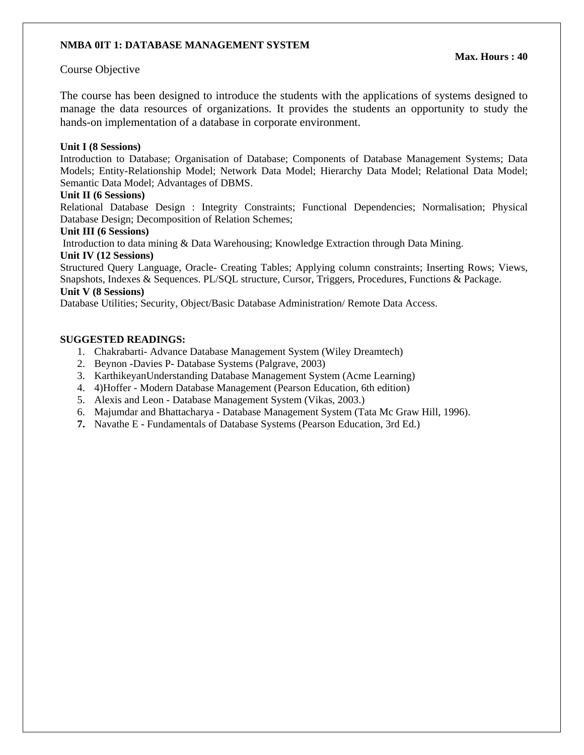**NMBA 0IT 1: DATABASE MANAGEMENT SYSTEM**

**Max. Hours : 40**

Course Objective

The course has been designed to introduce the students with the applications of systems designed to manage the data resources of organizations. It provides the students an opportunity to study the hands-on implementation of a database in corporate environment.

**Unit I (8 Sessions)**

Introduction to Database; Organisation of Database; Components of Database Management Systems; Data Models; Entity-Relationship Model; Network Data Model; Hierarchy Data Model; Relational Data Model; Semantic Data Model; Advantages of DBMS.

**Unit II (6 Sessions)**

Relational Database Design : Integrity Constraints; Functional Dependencies; Normalisation; Physical Database Design; Decomposition of Relation Schemes;

**Unit III (6 Sessions)**

Introduction to data mining & Data Warehousing; Knowledge Extraction through Data Mining.

**Unit IV (12 Sessions)**

Structured Query Language, Oracle- Creating Tables; Applying column constraints; Inserting Rows; Views, Snapshots, Indexes & Sequences. PL/SQL structure, Cursor, Triggers, Procedures, Functions & Package.

**Unit V (8 Sessions)**

Database Utilities; Security, Object/Basic Database Administration/ Remote Data Access.

**SUGGESTED READINGS:**

1. Chakrabarti- Advance Database Management System (Wiley Dreamtech)
2. Beynon -Davies P- Database Systems (Palgrave, 2003)
3. KarthikeyanUnderstanding Database Management System (Acme Learning)
4. 4)Hoffer - Modern Database Management (Pearson Education, 6th edition)
5. Alexis and Leon - Database Management System (Vikas, 2003.)
6. Majumdar and Bhattacharya - Database Management System (Tata Mc Graw Hill, 1996).
7. Navathe E - Fundamentals of Database Systems (Pearson Education, 3rd Ed.)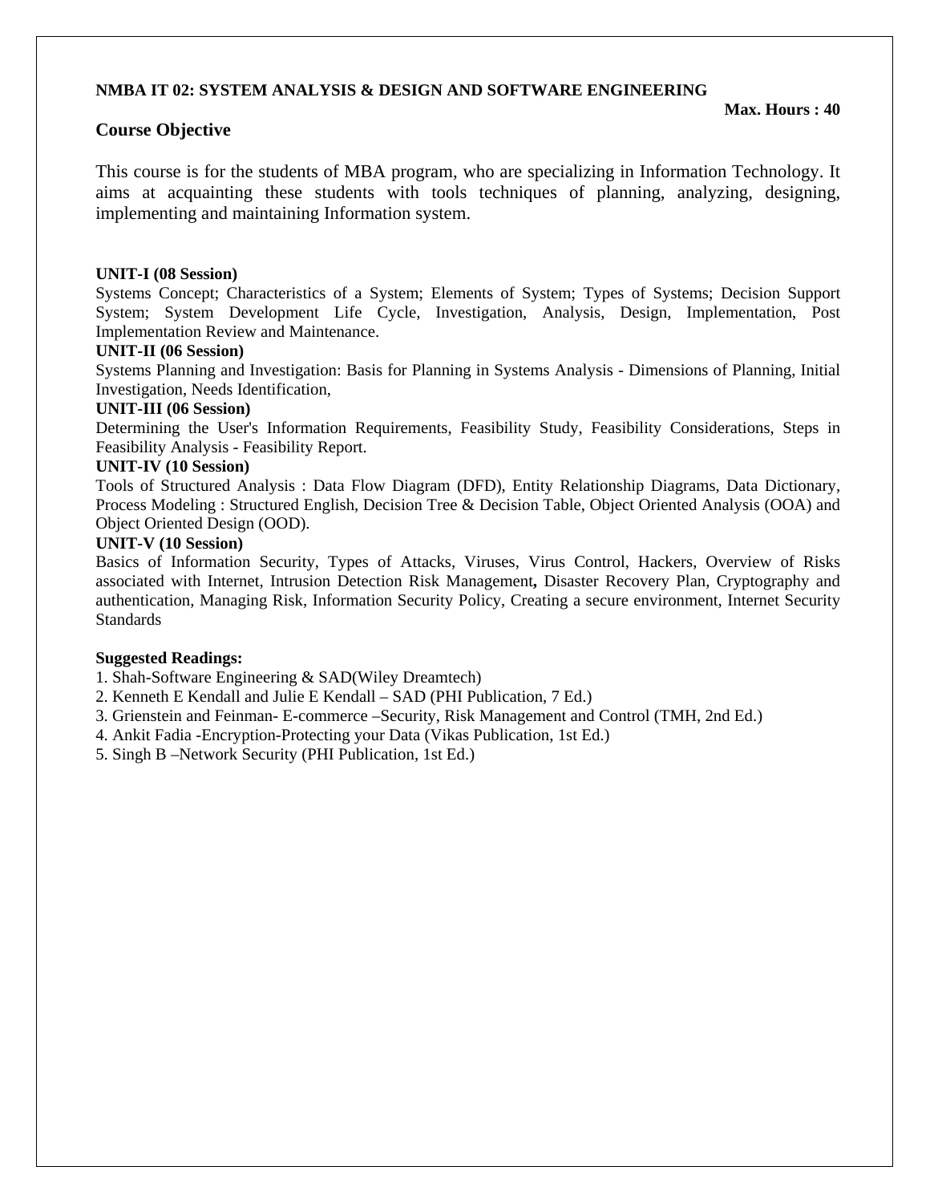**NMBA IT 02: SYSTEM ANALYSIS & DESIGN AND SOFTWARE ENGINEERING**

**Max. Hours : 40**

## Course Objective

This course is for the students of MBA program, who are specializing in Information Technology. It aims at acquainting these students with tools techniques of planning, analyzing, designing, implementing and maintaining Information system.

**UNIT-I (08 Session)**

Systems Concept; Characteristics of a System; Elements of System; Types of Systems; Decision Support System; System Development Life Cycle, Investigation, Analysis, Design, Implementation, Post Implementation Review and Maintenance.

**UNIT-II (06 Session)**

Systems Planning and Investigation: Basis for Planning in Systems Analysis - Dimensions of Planning, Initial Investigation, Needs Identification,

**UNIT-III (06 Session)**

Determining the User's Information Requirements, Feasibility Study, Feasibility Considerations, Steps in Feasibility Analysis - Feasibility Report.

**UNIT-IV (10 Session)**

Tools of Structured Analysis : Data Flow Diagram (DFD), Entity Relationship Diagrams, Data Dictionary, Process Modeling : Structured English, Decision Tree & Decision Table, Object Oriented Analysis (OOA) and Object Oriented Design (OOD).

**UNIT-V (10 Session)**

Basics of Information Security, Types of Attacks, Viruses, Virus Control, Hackers, Overview of Risks associated with Internet, Intrusion Detection Risk Management**,** Disaster Recovery Plan, Cryptography and authentication, Managing Risk, Information Security Policy, Creating a secure environment, Internet Security Standards

**Suggested Readings:**

1. Shah-Software Engineering & SAD(Wiley Dreamtech)
2. Kenneth E Kendall and Julie E Kendall – SAD (PHI Publication, 7 Ed.)
3. Grienstein and Feinman- E-commerce –Security, Risk Management and Control (TMH, 2nd Ed.)
4. Ankit Fadia -Encryption-Protecting your Data (Vikas Publication, 1st Ed.)
5. Singh B –Network Security (PHI Publication, 1st Ed.)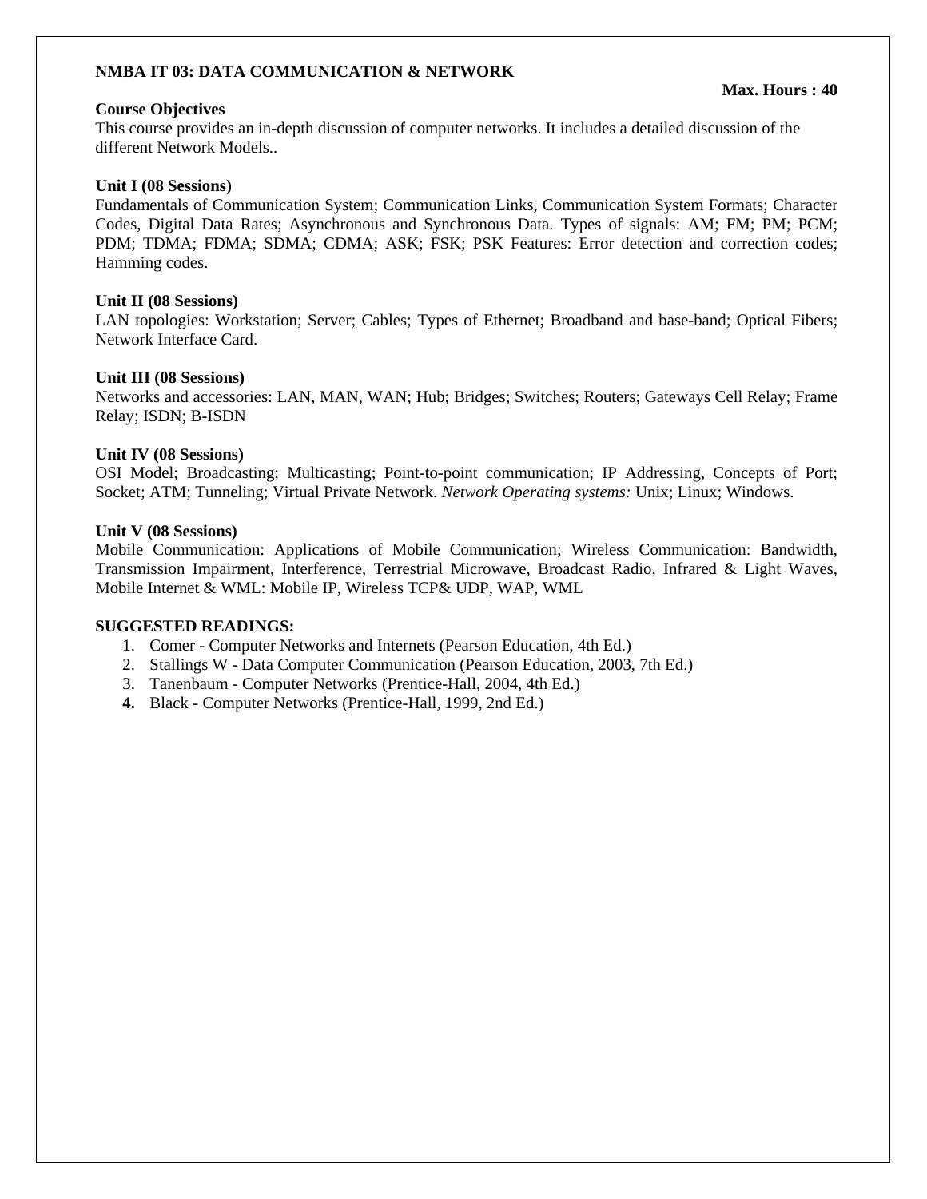**NMBA IT 03: DATA COMMUNICATION & NETWORK**

**Max. Hours : 40**

**Course Objectives**

This course provides an in-depth discussion of computer networks. It includes a detailed discussion of the different Network Models..

**Unit I (08 Sessions)**

Fundamentals of Communication System; Communication Links, Communication System Formats; Character Codes, Digital Data Rates; Asynchronous and Synchronous Data. Types of signals: AM; FM; PM; PCM; PDM; TDMA; FDMA; SDMA; CDMA; ASK; FSK; PSK Features: Error detection and correction codes; Hamming codes.

**Unit II (08 Sessions)**

LAN topologies: Workstation; Server; Cables; Types of Ethernet; Broadband and base-band; Optical Fibers; Network Interface Card.

**Unit III (08 Sessions)**

Networks and accessories: LAN, MAN, WAN; Hub; Bridges; Switches; Routers; Gateways Cell Relay; Frame Relay; ISDN; B-ISDN

**Unit IV (08 Sessions)**

OSI Model; Broadcasting; Multicasting; Point-to-point communication; IP Addressing, Concepts of Port; Socket; ATM; Tunneling; Virtual Private Network. *Network Operating systems:* Unix; Linux; Windows.

**Unit V (08 Sessions)**

Mobile Communication: Applications of Mobile Communication; Wireless Communication: Bandwidth, Transmission Impairment, Interference, Terrestrial Microwave, Broadcast Radio, Infrared & Light Waves, Mobile Internet & WML: Mobile IP, Wireless TCP& UDP, WAP, WML

**SUGGESTED READINGS:**

1. Comer - Computer Networks and Internets (Pearson Education, 4th Ed.)
2. Stallings W - Data Computer Communication (Pearson Education, 2003, 7th Ed.)
3. Tanenbaum - Computer Networks (Prentice-Hall, 2004, 4th Ed.)
4. Black - Computer Networks (Prentice-Hall, 1999, 2nd Ed.)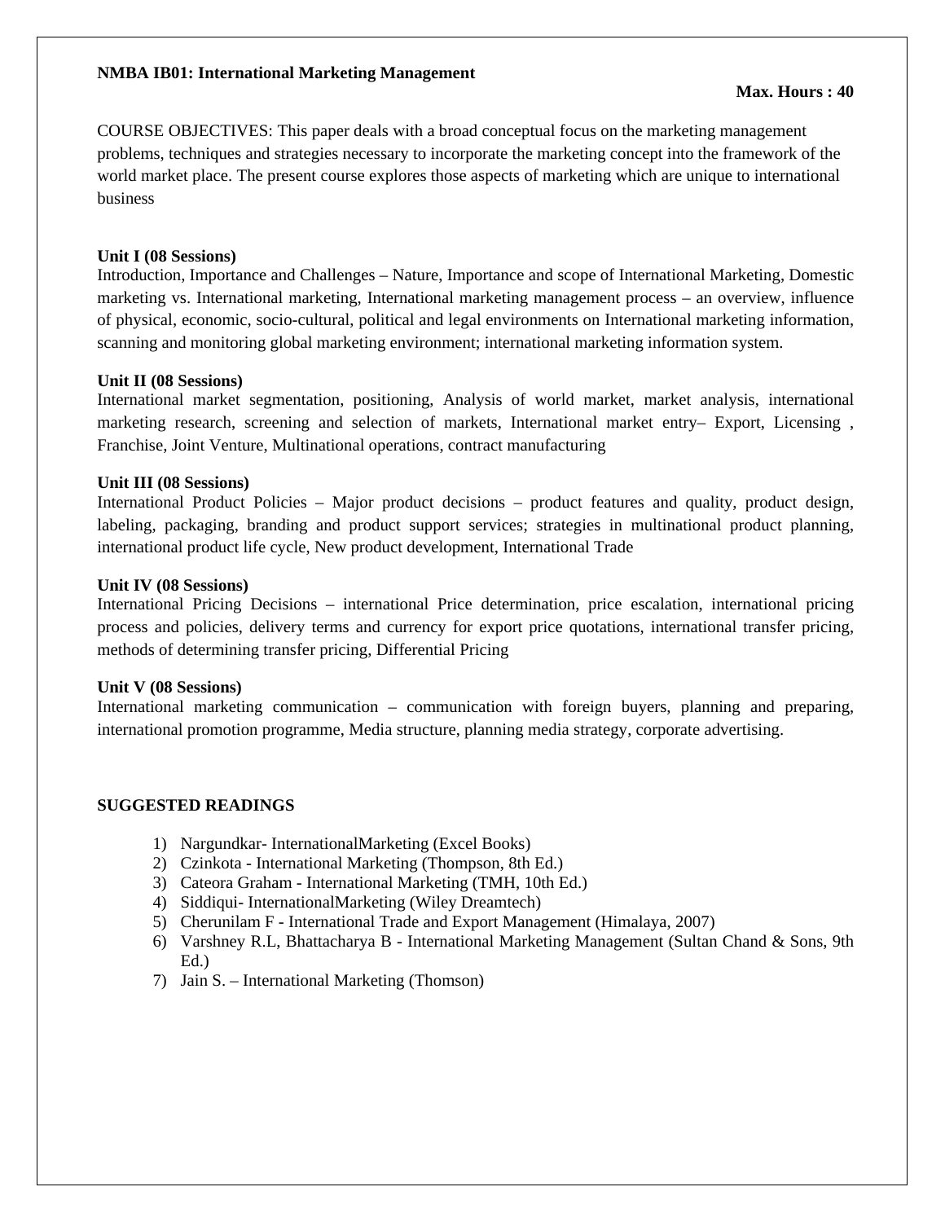**NMBA IB01: International Marketing Management**

**Max. Hours : 40**

COURSE OBJECTIVES: This paper deals with a broad conceptual focus on the marketing management problems, techniques and strategies necessary to incorporate the marketing concept into the framework of the world market place. The present course explores those aspects of marketing which are unique to international business

**Unit I (08 Sessions)**
Introduction, Importance and Challenges – Nature, Importance and scope of International Marketing, Domestic marketing vs. International marketing, International marketing management process – an overview, influence of physical, economic, socio-cultural, political and legal environments on International marketing information, scanning and monitoring global marketing environment; international marketing information system.

**Unit II (08 Sessions)**
International market segmentation, positioning, Analysis of world market, market analysis, international marketing research, screening and selection of markets, International market entry– Export, Licensing , Franchise, Joint Venture, Multinational operations, contract manufacturing

**Unit III (08 Sessions)**
International Product Policies – Major product decisions – product features and quality, product design, labeling, packaging, branding and product support services; strategies in multinational product planning, international product life cycle, New product development, International Trade

**Unit IV (08 Sessions)**
International Pricing Decisions – international Price determination, price escalation, international pricing process and policies, delivery terms and currency for export price quotations, international transfer pricing, methods of determining transfer pricing, Differential Pricing

**Unit V (08 Sessions)**
International marketing communication – communication with foreign buyers, planning and preparing, international promotion programme, Media structure, planning media strategy, corporate advertising.

**SUGGESTED READINGS**

1) Nargundkar- InternationalMarketing (Excel Books)
2) Czinkota - International Marketing (Thompson, 8th Ed.)
3) Cateora Graham - International Marketing (TMH, 10th Ed.)
4) Siddiqui- InternationalMarketing (Wiley Dreamtech)
5) Cherunilam F - International Trade and Export Management (Himalaya, 2007)
6) Varshney R.L, Bhattacharya B - International Marketing Management (Sultan Chand & Sons, 9th Ed.)
7) Jain S. – International Marketing (Thomson)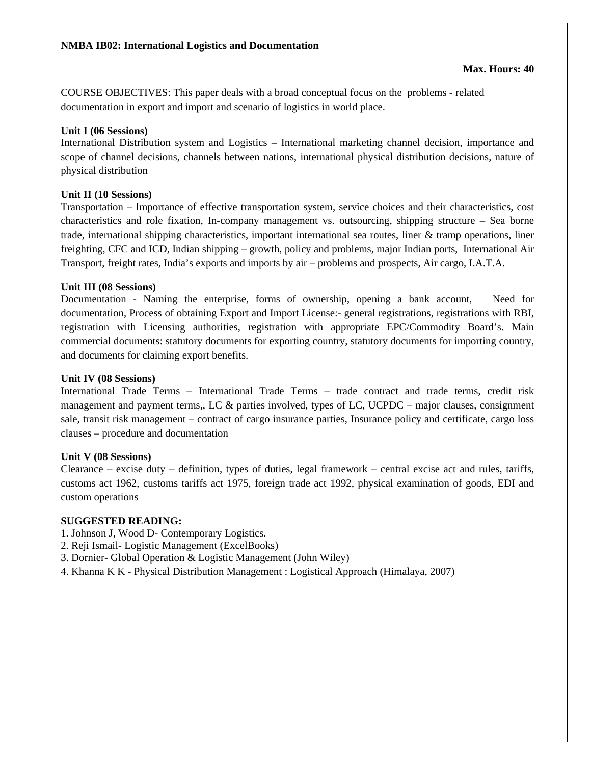**NMBA IB02: International Logistics and Documentation**

**Max. Hours: 40**

COURSE OBJECTIVES: This paper deals with a broad conceptual focus on the problems - related documentation in export and import and scenario of logistics in world place.

**Unit I (06 Sessions)**

International Distribution system and Logistics – International marketing channel decision, importance and scope of channel decisions, channels between nations, international physical distribution decisions, nature of physical distribution

**Unit II (10 Sessions)**

Transportation – Importance of effective transportation system, service choices and their characteristics, cost characteristics and role fixation, In-company management vs. outsourcing, shipping structure – Sea borne trade, international shipping characteristics, important international sea routes, liner & tramp operations, liner freighting, CFC and ICD, Indian shipping – growth, policy and problems, major Indian ports, International Air Transport, freight rates, India's exports and imports by air – problems and prospects, Air cargo, I.A.T.A.

**Unit III (08 Sessions)**

Documentation - Naming the enterprise, forms of ownership, opening a bank account, Need for documentation, Process of obtaining Export and Import License:- general registrations, registrations with RBI, registration with Licensing authorities, registration with appropriate EPC/Commodity Board's. Main commercial documents: statutory documents for exporting country, statutory documents for importing country, and documents for claiming export benefits.

**Unit IV (08 Sessions)**

International Trade Terms – International Trade Terms – trade contract and trade terms, credit risk management and payment terms,, LC & parties involved, types of LC, UCPDC – major clauses, consignment sale, transit risk management – contract of cargo insurance parties, Insurance policy and certificate, cargo loss clauses – procedure and documentation

**Unit V (08 Sessions)**

Clearance – excise duty – definition, types of duties, legal framework – central excise act and rules, tariffs, customs act 1962, customs tariffs act 1975, foreign trade act 1992, physical examination of goods, EDI and custom operations

**SUGGESTED READING:**

1. Johnson J, Wood D- Contemporary Logistics.
2. Reji Ismail- Logistic Management (ExcelBooks)
3. Dornier- Global Operation & Logistic Management (John Wiley)
4. Khanna K K - Physical Distribution Management : Logistical Approach (Himalaya, 2007)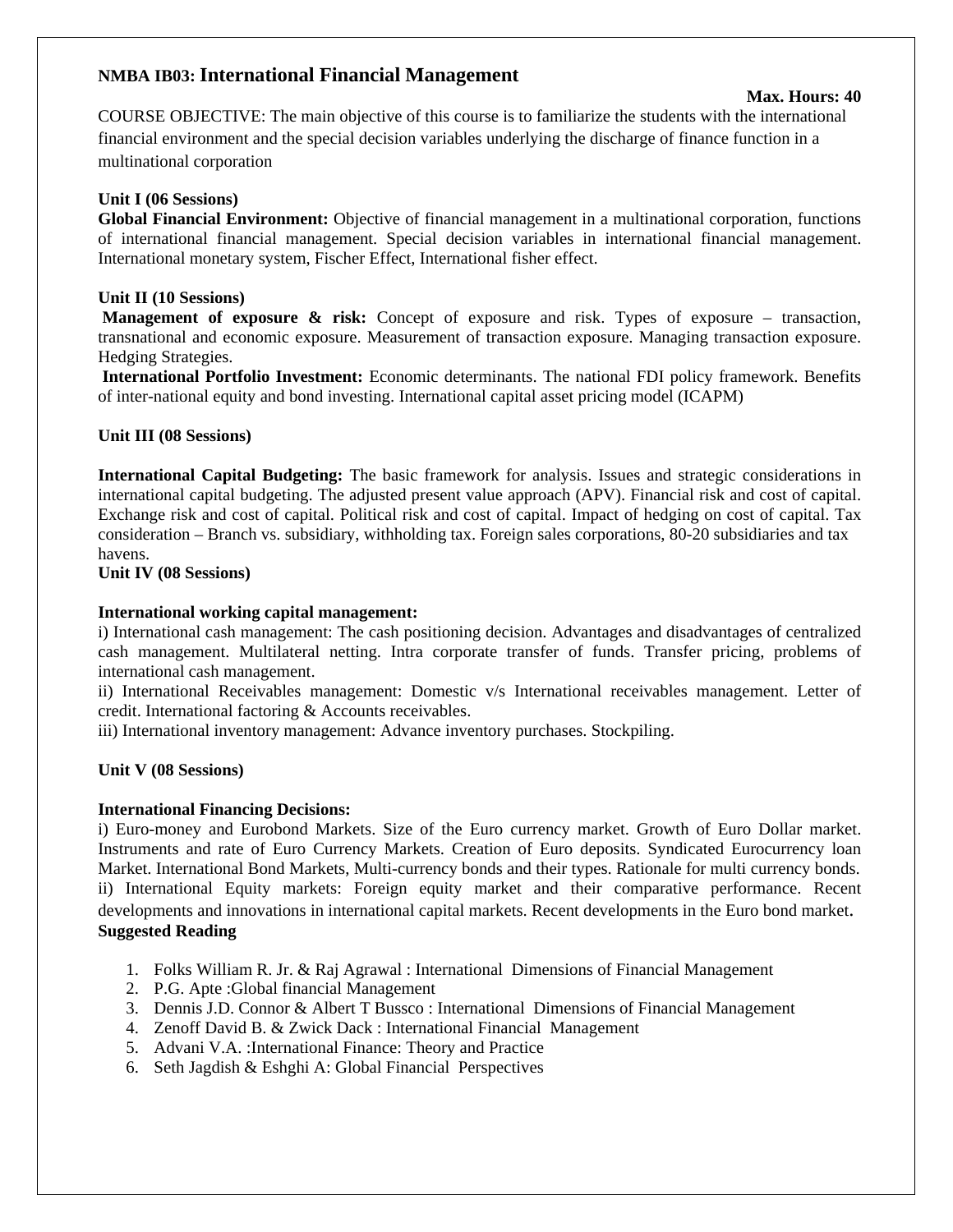## NMBA IB03: International Financial Management

**Max. Hours: 40**

COURSE OBJECTIVE: The main objective of this course is to familiarize the students with the international financial environment and the special decision variables underlying the discharge of finance function in a multinational corporation

**Unit I (06 Sessions)**

**Global Financial Environment:** Objective of financial management in a multinational corporation, functions of international financial management. Special decision variables in international financial management. International monetary system, Fischer Effect, International fisher effect.

**Unit II (10 Sessions)**

**Management of exposure & risk:** Concept of exposure and risk. Types of exposure – transaction, transnational and economic exposure. Measurement of transaction exposure. Managing transaction exposure. Hedging Strategies.

**International Portfolio Investment:** Economic determinants. The national FDI policy framework. Benefits of inter-national equity and bond investing. International capital asset pricing model (ICAPM)

**Unit III (08 Sessions)**

**International Capital Budgeting:** The basic framework for analysis. Issues and strategic considerations in international capital budgeting. The adjusted present value approach (APV). Financial risk and cost of capital. Exchange risk and cost of capital. Political risk and cost of capital. Impact of hedging on cost of capital. Tax consideration – Branch vs. subsidiary, withholding tax. Foreign sales corporations, 80-20 subsidiaries and tax havens.

**Unit IV (08 Sessions)**

**International working capital management:**

i) International cash management: The cash positioning decision. Advantages and disadvantages of centralized cash management. Multilateral netting. Intra corporate transfer of funds. Transfer pricing, problems of international cash management.

ii) International Receivables management: Domestic v/s International receivables management. Letter of credit. International factoring & Accounts receivables.

iii) International inventory management: Advance inventory purchases. Stockpiling.

**Unit V (08 Sessions)**

**International Financing Decisions:**

i) Euro-money and Eurobond Markets. Size of the Euro currency market. Growth of Euro Dollar market. Instruments and rate of Euro Currency Markets. Creation of Euro deposits. Syndicated Eurocurrency loan Market. International Bond Markets, Multi-currency bonds and their types. Rationale for multi currency bonds.

ii) International Equity markets: Foreign equity market and their comparative performance. Recent developments and innovations in international capital markets. Recent developments in the Euro bond market.

**Suggested Reading**

1. Folks William R. Jr. & Raj Agrawal : International Dimensions of Financial Management
2. P.G. Apte :Global financial Management
3. Dennis J.D. Connor & Albert T Bussco : International Dimensions of Financial Management
4. Zenoff David B. & Zwick Dack : International Financial Management
5. Advani V.A. :International Finance: Theory and Practice
6. Seth Jagdish & Eshghi A: Global Financial Perspectives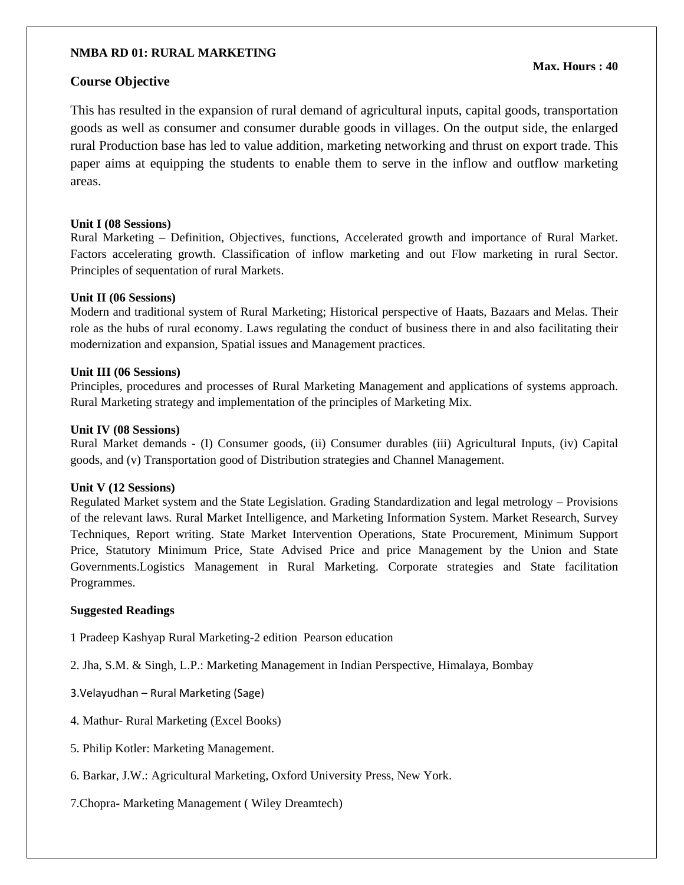**NMBA RD 01: RURAL MARKETING**

**Max. Hours : 40**

## Course Objective

This has resulted in the expansion of rural demand of agricultural inputs, capital goods, transportation goods as well as consumer and consumer durable goods in villages. On the output side, the enlarged rural Production base has led to value addition, marketing networking and thrust on export trade. This paper aims at equipping the students to enable them to serve in the inflow and outflow marketing areas.

**Unit I (08 Sessions)**
Rural Marketing – Definition, Objectives, functions, Accelerated growth and importance of Rural Market. Factors accelerating growth. Classification of inflow marketing and out Flow marketing in rural Sector. Principles of sequentation of rural Markets.

**Unit II (06 Sessions)**
Modern and traditional system of Rural Marketing; Historical perspective of Haats, Bazaars and Melas. Their role as the hubs of rural economy. Laws regulating the conduct of business there in and also facilitating their modernization and expansion, Spatial issues and Management practices.

**Unit III (06 Sessions)**
Principles, procedures and processes of Rural Marketing Management and applications of systems approach. Rural Marketing strategy and implementation of the principles of Marketing Mix.

**Unit IV (08 Sessions)**
Rural Market demands - (I) Consumer goods, (ii) Consumer durables (iii) Agricultural Inputs, (iv) Capital goods, and (v) Transportation good of Distribution strategies and Channel Management.

**Unit V (12 Sessions)**
Regulated Market system and the State Legislation. Grading Standardization and legal metrology – Provisions of the relevant laws. Rural Market Intelligence, and Marketing Information System. Market Research, Survey Techniques, Report writing. State Market Intervention Operations, State Procurement, Minimum Support Price, Statutory Minimum Price, State Advised Price and price Management by the Union and State Governments.Logistics Management in Rural Marketing. Corporate strategies and State facilitation Programmes.

**Suggested Readings**

1 Pradeep Kashyap Rural Marketing-2 edition Pearson education

2. Jha, S.M. & Singh, L.P.: Marketing Management in Indian Perspective, Himalaya, Bombay

3.Velayudhan – Rural Marketing (Sage)

4. Mathur- Rural Marketing (Excel Books)

5. Philip Kotler: Marketing Management.

6. Barkar, J.W.: Agricultural Marketing, Oxford University Press, New York.

7.Chopra- Marketing Management ( Wiley Dreamtech)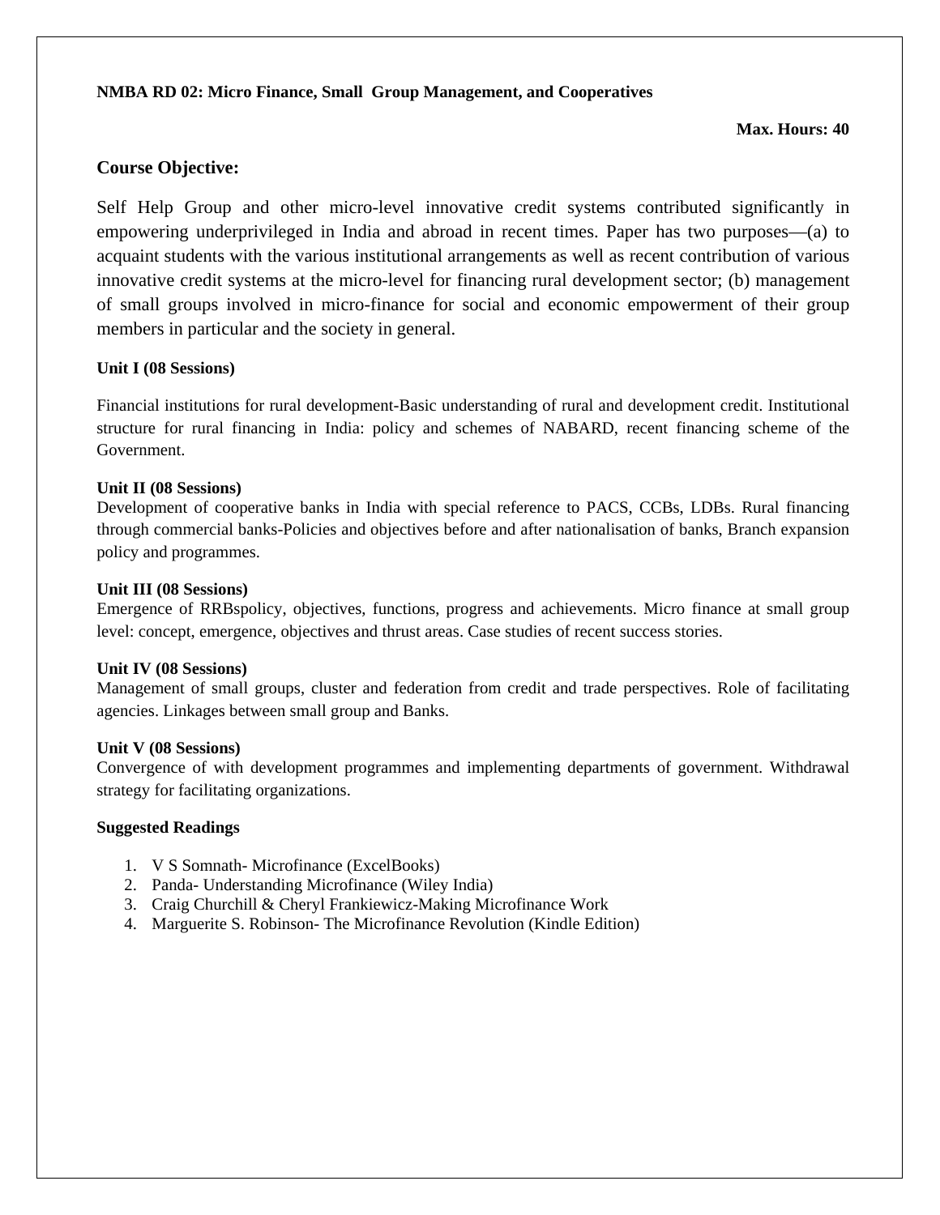**NMBA RD 02: Micro Finance, Small Group Management, and Cooperatives**

**Max. Hours: 40**

## Course Objective:

Self Help Group and other micro-level innovative credit systems contributed significantly in empowering underprivileged in India and abroad in recent times. Paper has two purposes—(a) to acquaint students with the various institutional arrangements as well as recent contribution of various innovative credit systems at the micro-level for financing rural development sector; (b) management of small groups involved in micro-finance for social and economic empowerment of their group members in particular and the society in general.

**Unit I (08 Sessions)**

Financial institutions for rural development-Basic understanding of rural and development credit. Institutional structure for rural financing in India: policy and schemes of NABARD, recent financing scheme of the Government.

**Unit II (08 Sessions)**

Development of cooperative banks in India with special reference to PACS, CCBs, LDBs. Rural financing through commercial banks-Policies and objectives before and after nationalisation of banks, Branch expansion policy and programmes.

**Unit III (08 Sessions)**

Emergence of RRBspolicy, objectives, functions, progress and achievements. Micro finance at small group level: concept, emergence, objectives and thrust areas. Case studies of recent success stories.

**Unit IV (08 Sessions)**

Management of small groups, cluster and federation from credit and trade perspectives. Role of facilitating agencies. Linkages between small group and Banks.

**Unit V (08 Sessions)**

Convergence of with development programmes and implementing departments of government. Withdrawal strategy for facilitating organizations.

**Suggested Readings**

1. V S Somnath- Microfinance (ExcelBooks)
2. Panda- Understanding Microfinance (Wiley India)
3. Craig Churchill & Cheryl Frankiewicz-Making Microfinance Work
4. Marguerite S. Robinson- The Microfinance Revolution (Kindle Edition)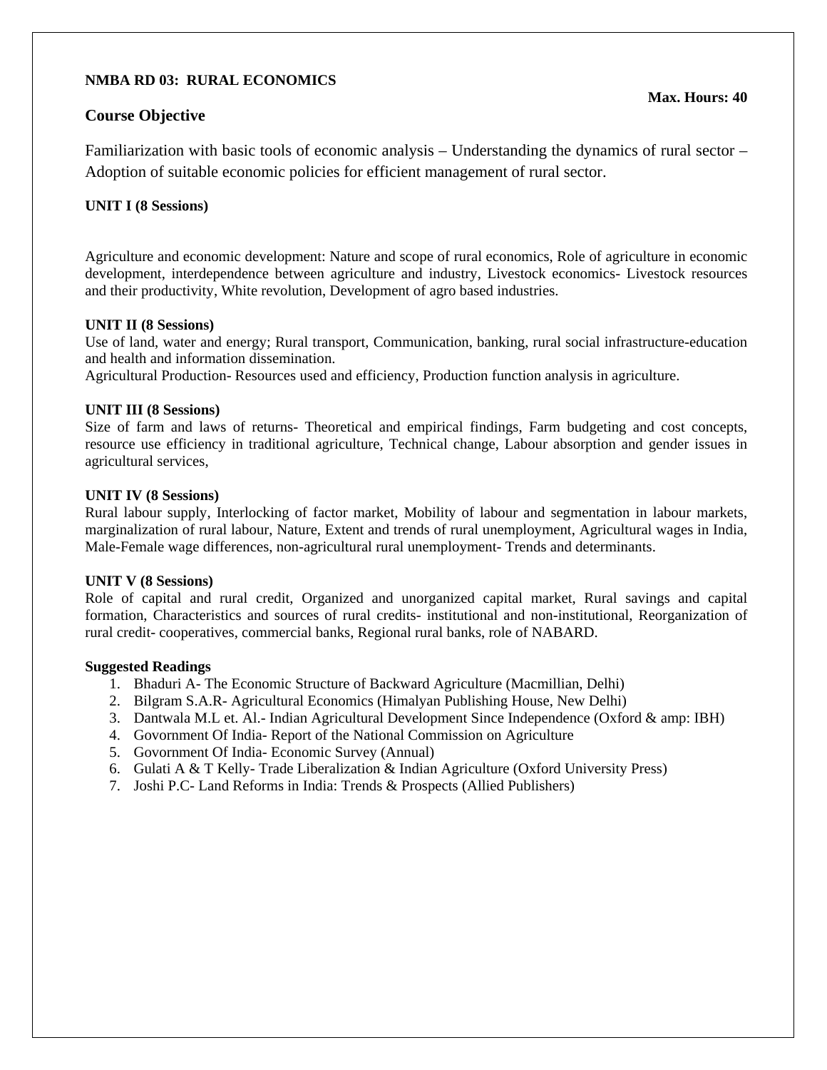**NMBA RD 03: RURAL ECONOMICS**

**Max. Hours: 40**

## Course Objective

Familiarization with basic tools of economic analysis – Understanding the dynamics of rural sector – Adoption of suitable economic policies for efficient management of rural sector.

**UNIT I (8 Sessions)**

Agriculture and economic development: Nature and scope of rural economics, Role of agriculture in economic development, interdependence between agriculture and industry, Livestock economics- Livestock resources and their productivity, White revolution, Development of agro based industries.

**UNIT II (8 Sessions)**

Use of land, water and energy; Rural transport, Communication, banking, rural social infrastructure-education and health and information dissemination.

Agricultural Production- Resources used and efficiency, Production function analysis in agriculture.

**UNIT III (8 Sessions)**

Size of farm and laws of returns- Theoretical and empirical findings, Farm budgeting and cost concepts, resource use efficiency in traditional agriculture, Technical change, Labour absorption and gender issues in agricultural services,

**UNIT IV (8 Sessions)**

Rural labour supply, Interlocking of factor market, Mobility of labour and segmentation in labour markets, marginalization of rural labour, Nature, Extent and trends of rural unemployment, Agricultural wages in India, Male-Female wage differences, non-agricultural rural unemployment- Trends and determinants.

**UNIT V (8 Sessions)**

Role of capital and rural credit, Organized and unorganized capital market, Rural savings and capital formation, Characteristics and sources of rural credits- institutional and non-institutional, Reorganization of rural credit- cooperatives, commercial banks, Regional rural banks, role of NABARD.

**Suggested Readings**

1. Bhaduri A- The Economic Structure of Backward Agriculture (Macmillian, Delhi)
2. Bilgram S.A.R- Agricultural Economics (Himalyan Publishing House, New Delhi)
3. Dantwala M.L et. Al.- Indian Agricultural Development Since Independence (Oxford & amp: IBH)
4. Govornment Of India- Report of the National Commission on Agriculture
5. Govornment Of India- Economic Survey (Annual)
6. Gulati A & T Kelly- Trade Liberalization & Indian Agriculture (Oxford University Press)
7. Joshi P.C- Land Reforms in India: Trends & Prospects (Allied Publishers)